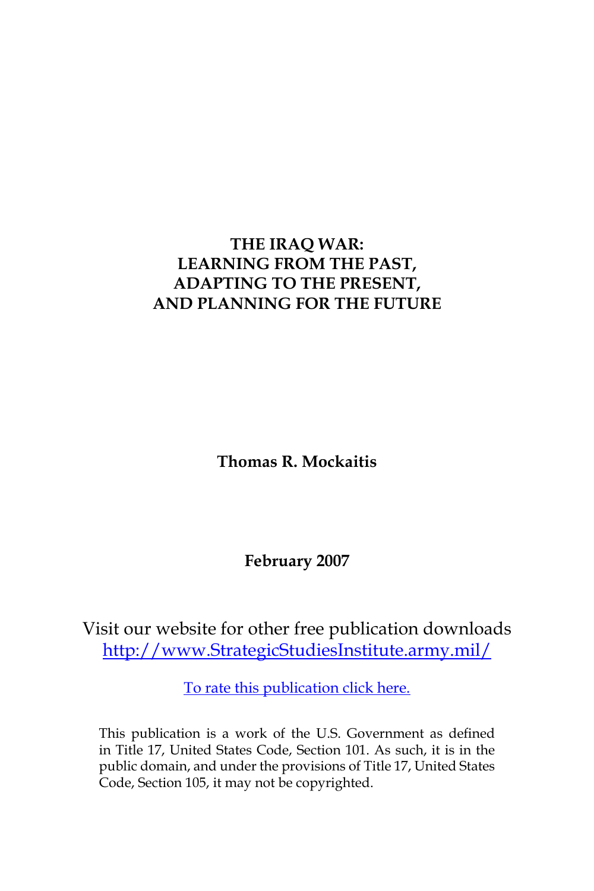# THE IRAQ WAR: LEARNING FROM THE PAST, ADAPTING TO THE PRESENT, AND PLANNING FOR THE FUTURE

**Thomas R. Mockaitis**

**February 2007**

Visit our website for other free publication downloads
[http://www.StrategicStudiesInstitute.army.mil/](http://www.StrategicStudiesInstitute.army.mil/)

To rate this publication click here.

This publication is a work of the U.S. Government as defined in Title 17, United States Code, Section 101. As such, it is in the public domain, and under the provisions of Title 17, United States Code, Section 105, it may not be copyrighted.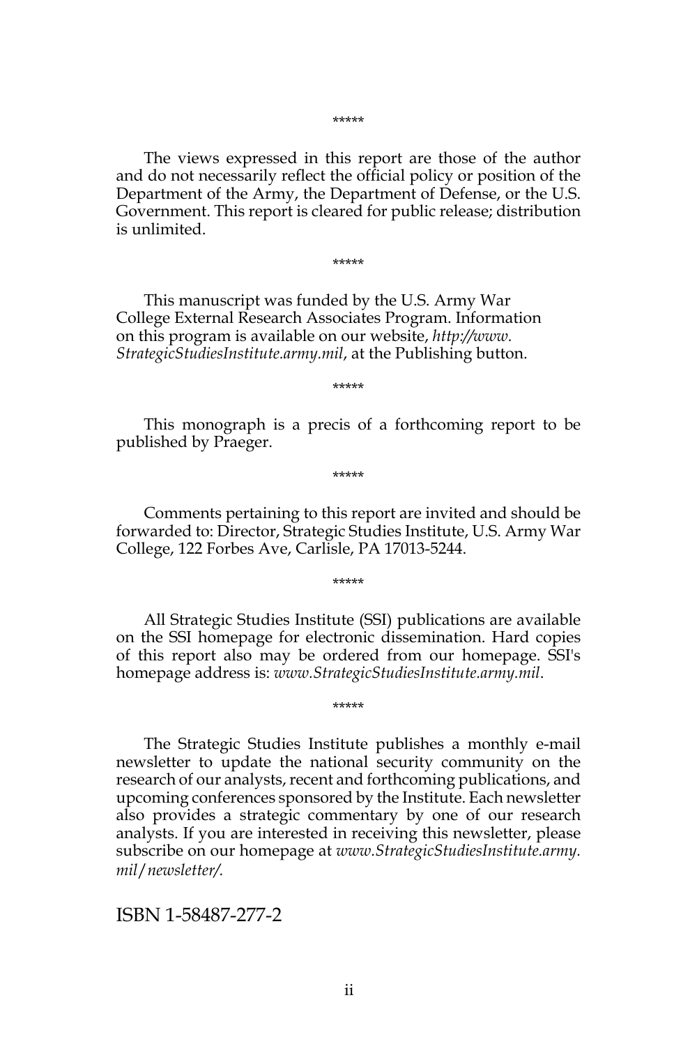*****

The views expressed in this report are those of the author and do not necessarily reflect the official policy or position of the Department of the Army, the Department of Defense, or the U.S. Government. This report is cleared for public release; distribution is unlimited.

*****

This manuscript was funded by the U.S. Army War College External Research Associates Program. Information on this program is available on our website, *http://www.StrategicStudiesInstitute.army.mil*, at the Publishing button.

*****

This monograph is a precis of a forthcoming report to be published by Praeger.

*****

Comments pertaining to this report are invited and should be forwarded to: Director, Strategic Studies Institute, U.S. Army War College, 122 Forbes Ave, Carlisle, PA 17013-5244.

*****

All Strategic Studies Institute (SSI) publications are available on the SSI homepage for electronic dissemination. Hard copies of this report also may be ordered from our homepage. SSI's homepage address is: *www.StrategicStudiesInstitute.army.mil*.

*****

The Strategic Studies Institute publishes a monthly e-mail newsletter to update the national security community on the research of our analysts, recent and forthcoming publications, and upcoming conferences sponsored by the Institute. Each newsletter also provides a strategic commentary by one of our research analysts. If you are interested in receiving this newsletter, please subscribe on our homepage at *www.StrategicStudiesInstitute.army.mil/newsletter/.*

ISBN 1-58487-277-2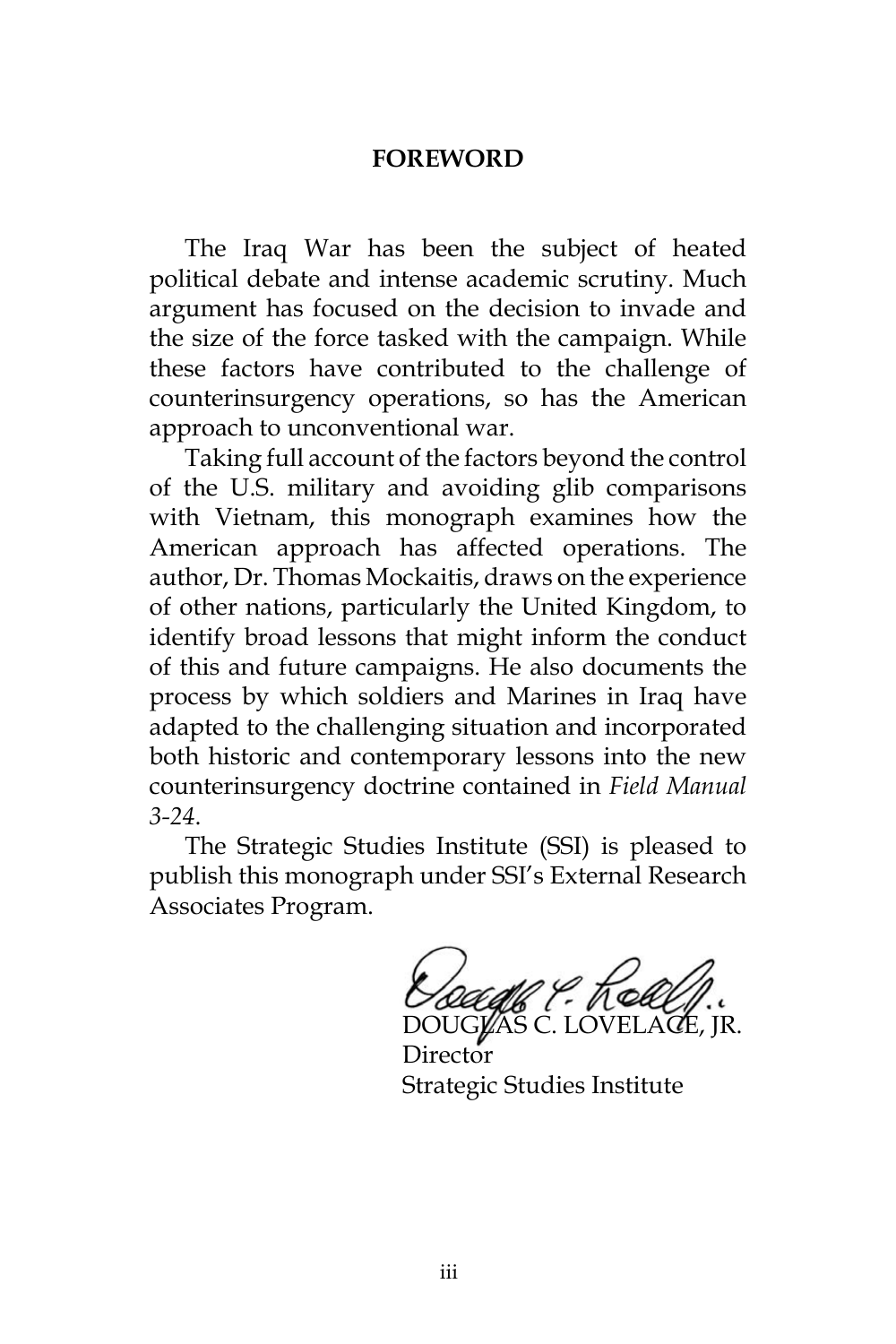## FOREWORD

The Iraq War has been the subject of heated political debate and intense academic scrutiny. Much argument has focused on the decision to invade and the size of the force tasked with the campaign. While these factors have contributed to the challenge of counterinsurgency operations, so has the American approach to unconventional war.

Taking full account of the factors beyond the control of the U.S. military and avoiding glib comparisons with Vietnam, this monograph examines how the American approach has affected operations. The author, Dr. Thomas Mockaitis, draws on the experience of other nations, particularly the United Kingdom, to identify broad lessons that might inform the conduct of this and future campaigns. He also documents the process by which soldiers and Marines in Iraq have adapted to the challenging situation and incorporated both historic and contemporary lessons into the new counterinsurgency doctrine contained in *Field Manual 3-24*.

The Strategic Studies Institute (SSI) is pleased to publish this monograph under SSI's External Research Associates Program.

DOUGLAS C. LOVELACE, JR.
Director
Strategic Studies Institute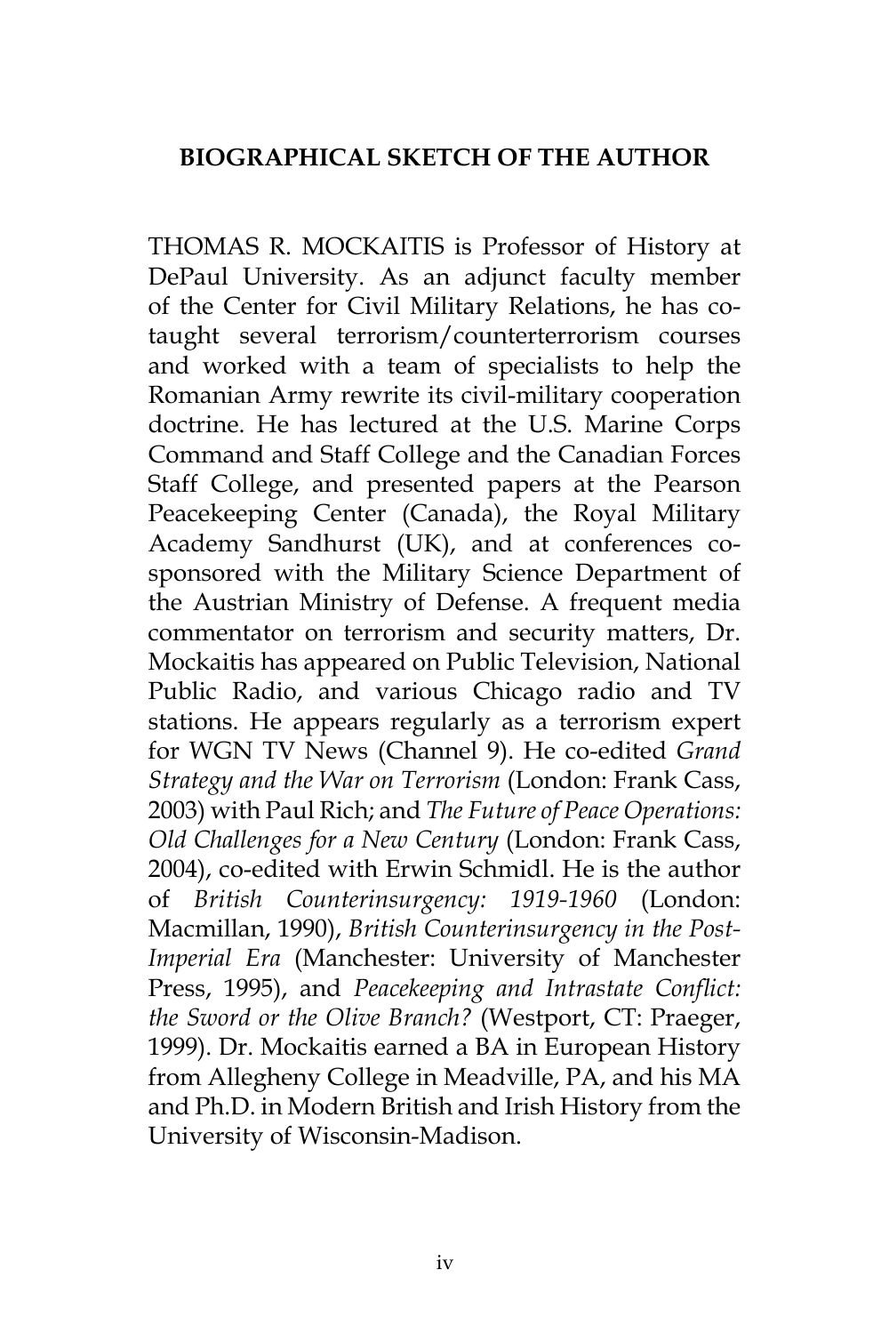## BIOGRAPHICAL SKETCH OF THE AUTHOR

THOMAS R. MOCKAITIS is Professor of History at DePaul University. As an adjunct faculty member of the Center for Civil Military Relations, he has co-taught several terrorism/counterterrorism courses and worked with a team of specialists to help the Romanian Army rewrite its civil-military cooperation doctrine. He has lectured at the U.S. Marine Corps Command and Staff College and the Canadian Forces Staff College, and presented papers at the Pearson Peacekeeping Center (Canada), the Royal Military Academy Sandhurst (UK), and at conferences co-sponsored with the Military Science Department of the Austrian Ministry of Defense. A frequent media commentator on terrorism and security matters, Dr. Mockaitis has appeared on Public Television, National Public Radio, and various Chicago radio and TV stations. He appears regularly as a terrorism expert for WGN TV News (Channel 9). He co-edited *Grand Strategy and the War on Terrorism* (London: Frank Cass, 2003) with Paul Rich; and *The Future of Peace Operations: Old Challenges for a New Century* (London: Frank Cass, 2004), co-edited with Erwin Schmidl. He is the author of *British Counterinsurgency: 1919-1960* (London: Macmillan, 1990), *British Counterinsurgency in the Post-Imperial Era* (Manchester: University of Manchester Press, 1995), and *Peacekeeping and Intrastate Conflict: the Sword or the Olive Branch?* (Westport, CT: Praeger, 1999). Dr. Mockaitis earned a BA in European History from Allegheny College in Meadville, PA, and his MA and Ph.D. in Modern British and Irish History from the University of Wisconsin-Madison.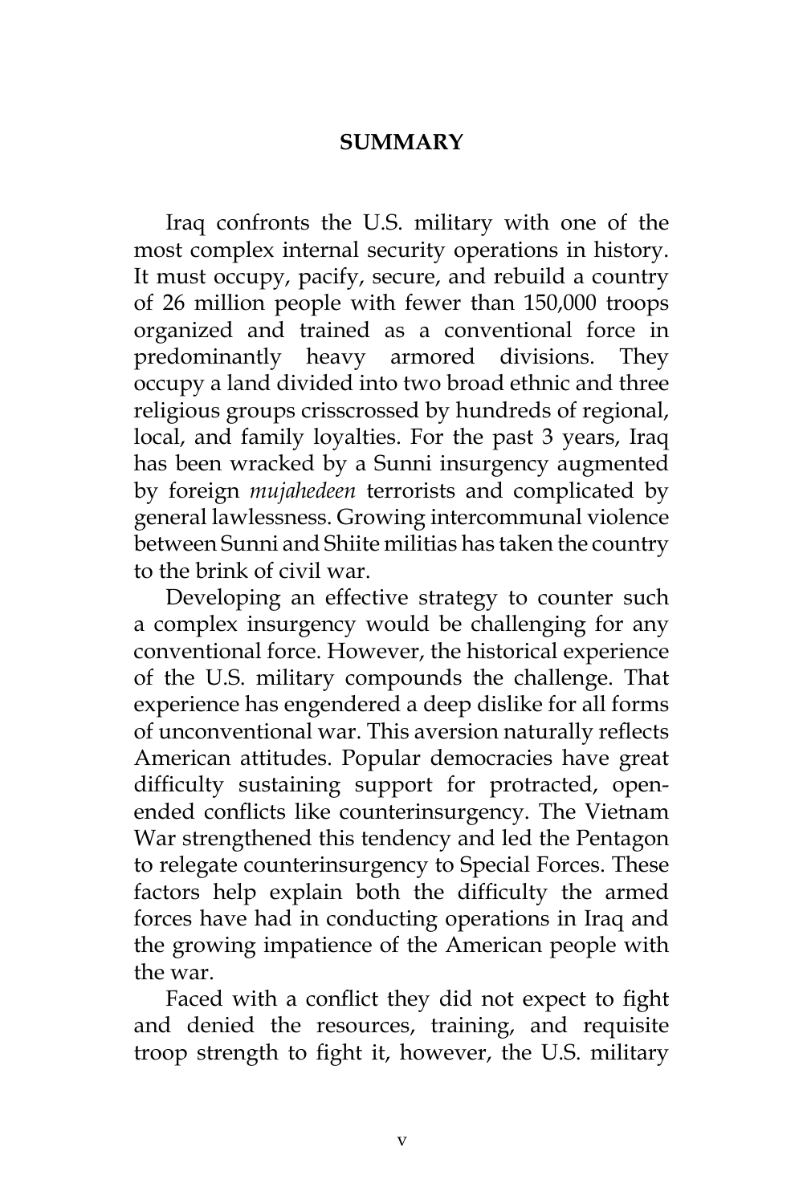# SUMMARY

Iraq confronts the U.S. military with one of the most complex internal security operations in history. It must occupy, pacify, secure, and rebuild a country of 26 million people with fewer than 150,000 troops organized and trained as a conventional force in predominantly heavy armored divisions. They occupy a land divided into two broad ethnic and three religious groups crisscrossed by hundreds of regional, local, and family loyalties. For the past 3 years, Iraq has been wracked by a Sunni insurgency augmented by foreign *mujahedeen* terrorists and complicated by general lawlessness. Growing intercommunal violence between Sunni and Shiite militias has taken the country to the brink of civil war.

Developing an effective strategy to counter such a complex insurgency would be challenging for any conventional force. However, the historical experience of the U.S. military compounds the challenge. That experience has engendered a deep dislike for all forms of unconventional war. This aversion naturally reflects American attitudes. Popular democracies have great difficulty sustaining support for protracted, open-ended conflicts like counterinsurgency. The Vietnam War strengthened this tendency and led the Pentagon to relegate counterinsurgency to Special Forces. These factors help explain both the difficulty the armed forces have had in conducting operations in Iraq and the growing impatience of the American people with the war.

Faced with a conflict they did not expect to fight and denied the resources, training, and requisite troop strength to fight it, however, the U.S. military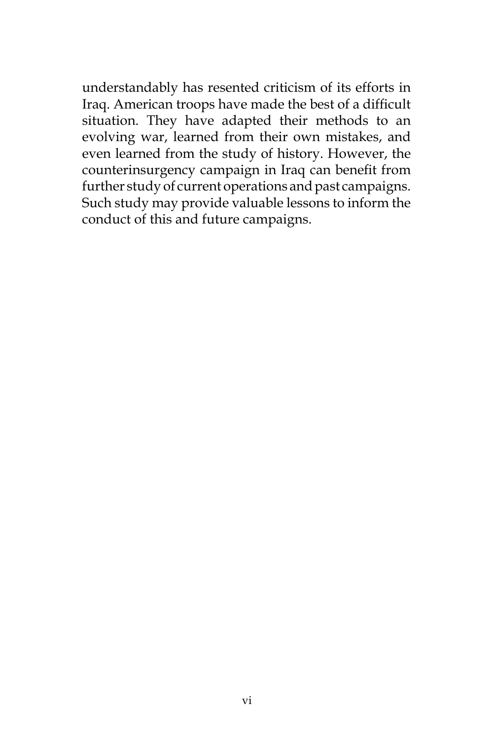understandably has resented criticism of its efforts in Iraq. American troops have made the best of a difficult situation. They have adapted their methods to an evolving war, learned from their own mistakes, and even learned from the study of history. However, the counterinsurgency campaign in Iraq can benefit from further study of current operations and past campaigns. Such study may provide valuable lessons to inform the conduct of this and future campaigns.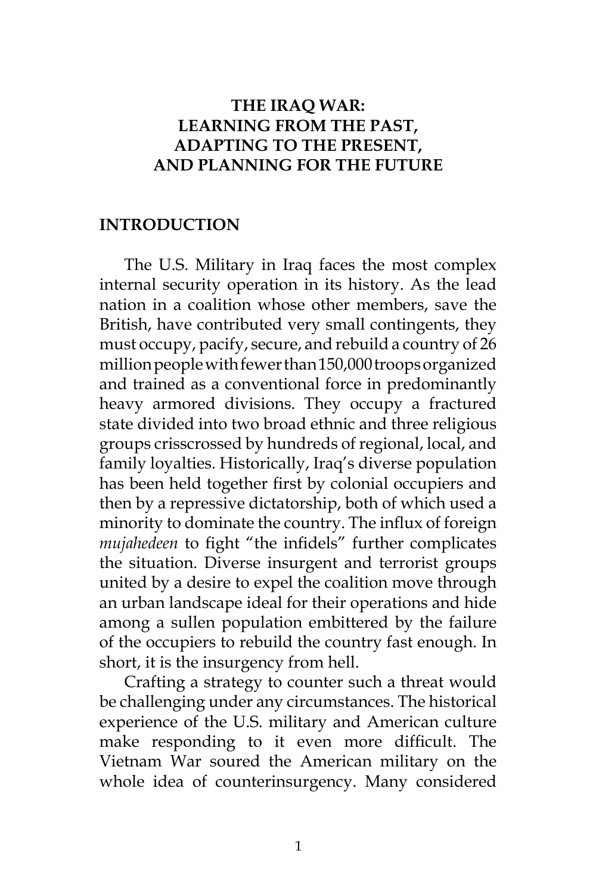# THE IRAQ WAR: LEARNING FROM THE PAST, ADAPTING TO THE PRESENT, AND PLANNING FOR THE FUTURE

## INTRODUCTION

The U.S. Military in Iraq faces the most complex internal security operation in its history. As the lead nation in a coalition whose other members, save the British, have contributed very small contingents, they must occupy, pacify, secure, and rebuild a country of 26 million people with fewer than 150,000 troops organized and trained as a conventional force in predominantly heavy armored divisions. They occupy a fractured state divided into two broad ethnic and three religious groups crisscrossed by hundreds of regional, local, and family loyalties. Historically, Iraq's diverse population has been held together first by colonial occupiers and then by a repressive dictatorship, both of which used a minority to dominate the country. The influx of foreign *mujahedeen* to fight "the infidels" further complicates the situation. Diverse insurgent and terrorist groups united by a desire to expel the coalition move through an urban landscape ideal for their operations and hide among a sullen population embittered by the failure of the occupiers to rebuild the country fast enough. In short, it is the insurgency from hell.

Crafting a strategy to counter such a threat would be challenging under any circumstances. The historical experience of the U.S. military and American culture make responding to it even more difficult. The Vietnam War soured the American military on the whole idea of counterinsurgency. Many considered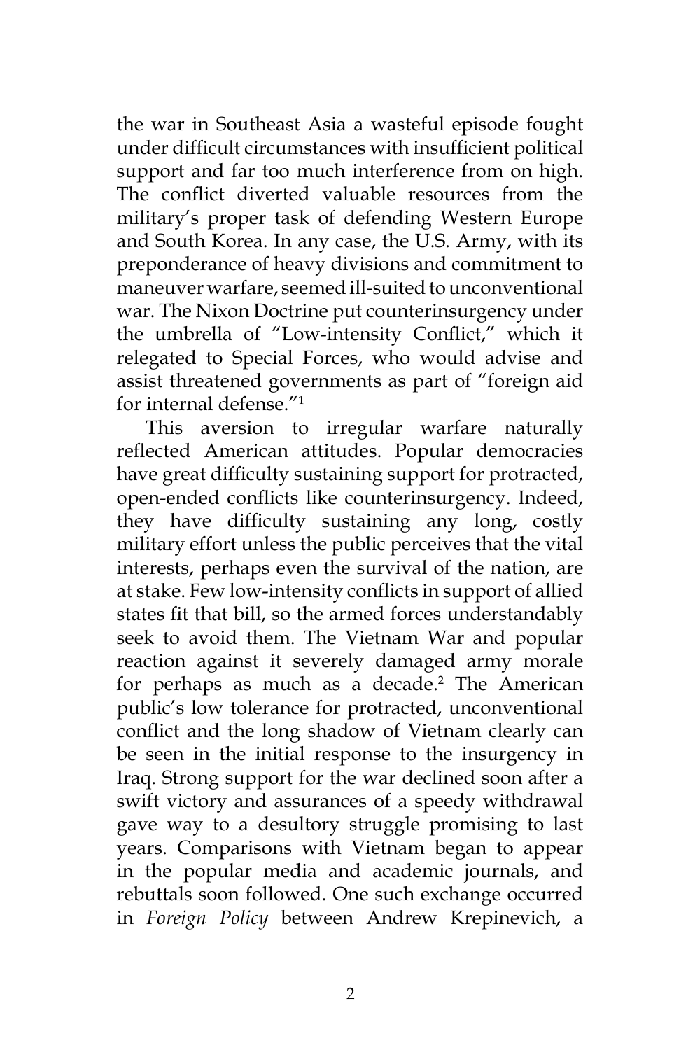the war in Southeast Asia a wasteful episode fought under difficult circumstances with insufficient political support and far too much interference from on high. The conflict diverted valuable resources from the military's proper task of defending Western Europe and South Korea. In any case, the U.S. Army, with its preponderance of heavy divisions and commitment to maneuver warfare, seemed ill-suited to unconventional war. The Nixon Doctrine put counterinsurgency under the umbrella of "Low-intensity Conflict," which it relegated to Special Forces, who would advise and assist threatened governments as part of "foreign aid for internal defense."[1]

This aversion to irregular warfare naturally reflected American attitudes. Popular democracies have great difficulty sustaining support for protracted, open-ended conflicts like counterinsurgency. Indeed, they have difficulty sustaining any long, costly military effort unless the public perceives that the vital interests, perhaps even the survival of the nation, are at stake. Few low-intensity conflicts in support of allied states fit that bill, so the armed forces understandably seek to avoid them. The Vietnam War and popular reaction against it severely damaged army morale for perhaps as much as a decade.[2] The American public's low tolerance for protracted, unconventional conflict and the long shadow of Vietnam clearly can be seen in the initial response to the insurgency in Iraq. Strong support for the war declined soon after a swift victory and assurances of a speedy withdrawal gave way to a desultory struggle promising to last years. Comparisons with Vietnam began to appear in the popular media and academic journals, and rebuttals soon followed. One such exchange occurred in *Foreign Policy* between Andrew Krepinevich, a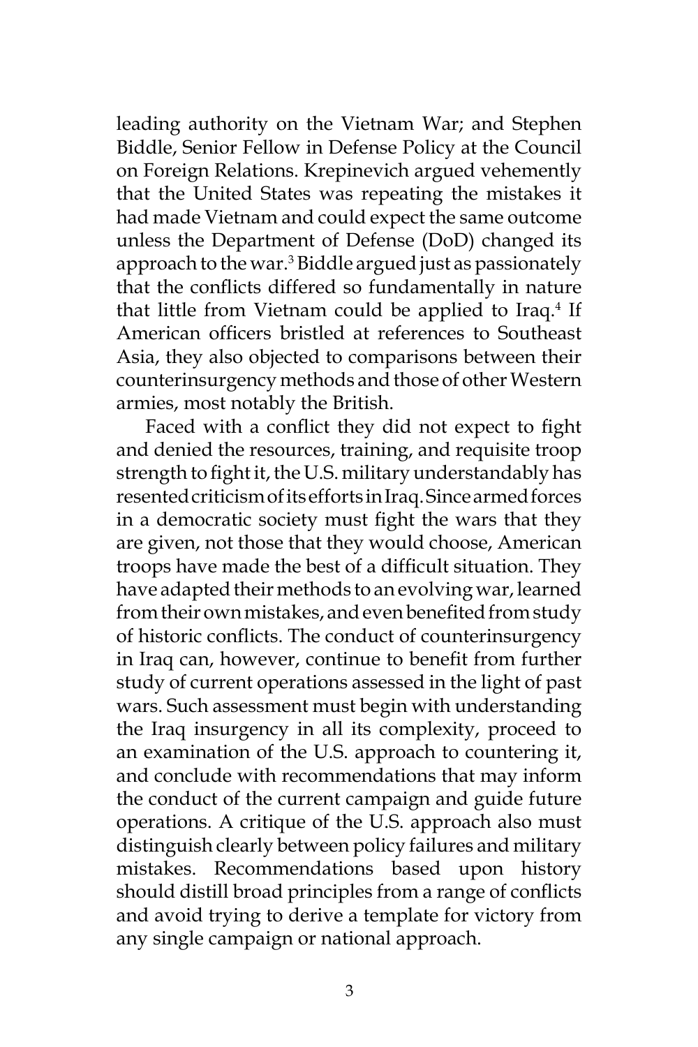leading authority on the Vietnam War; and Stephen Biddle, Senior Fellow in Defense Policy at the Council on Foreign Relations. Krepinevich argued vehemently that the United States was repeating the mistakes it had made Vietnam and could expect the same outcome unless the Department of Defense (DoD) changed its approach to the war.[3] Biddle argued just as passionately that the conflicts differed so fundamentally in nature that little from Vietnam could be applied to Iraq.[4] If American officers bristled at references to Southeast Asia, they also objected to comparisons between their counterinsurgency methods and those of other Western armies, most notably the British.

Faced with a conflict they did not expect to fight and denied the resources, training, and requisite troop strength to fight it, the U.S. military understandably has resented criticism of its efforts in Iraq. Since armed forces in a democratic society must fight the wars that they are given, not those that they would choose, American troops have made the best of a difficult situation. They have adapted their methods to an evolving war, learned from their own mistakes, and even benefited from study of historic conflicts. The conduct of counterinsurgency in Iraq can, however, continue to benefit from further study of current operations assessed in the light of past wars. Such assessment must begin with understanding the Iraq insurgency in all its complexity, proceed to an examination of the U.S. approach to countering it, and conclude with recommendations that may inform the conduct of the current campaign and guide future operations. A critique of the U.S. approach also must distinguish clearly between policy failures and military mistakes. Recommendations based upon history should distill broad principles from a range of conflicts and avoid trying to derive a template for victory from any single campaign or national approach.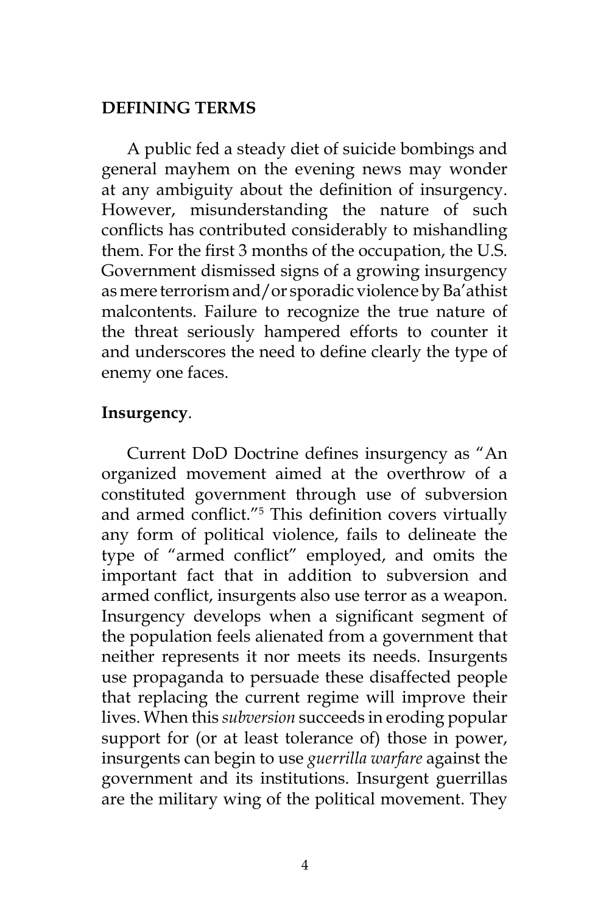## DEFINING TERMS

A public fed a steady diet of suicide bombings and general mayhem on the evening news may wonder at any ambiguity about the definition of insurgency. However, misunderstanding the nature of such conflicts has contributed considerably to mishandling them. For the first 3 months of the occupation, the U.S. Government dismissed signs of a growing insurgency as mere terrorism and/or sporadic violence by Ba'athist malcontents. Failure to recognize the true nature of the threat seriously hampered efforts to counter it and underscores the need to define clearly the type of enemy one faces.

### Insurgency.

Current DoD Doctrine defines insurgency as "An organized movement aimed at the overthrow of a constituted government through use of subversion and armed conflict."[5] This definition covers virtually any form of political violence, fails to delineate the type of "armed conflict" employed, and omits the important fact that in addition to subversion and armed conflict, insurgents also use terror as a weapon. Insurgency develops when a significant segment of the population feels alienated from a government that neither represents it nor meets its needs. Insurgents use propaganda to persuade these disaffected people that replacing the current regime will improve their lives. When this *subversion* succeeds in eroding popular support for (or at least tolerance of) those in power, insurgents can begin to use *guerrilla warfare* against the government and its institutions. Insurgent guerrillas are the military wing of the political movement. They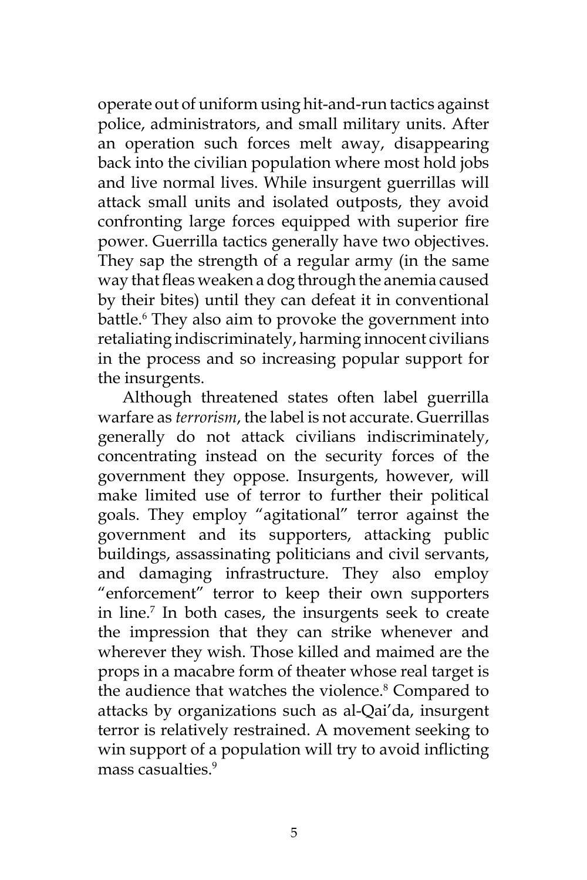operate out of uniform using hit-and-run tactics against police, administrators, and small military units. After an operation such forces melt away, disappearing back into the civilian population where most hold jobs and live normal lives. While insurgent guerrillas will attack small units and isolated outposts, they avoid confronting large forces equipped with superior fire power. Guerrilla tactics generally have two objectives. They sap the strength of a regular army (in the same way that fleas weaken a dog through the anemia caused by their bites) until they can defeat it in conventional battle.[6] They also aim to provoke the government into retaliating indiscriminately, harming innocent civilians in the process and so increasing popular support for the insurgents.

Although threatened states often label guerrilla warfare as *terrorism*, the label is not accurate. Guerrillas generally do not attack civilians indiscriminately, concentrating instead on the security forces of the government they oppose. Insurgents, however, will make limited use of terror to further their political goals. They employ "agitational" terror against the government and its supporters, attacking public buildings, assassinating politicians and civil servants, and damaging infrastructure. They also employ "enforcement" terror to keep their own supporters in line.[7] In both cases, the insurgents seek to create the impression that they can strike whenever and wherever they wish. Those killed and maimed are the props in a macabre form of theater whose real target is the audience that watches the violence.[8] Compared to attacks by organizations such as al-Qai'da, insurgent terror is relatively restrained. A movement seeking to win support of a population will try to avoid inflicting mass casualties.[9]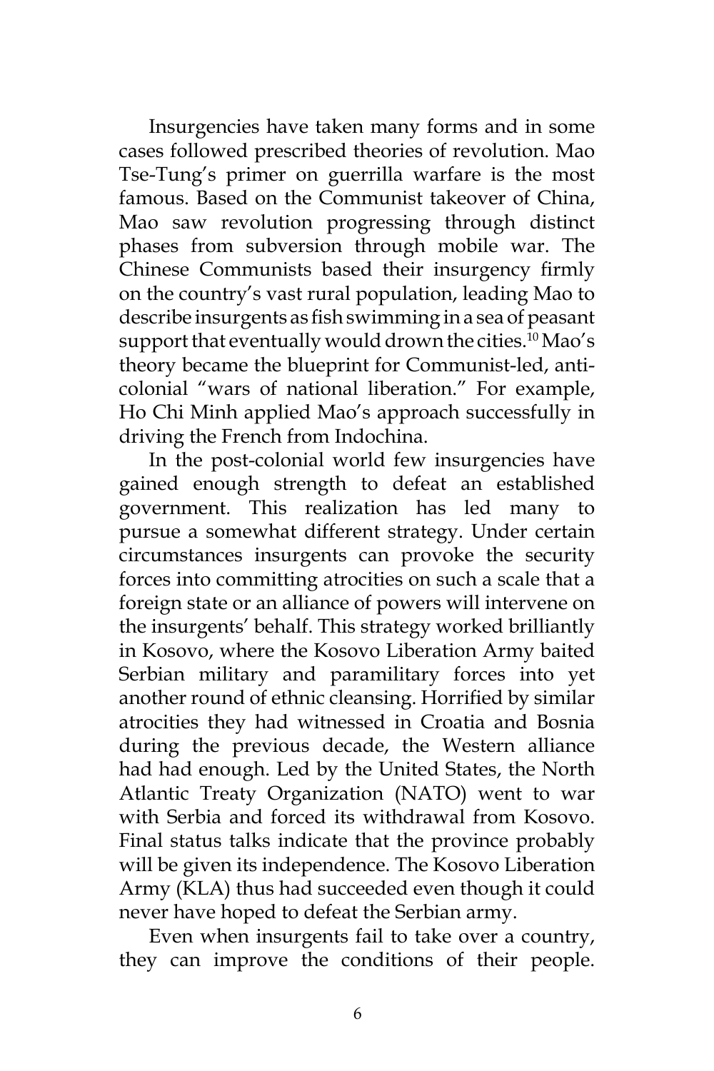Insurgencies have taken many forms and in some cases followed prescribed theories of revolution. Mao Tse-Tung's primer on guerrilla warfare is the most famous. Based on the Communist takeover of China, Mao saw revolution progressing through distinct phases from subversion through mobile war. The Chinese Communists based their insurgency firmly on the country's vast rural population, leading Mao to describe insurgents as fish swimming in a sea of peasant support that eventually would drown the cities.[10] Mao's theory became the blueprint for Communist-led, anti-colonial "wars of national liberation." For example, Ho Chi Minh applied Mao's approach successfully in driving the French from Indochina.

In the post-colonial world few insurgencies have gained enough strength to defeat an established government. This realization has led many to pursue a somewhat different strategy. Under certain circumstances insurgents can provoke the security forces into committing atrocities on such a scale that a foreign state or an alliance of powers will intervene on the insurgents' behalf. This strategy worked brilliantly in Kosovo, where the Kosovo Liberation Army baited Serbian military and paramilitary forces into yet another round of ethnic cleansing. Horrified by similar atrocities they had witnessed in Croatia and Bosnia during the previous decade, the Western alliance had had enough. Led by the United States, the North Atlantic Treaty Organization (NATO) went to war with Serbia and forced its withdrawal from Kosovo. Final status talks indicate that the province probably will be given its independence. The Kosovo Liberation Army (KLA) thus had succeeded even though it could never have hoped to defeat the Serbian army.

Even when insurgents fail to take over a country, they can improve the conditions of their people.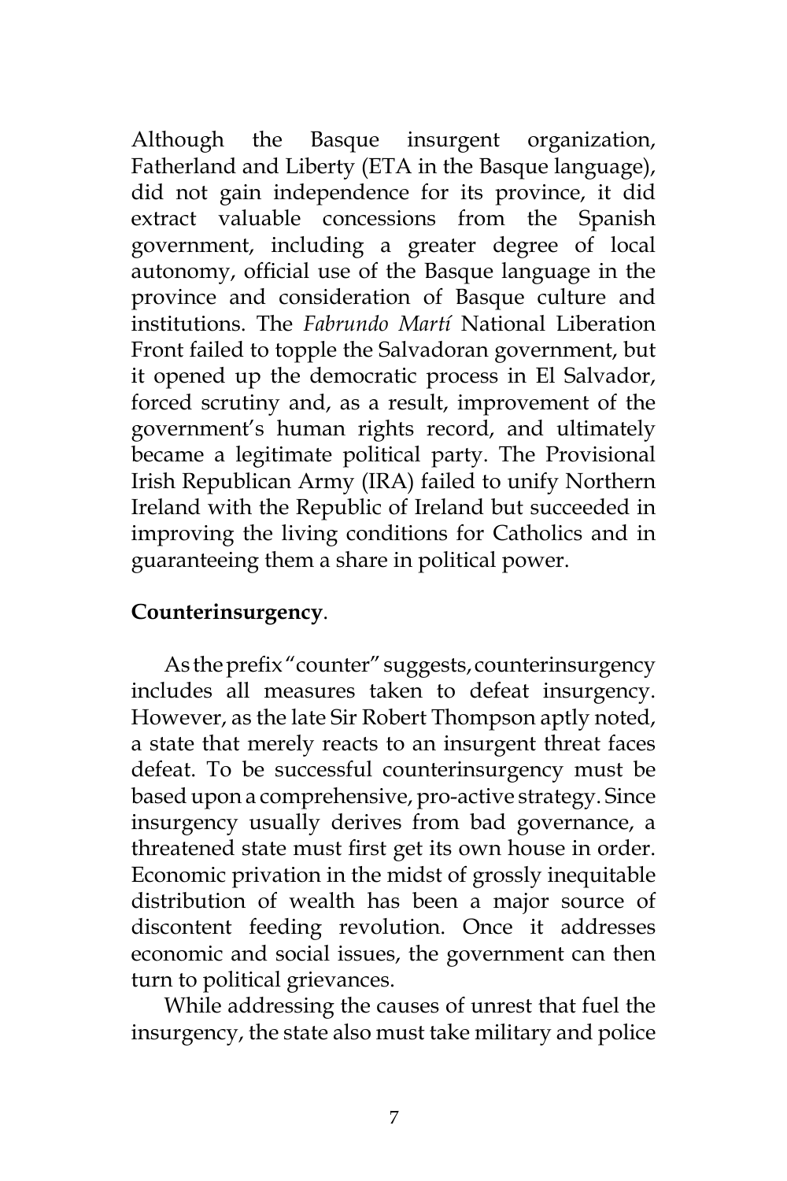Although the Basque insurgent organization, Fatherland and Liberty (ETA in the Basque language), did not gain independence for its province, it did extract valuable concessions from the Spanish government, including a greater degree of local autonomy, official use of the Basque language in the province and consideration of Basque culture and institutions. The *Fabrundo Martí* National Liberation Front failed to topple the Salvadoran government, but it opened up the democratic process in El Salvador, forced scrutiny and, as a result, improvement of the government's human rights record, and ultimately became a legitimate political party. The Provisional Irish Republican Army (IRA) failed to unify Northern Ireland with the Republic of Ireland but succeeded in improving the living conditions for Catholics and in guaranteeing them a share in political power.

**Counterinsurgency**.

As the prefix "counter" suggests, counterinsurgency includes all measures taken to defeat insurgency. However, as the late Sir Robert Thompson aptly noted, a state that merely reacts to an insurgent threat faces defeat. To be successful counterinsurgency must be based upon a comprehensive, pro-active strategy. Since insurgency usually derives from bad governance, a threatened state must first get its own house in order. Economic privation in the midst of grossly inequitable distribution of wealth has been a major source of discontent feeding revolution. Once it addresses economic and social issues, the government can then turn to political grievances.

While addressing the causes of unrest that fuel the insurgency, the state also must take military and police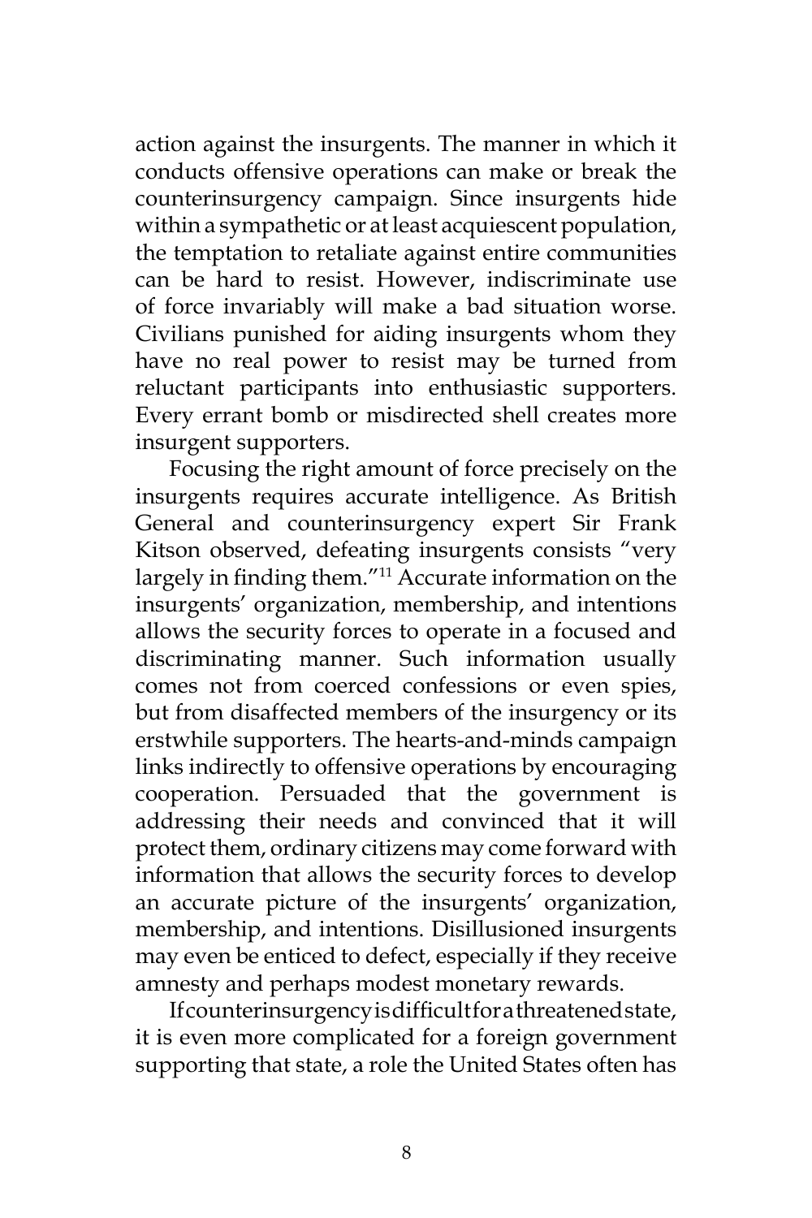action against the insurgents. The manner in which it conducts offensive operations can make or break the counterinsurgency campaign. Since insurgents hide within a sympathetic or at least acquiescent population, the temptation to retaliate against entire communities can be hard to resist. However, indiscriminate use of force invariably will make a bad situation worse. Civilians punished for aiding insurgents whom they have no real power to resist may be turned from reluctant participants into enthusiastic supporters. Every errant bomb or misdirected shell creates more insurgent supporters.

Focusing the right amount of force precisely on the insurgents requires accurate intelligence. As British General and counterinsurgency expert Sir Frank Kitson observed, defeating insurgents consists "very largely in finding them."[11] Accurate information on the insurgents' organization, membership, and intentions allows the security forces to operate in a focused and discriminating manner. Such information usually comes not from coerced confessions or even spies, but from disaffected members of the insurgency or its erstwhile supporters. The hearts-and-minds campaign links indirectly to offensive operations by encouraging cooperation. Persuaded that the government is addressing their needs and convinced that it will protect them, ordinary citizens may come forward with information that allows the security forces to develop an accurate picture of the insurgents' organization, membership, and intentions. Disillusioned insurgents may even be enticed to defect, especially if they receive amnesty and perhaps modest monetary rewards.

If counterinsurgency is difficult for a threatened state, it is even more complicated for a foreign government supporting that state, a role the United States often has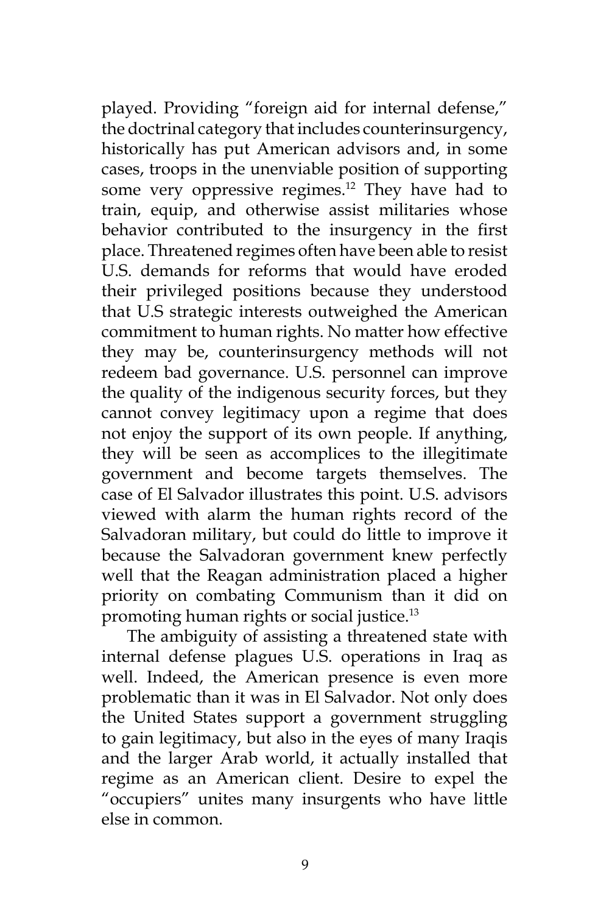played. Providing "foreign aid for internal defense," the doctrinal category that includes counterinsurgency, historically has put American advisors and, in some cases, troops in the unenviable position of supporting some very oppressive regimes.[12] They have had to train, equip, and otherwise assist militaries whose behavior contributed to the insurgency in the first place. Threatened regimes often have been able to resist U.S. demands for reforms that would have eroded their privileged positions because they understood that U.S strategic interests outweighed the American commitment to human rights. No matter how effective they may be, counterinsurgency methods will not redeem bad governance. U.S. personnel can improve the quality of the indigenous security forces, but they cannot convey legitimacy upon a regime that does not enjoy the support of its own people. If anything, they will be seen as accomplices to the illegitimate government and become targets themselves. The case of El Salvador illustrates this point. U.S. advisors viewed with alarm the human rights record of the Salvadoran military, but could do little to improve it because the Salvadoran government knew perfectly well that the Reagan administration placed a higher priority on combating Communism than it did on promoting human rights or social justice.[13]

The ambiguity of assisting a threatened state with internal defense plagues U.S. operations in Iraq as well. Indeed, the American presence is even more problematic than it was in El Salvador. Not only does the United States support a government struggling to gain legitimacy, but also in the eyes of many Iraqis and the larger Arab world, it actually installed that regime as an American client. Desire to expel the "occupiers" unites many insurgents who have little else in common.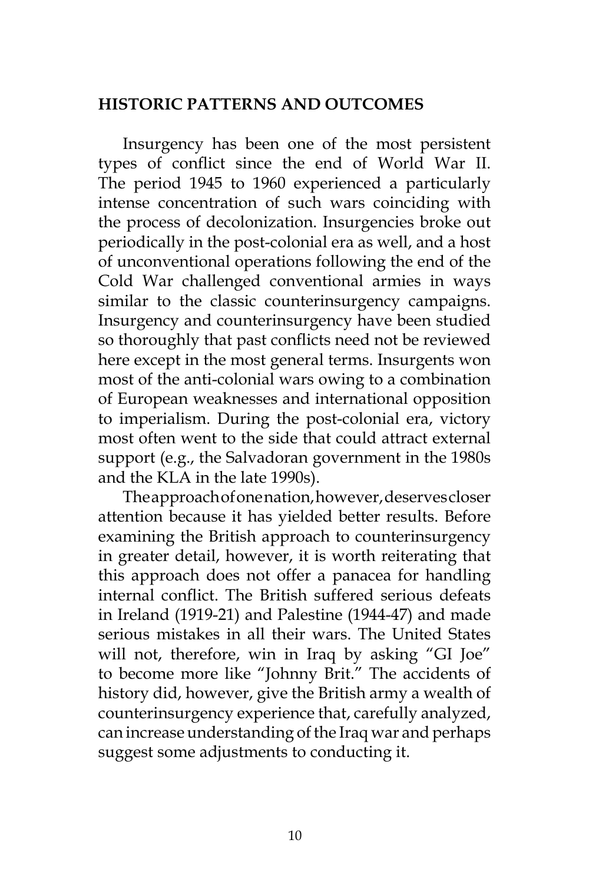## HISTORIC PATTERNS AND OUTCOMES

Insurgency has been one of the most persistent types of conflict since the end of World War II. The period 1945 to 1960 experienced a particularly intense concentration of such wars coinciding with the process of decolonization. Insurgencies broke out periodically in the post-colonial era as well, and a host of unconventional operations following the end of the Cold War challenged conventional armies in ways similar to the classic counterinsurgency campaigns. Insurgency and counterinsurgency have been studied so thoroughly that past conflicts need not be reviewed here except in the most general terms. Insurgents won most of the anti-colonial wars owing to a combination of European weaknesses and international opposition to imperialism. During the post-colonial era, victory most often went to the side that could attract external support (e.g., the Salvadoran government in the 1980s and the KLA in the late 1990s).

The approach of one nation, however, deserves closer attention because it has yielded better results. Before examining the British approach to counterinsurgency in greater detail, however, it is worth reiterating that this approach does not offer a panacea for handling internal conflict. The British suffered serious defeats in Ireland (1919-21) and Palestine (1944-47) and made serious mistakes in all their wars. The United States will not, therefore, win in Iraq by asking "GI Joe" to become more like "Johnny Brit." The accidents of history did, however, give the British army a wealth of counterinsurgency experience that, carefully analyzed, can increase understanding of the Iraq war and perhaps suggest some adjustments to conducting it.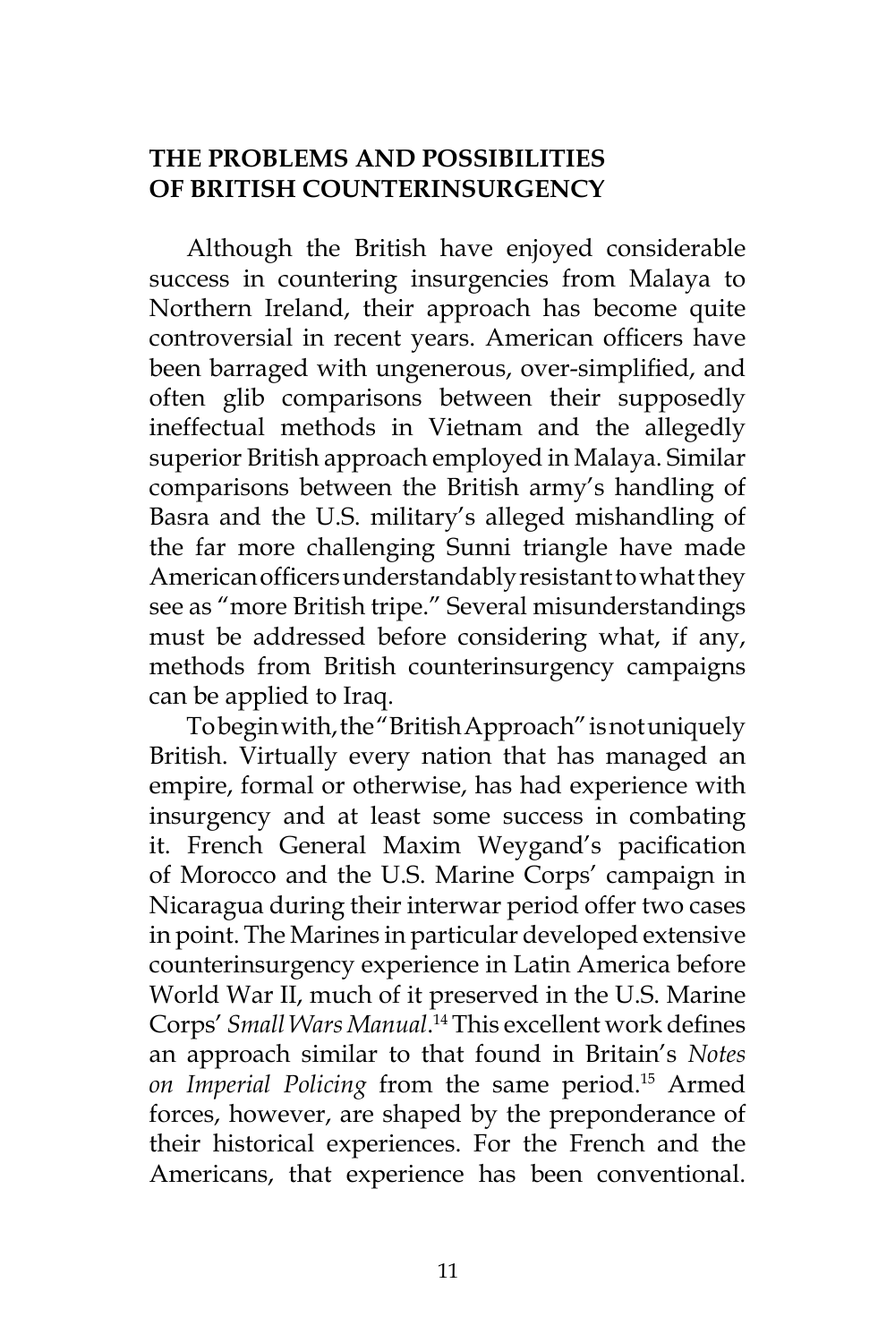## THE PROBLEMS AND POSSIBILITIES OF BRITISH COUNTERINSURGENCY

Although the British have enjoyed considerable success in countering insurgencies from Malaya to Northern Ireland, their approach has become quite controversial in recent years. American officers have been barraged with ungenerous, over-simplified, and often glib comparisons between their supposedly ineffectual methods in Vietnam and the allegedly superior British approach employed in Malaya. Similar comparisons between the British army's handling of Basra and the U.S. military's alleged mishandling of the far more challenging Sunni triangle have made American officers understandably resistant to what they see as "more British tripe." Several misunderstandings must be addressed before considering what, if any, methods from British counterinsurgency campaigns can be applied to Iraq.

To begin with, the "British Approach" is not uniquely British. Virtually every nation that has managed an empire, formal or otherwise, has had experience with insurgency and at least some success in combating it. French General Maxim Weygand's pacification of Morocco and the U.S. Marine Corps' campaign in Nicaragua during their interwar period offer two cases in point. The Marines in particular developed extensive counterinsurgency experience in Latin America before World War II, much of it preserved in the U.S. Marine Corps' *Small Wars Manual*.[14] This excellent work defines an approach similar to that found in Britain's *Notes on Imperial Policing* from the same period.[15] Armed forces, however, are shaped by the preponderance of their historical experiences. For the French and the Americans, that experience has been conventional.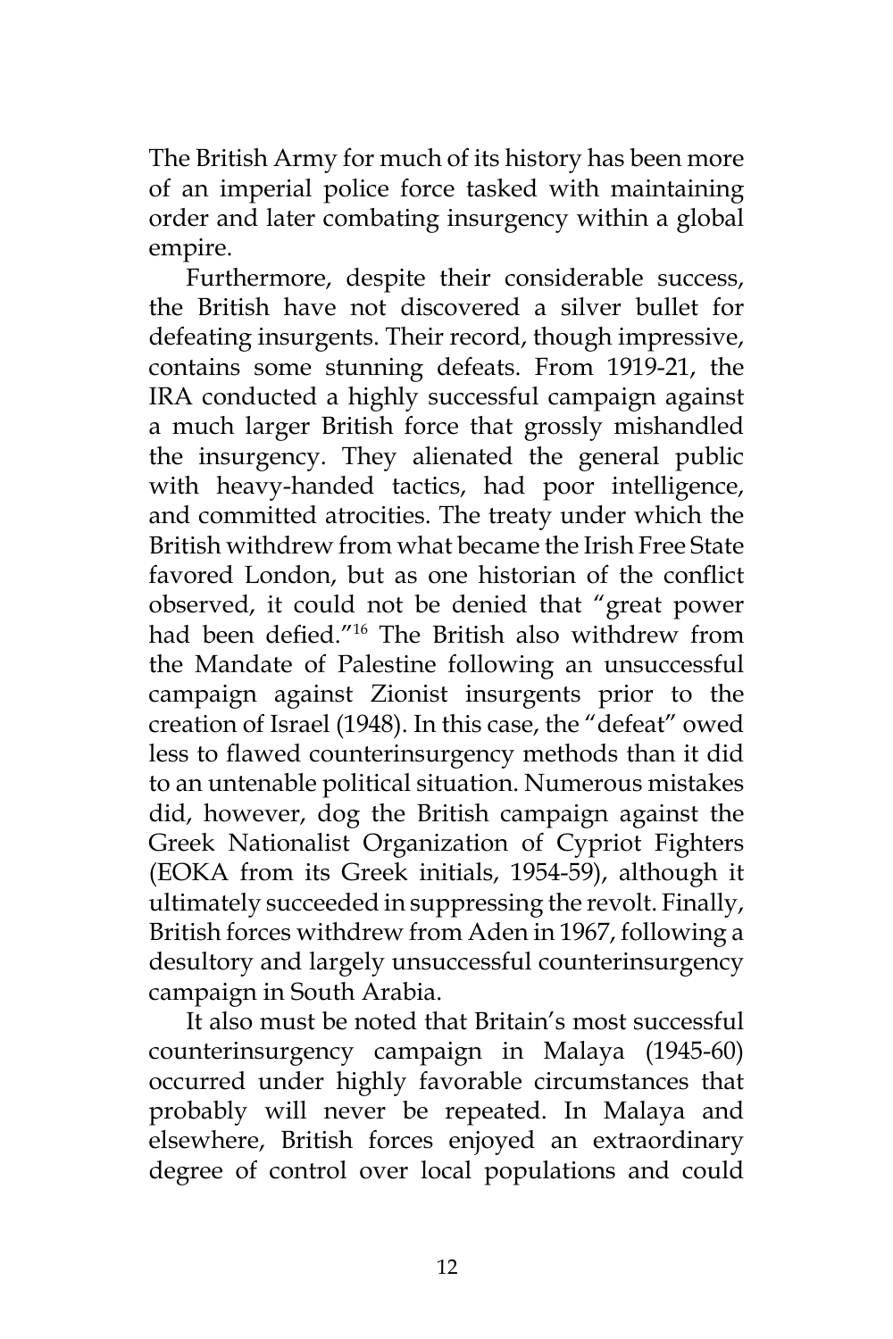The British Army for much of its history has been more of an imperial police force tasked with maintaining order and later combating insurgency within a global empire.

Furthermore, despite their considerable success, the British have not discovered a silver bullet for defeating insurgents. Their record, though impressive, contains some stunning defeats. From 1919-21, the IRA conducted a highly successful campaign against a much larger British force that grossly mishandled the insurgency. They alienated the general public with heavy-handed tactics, had poor intelligence, and committed atrocities. The treaty under which the British withdrew from what became the Irish Free State favored London, but as one historian of the conflict observed, it could not be denied that "great power had been defied."[16] The British also withdrew from the Mandate of Palestine following an unsuccessful campaign against Zionist insurgents prior to the creation of Israel (1948). In this case, the "defeat" owed less to flawed counterinsurgency methods than it did to an untenable political situation. Numerous mistakes did, however, dog the British campaign against the Greek Nationalist Organization of Cypriot Fighters (EOKA from its Greek initials, 1954-59), although it ultimately succeeded in suppressing the revolt. Finally, British forces withdrew from Aden in 1967, following a desultory and largely unsuccessful counterinsurgency campaign in South Arabia.

It also must be noted that Britain's most successful counterinsurgency campaign in Malaya (1945-60) occurred under highly favorable circumstances that probably will never be repeated. In Malaya and elsewhere, British forces enjoyed an extraordinary degree of control over local populations and could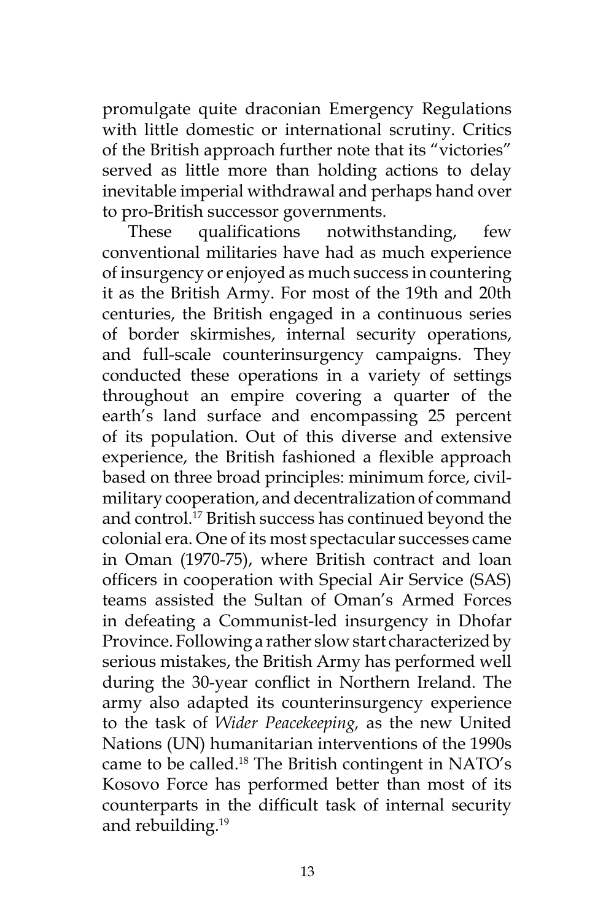promulgate quite draconian Emergency Regulations with little domestic or international scrutiny. Critics of the British approach further note that its "victories" served as little more than holding actions to delay inevitable imperial withdrawal and perhaps hand over to pro-British successor governments.

These qualifications notwithstanding, few conventional militaries have had as much experience of insurgency or enjoyed as much success in countering it as the British Army. For most of the 19th and 20th centuries, the British engaged in a continuous series of border skirmishes, internal security operations, and full-scale counterinsurgency campaigns. They conducted these operations in a variety of settings throughout an empire covering a quarter of the earth's land surface and encompassing 25 percent of its population. Out of this diverse and extensive experience, the British fashioned a flexible approach based on three broad principles: minimum force, civil-military cooperation, and decentralization of command and control.[17] British success has continued beyond the colonial era. One of its most spectacular successes came in Oman (1970-75), where British contract and loan officers in cooperation with Special Air Service (SAS) teams assisted the Sultan of Oman's Armed Forces in defeating a Communist-led insurgency in Dhofar Province. Following a rather slow start characterized by serious mistakes, the British Army has performed well during the 30-year conflict in Northern Ireland. The army also adapted its counterinsurgency experience to the task of *Wider Peacekeeping,* as the new United Nations (UN) humanitarian interventions of the 1990s came to be called.[18] The British contingent in NATO's Kosovo Force has performed better than most of its counterparts in the difficult task of internal security and rebuilding.[19]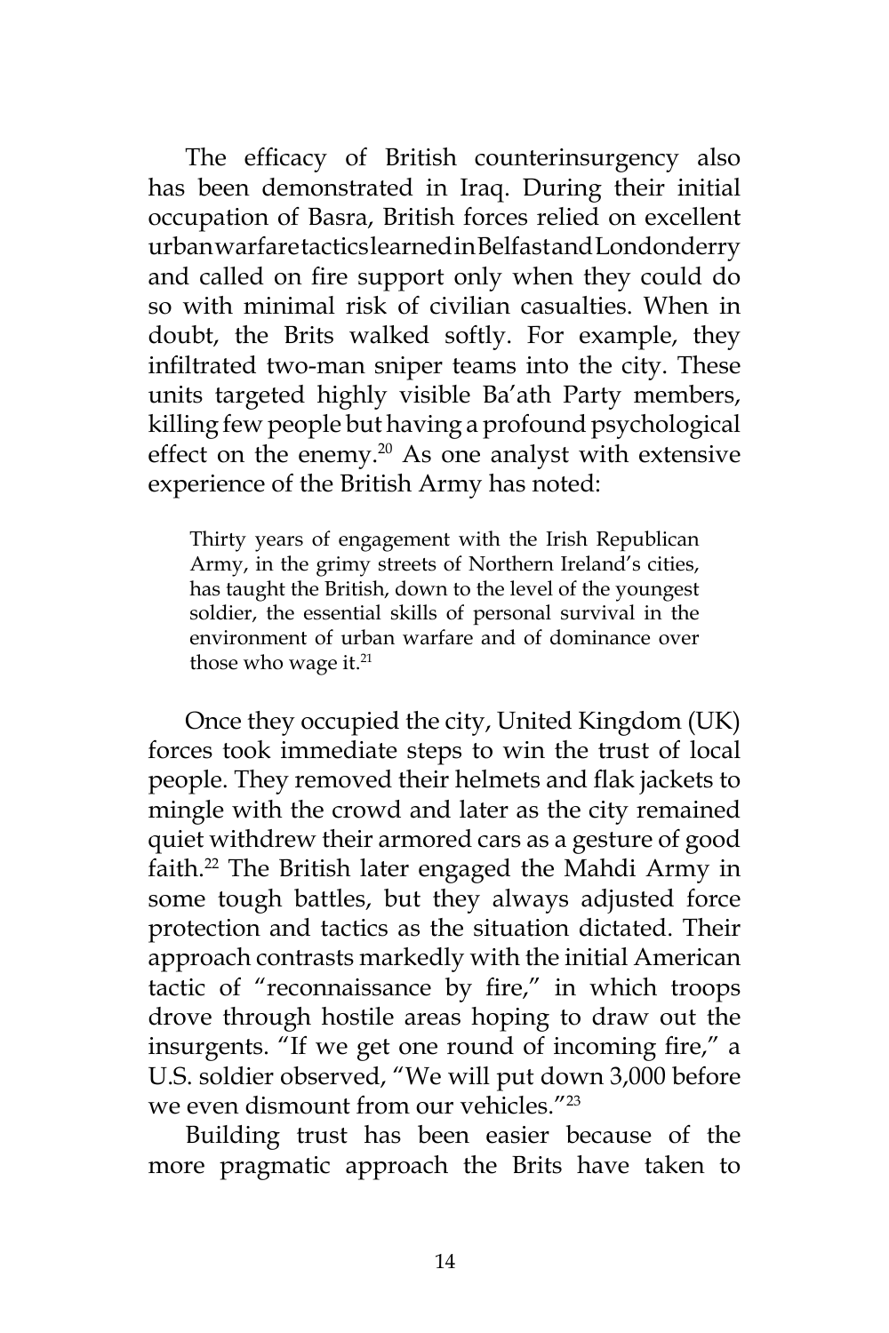The efficacy of British counterinsurgency also has been demonstrated in Iraq. During their initial occupation of Basra, British forces relied on excellent urban warfare tactics learned in Belfast and Londonderry and called on fire support only when they could do so with minimal risk of civilian casualties. When in doubt, the Brits walked softly. For example, they infiltrated two-man sniper teams into the city. These units targeted highly visible Ba'ath Party members, killing few people but having a profound psychological effect on the enemy.[20] As one analyst with extensive experience of the British Army has noted:

> Thirty years of engagement with the Irish Republican Army, in the grimy streets of Northern Ireland's cities, has taught the British, down to the level of the youngest soldier, the essential skills of personal survival in the environment of urban warfare and of dominance over those who wage it.[21]

Once they occupied the city, United Kingdom (UK) forces took immediate steps to win the trust of local people. They removed their helmets and flak jackets to mingle with the crowd and later as the city remained quiet withdrew their armored cars as a gesture of good faith.[22] The British later engaged the Mahdi Army in some tough battles, but they always adjusted force protection and tactics as the situation dictated. Their approach contrasts markedly with the initial American tactic of "reconnaissance by fire," in which troops drove through hostile areas hoping to draw out the insurgents. "If we get one round of incoming fire," a U.S. soldier observed, "We will put down 3,000 before we even dismount from our vehicles."[23]

Building trust has been easier because of the more pragmatic approach the Brits have taken to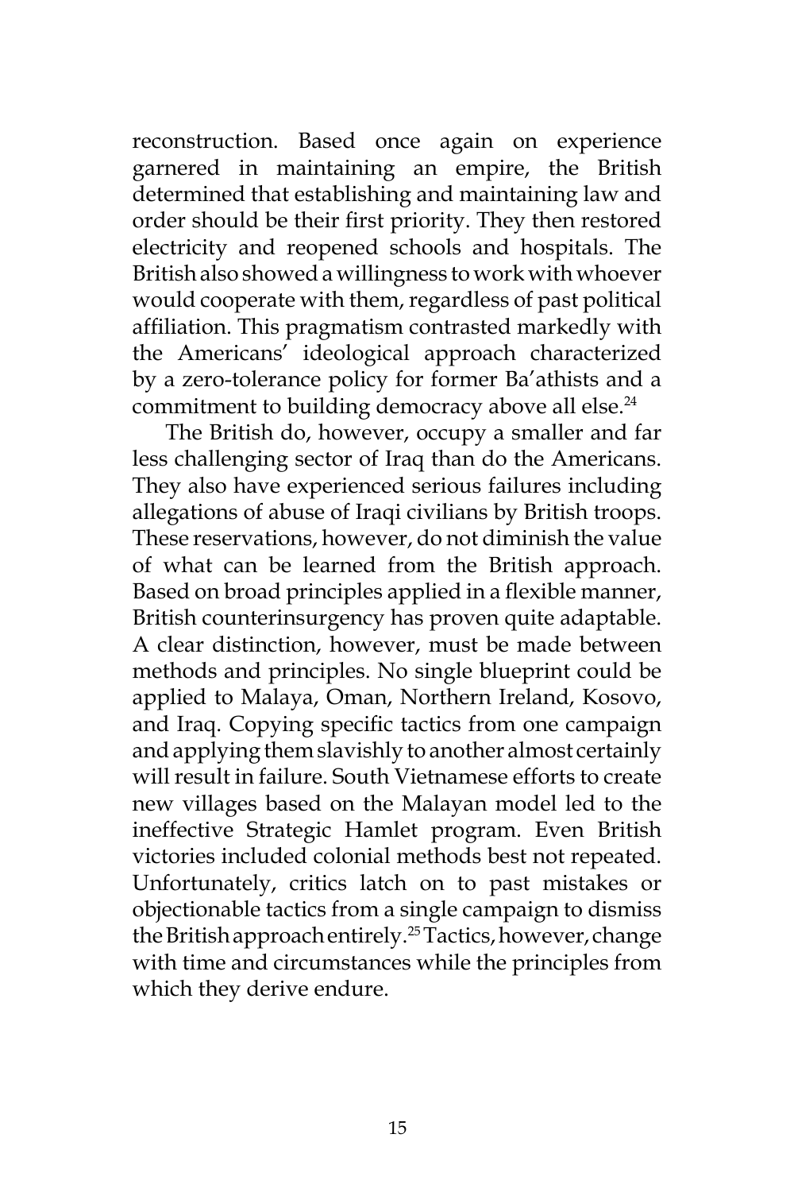reconstruction. Based once again on experience garnered in maintaining an empire, the British determined that establishing and maintaining law and order should be their first priority. They then restored electricity and reopened schools and hospitals. The British also showed a willingness to work with whoever would cooperate with them, regardless of past political affiliation. This pragmatism contrasted markedly with the Americans' ideological approach characterized by a zero-tolerance policy for former Ba'athists and a commitment to building democracy above all else.[24]

The British do, however, occupy a smaller and far less challenging sector of Iraq than do the Americans. They also have experienced serious failures including allegations of abuse of Iraqi civilians by British troops. These reservations, however, do not diminish the value of what can be learned from the British approach. Based on broad principles applied in a flexible manner, British counterinsurgency has proven quite adaptable. A clear distinction, however, must be made between methods and principles. No single blueprint could be applied to Malaya, Oman, Northern Ireland, Kosovo, and Iraq. Copying specific tactics from one campaign and applying them slavishly to another almost certainly will result in failure. South Vietnamese efforts to create new villages based on the Malayan model led to the ineffective Strategic Hamlet program. Even British victories included colonial methods best not repeated. Unfortunately, critics latch on to past mistakes or objectionable tactics from a single campaign to dismiss the British approach entirely.[25] Tactics, however, change with time and circumstances while the principles from which they derive endure.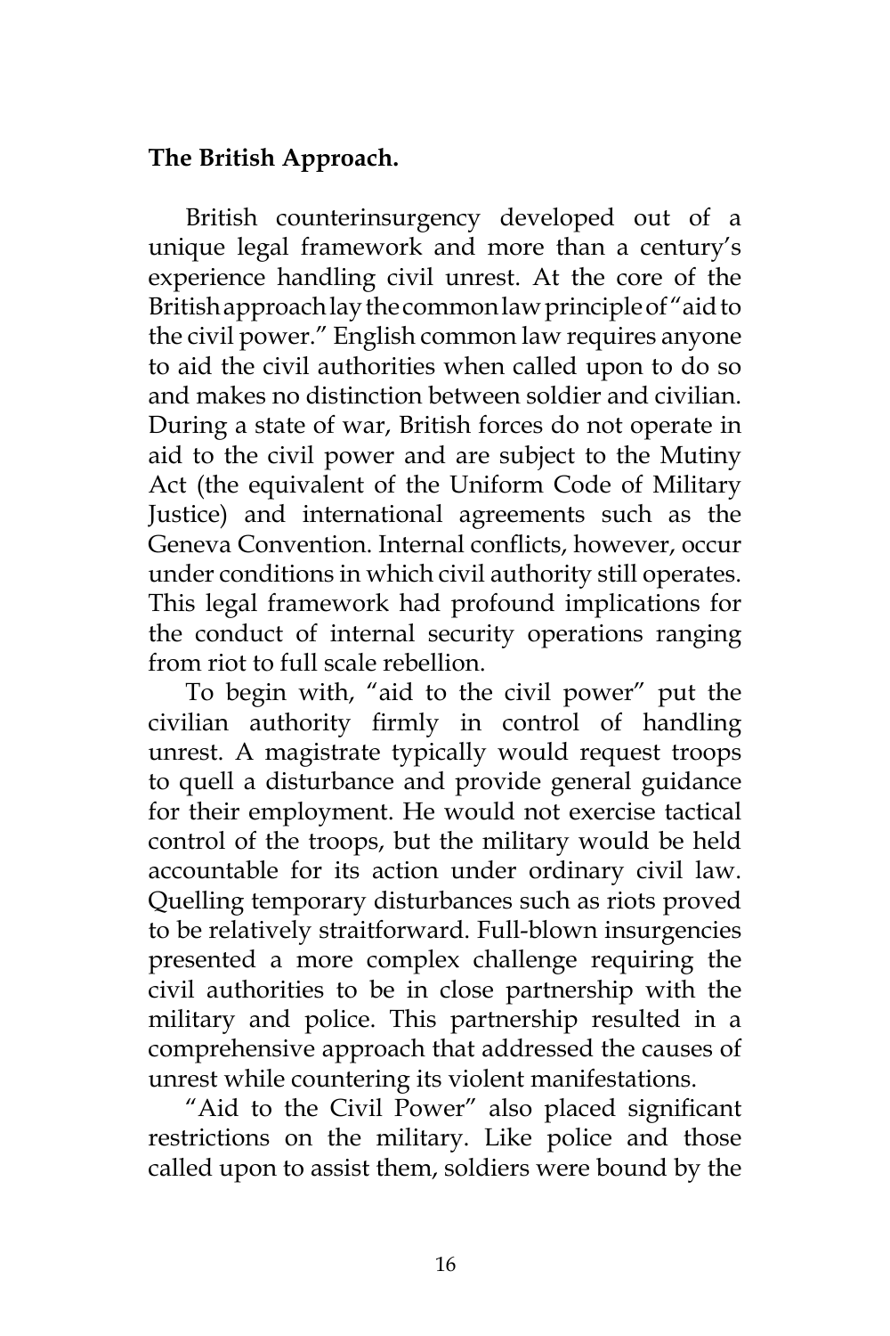**The British Approach.**

British counterinsurgency developed out of a unique legal framework and more than a century's experience handling civil unrest. At the core of the British approach lay the common law principle of "aid to the civil power." English common law requires anyone to aid the civil authorities when called upon to do so and makes no distinction between soldier and civilian. During a state of war, British forces do not operate in aid to the civil power and are subject to the Mutiny Act (the equivalent of the Uniform Code of Military Justice) and international agreements such as the Geneva Convention. Internal conflicts, however, occur under conditions in which civil authority still operates. This legal framework had profound implications for the conduct of internal security operations ranging from riot to full scale rebellion.

To begin with, "aid to the civil power" put the civilian authority firmly in control of handling unrest. A magistrate typically would request troops to quell a disturbance and provide general guidance for their employment. He would not exercise tactical control of the troops, but the military would be held accountable for its action under ordinary civil law. Quelling temporary disturbances such as riots proved to be relatively straitforward. Full-blown insurgencies presented a more complex challenge requiring the civil authorities to be in close partnership with the military and police. This partnership resulted in a comprehensive approach that addressed the causes of unrest while countering its violent manifestations.

"Aid to the Civil Power" also placed significant restrictions on the military. Like police and those called upon to assist them, soldiers were bound by the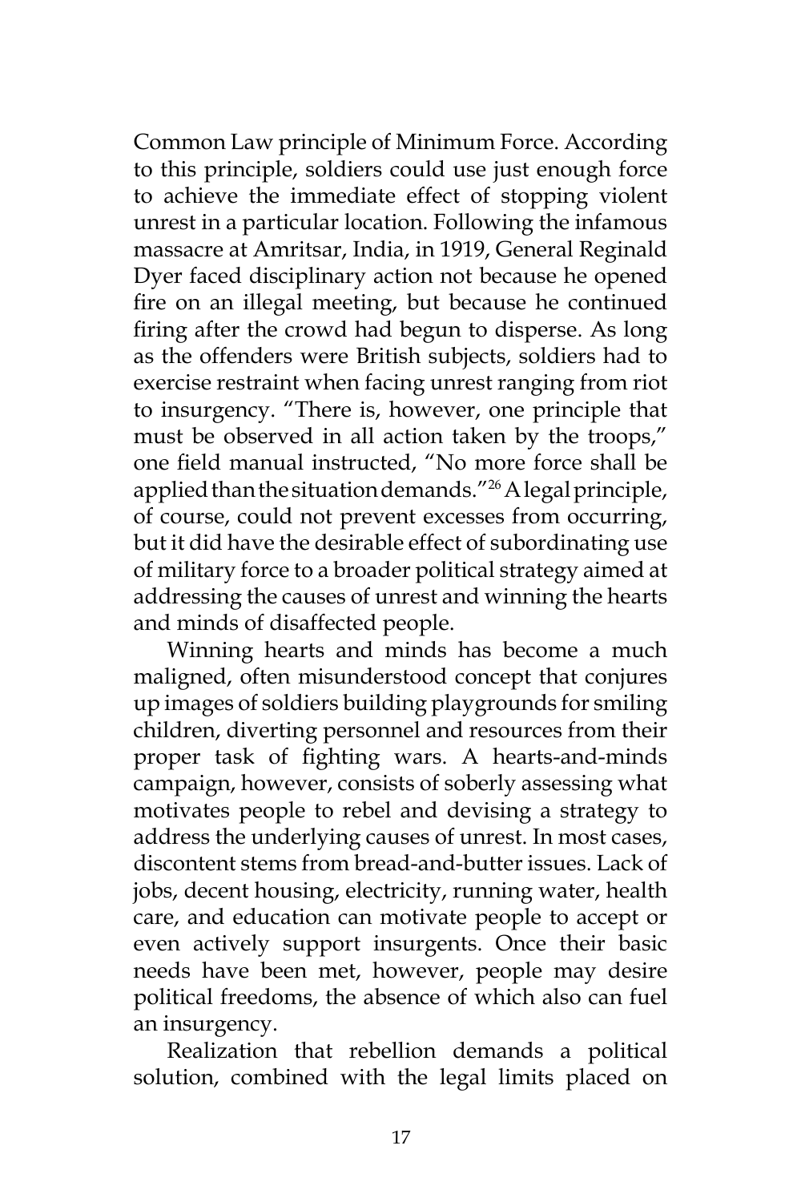Common Law principle of Minimum Force. According to this principle, soldiers could use just enough force to achieve the immediate effect of stopping violent unrest in a particular location. Following the infamous massacre at Amritsar, India, in 1919, General Reginald Dyer faced disciplinary action not because he opened fire on an illegal meeting, but because he continued firing after the crowd had begun to disperse. As long as the offenders were British subjects, soldiers had to exercise restraint when facing unrest ranging from riot to insurgency. "There is, however, one principle that must be observed in all action taken by the troops," one field manual instructed, "No more force shall be applied than the situation demands."[26] A legal principle, of course, could not prevent excesses from occurring, but it did have the desirable effect of subordinating use of military force to a broader political strategy aimed at addressing the causes of unrest and winning the hearts and minds of disaffected people.

Winning hearts and minds has become a much maligned, often misunderstood concept that conjures up images of soldiers building playgrounds for smiling children, diverting personnel and resources from their proper task of fighting wars. A hearts-and-minds campaign, however, consists of soberly assessing what motivates people to rebel and devising a strategy to address the underlying causes of unrest. In most cases, discontent stems from bread-and-butter issues. Lack of jobs, decent housing, electricity, running water, health care, and education can motivate people to accept or even actively support insurgents. Once their basic needs have been met, however, people may desire political freedoms, the absence of which also can fuel an insurgency.

Realization that rebellion demands a political solution, combined with the legal limits placed on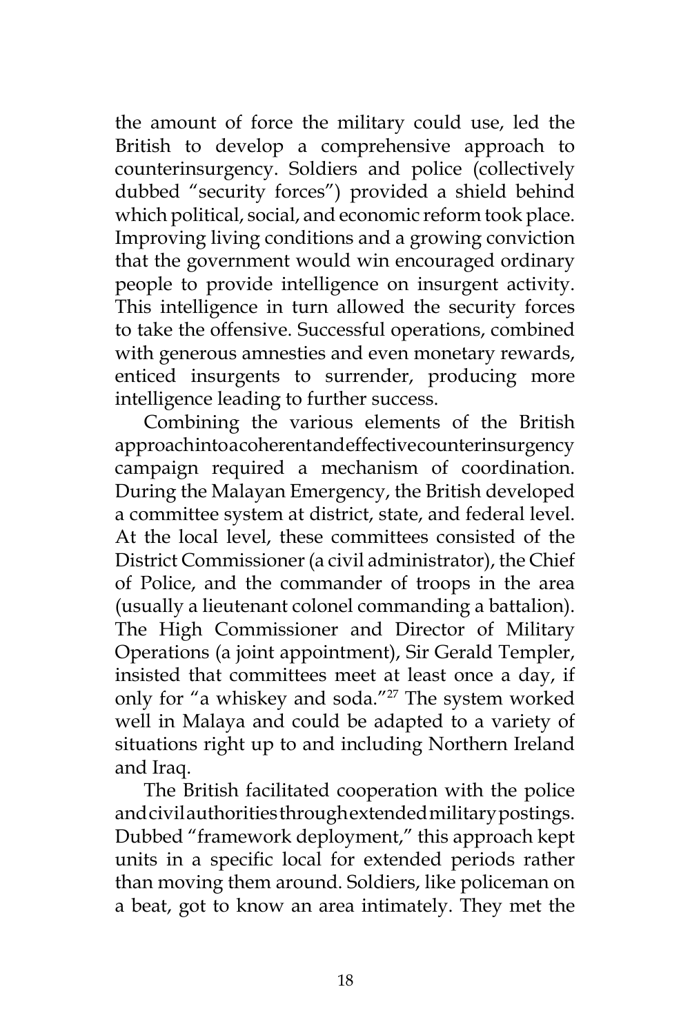the amount of force the military could use, led the British to develop a comprehensive approach to counterinsurgency. Soldiers and police (collectively dubbed "security forces") provided a shield behind which political, social, and economic reform took place. Improving living conditions and a growing conviction that the government would win encouraged ordinary people to provide intelligence on insurgent activity. This intelligence in turn allowed the security forces to take the offensive. Successful operations, combined with generous amnesties and even monetary rewards, enticed insurgents to surrender, producing more intelligence leading to further success.

Combining the various elements of the British approach into a coherent and effective counterinsurgency campaign required a mechanism of coordination. During the Malayan Emergency, the British developed a committee system at district, state, and federal level. At the local level, these committees consisted of the District Commissioner (a civil administrator), the Chief of Police, and the commander of troops in the area (usually a lieutenant colonel commanding a battalion). The High Commissioner and Director of Military Operations (a joint appointment), Sir Gerald Templer, insisted that committees meet at least once a day, if only for "a whiskey and soda."[27] The system worked well in Malaya and could be adapted to a variety of situations right up to and including Northern Ireland and Iraq.

The British facilitated cooperation with the police and civil authorities through extended military postings. Dubbed "framework deployment," this approach kept units in a specific local for extended periods rather than moving them around. Soldiers, like policeman on a beat, got to know an area intimately. They met the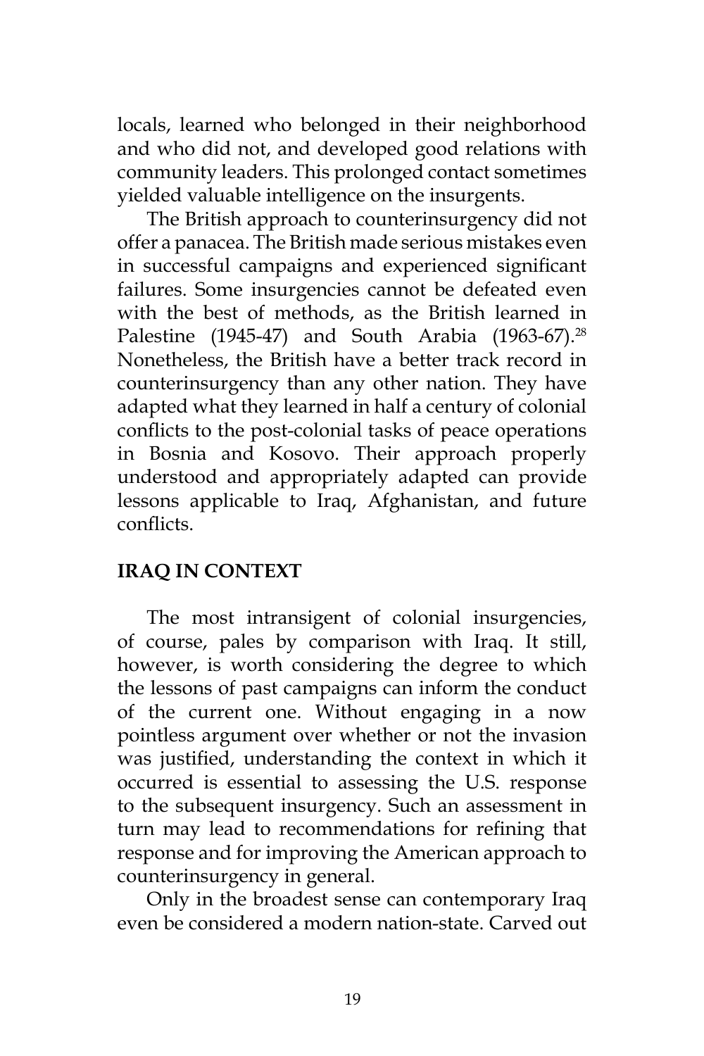locals, learned who belonged in their neighborhood and who did not, and developed good relations with community leaders. This prolonged contact sometimes yielded valuable intelligence on the insurgents.

The British approach to counterinsurgency did not offer a panacea. The British made serious mistakes even in successful campaigns and experienced significant failures. Some insurgencies cannot be defeated even with the best of methods, as the British learned in Palestine (1945-47) and South Arabia (1963-67).[28] Nonetheless, the British have a better track record in counterinsurgency than any other nation. They have adapted what they learned in half a century of colonial conflicts to the post-colonial tasks of peace operations in Bosnia and Kosovo. Their approach properly understood and appropriately adapted can provide lessons applicable to Iraq, Afghanistan, and future conflicts.

## IRAQ IN CONTEXT

The most intransigent of colonial insurgencies, of course, pales by comparison with Iraq. It still, however, is worth considering the degree to which the lessons of past campaigns can inform the conduct of the current one. Without engaging in a now pointless argument over whether or not the invasion was justified, understanding the context in which it occurred is essential to assessing the U.S. response to the subsequent insurgency. Such an assessment in turn may lead to recommendations for refining that response and for improving the American approach to counterinsurgency in general.

Only in the broadest sense can contemporary Iraq even be considered a modern nation-state. Carved out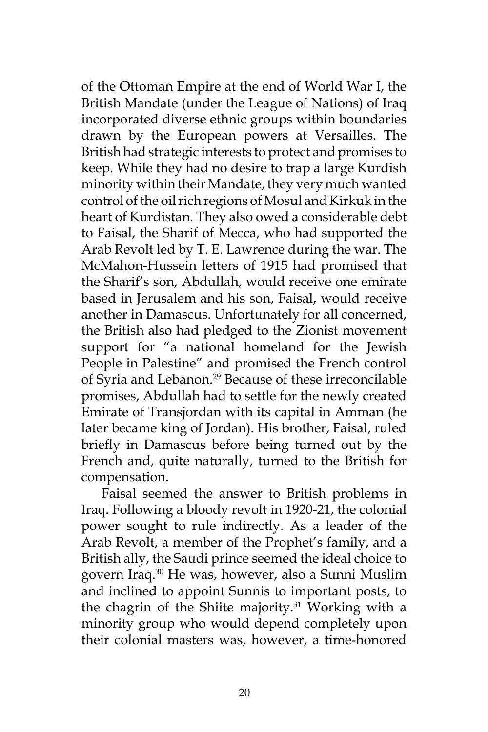of the Ottoman Empire at the end of World War I, the British Mandate (under the League of Nations) of Iraq incorporated diverse ethnic groups within boundaries drawn by the European powers at Versailles. The British had strategic interests to protect and promises to keep. While they had no desire to trap a large Kurdish minority within their Mandate, they very much wanted control of the oil rich regions of Mosul and Kirkuk in the heart of Kurdistan. They also owed a considerable debt to Faisal, the Sharif of Mecca, who had supported the Arab Revolt led by T. E. Lawrence during the war. The McMahon-Hussein letters of 1915 had promised that the Sharif's son, Abdullah, would receive one emirate based in Jerusalem and his son, Faisal, would receive another in Damascus. Unfortunately for all concerned, the British also had pledged to the Zionist movement support for "a national homeland for the Jewish People in Palestine" and promised the French control of Syria and Lebanon.[29] Because of these irreconcilable promises, Abdullah had to settle for the newly created Emirate of Transjordan with its capital in Amman (he later became king of Jordan). His brother, Faisal, ruled briefly in Damascus before being turned out by the French and, quite naturally, turned to the British for compensation.

Faisal seemed the answer to British problems in Iraq. Following a bloody revolt in 1920-21, the colonial power sought to rule indirectly. As a leader of the Arab Revolt, a member of the Prophet's family, and a British ally, the Saudi prince seemed the ideal choice to govern Iraq.[30] He was, however, also a Sunni Muslim and inclined to appoint Sunnis to important posts, to the chagrin of the Shiite majority.[31] Working with a minority group who would depend completely upon their colonial masters was, however, a time-honored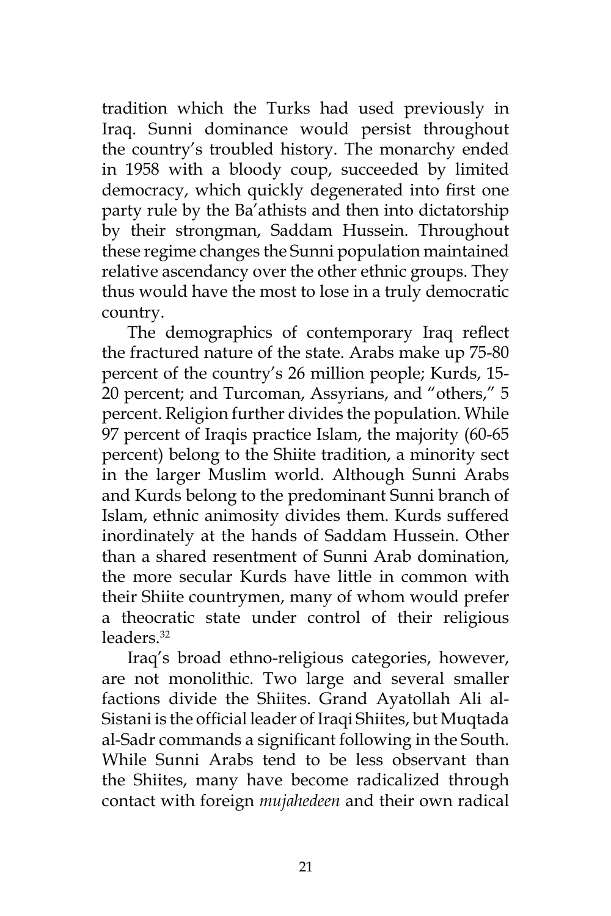tradition which the Turks had used previously in Iraq. Sunni dominance would persist throughout the country's troubled history. The monarchy ended in 1958 with a bloody coup, succeeded by limited democracy, which quickly degenerated into first one party rule by the Ba'athists and then into dictatorship by their strongman, Saddam Hussein. Throughout these regime changes the Sunni population maintained relative ascendancy over the other ethnic groups. They thus would have the most to lose in a truly democratic country.

The demographics of contemporary Iraq reflect the fractured nature of the state. Arabs make up 75-80 percent of the country's 26 million people; Kurds, 15-20 percent; and Turcoman, Assyrians, and "others," 5 percent. Religion further divides the population. While 97 percent of Iraqis practice Islam, the majority (60-65 percent) belong to the Shiite tradition, a minority sect in the larger Muslim world. Although Sunni Arabs and Kurds belong to the predominant Sunni branch of Islam, ethnic animosity divides them. Kurds suffered inordinately at the hands of Saddam Hussein. Other than a shared resentment of Sunni Arab domination, the more secular Kurds have little in common with their Shiite countrymen, many of whom would prefer a theocratic state under control of their religious leaders.[32]

Iraq's broad ethno-religious categories, however, are not monolithic. Two large and several smaller factions divide the Shiites. Grand Ayatollah Ali al-Sistani is the official leader of Iraqi Shiites, but Muqtada al-Sadr commands a significant following in the South. While Sunni Arabs tend to be less observant than the Shiites, many have become radicalized through contact with foreign *mujahedeen* and their own radical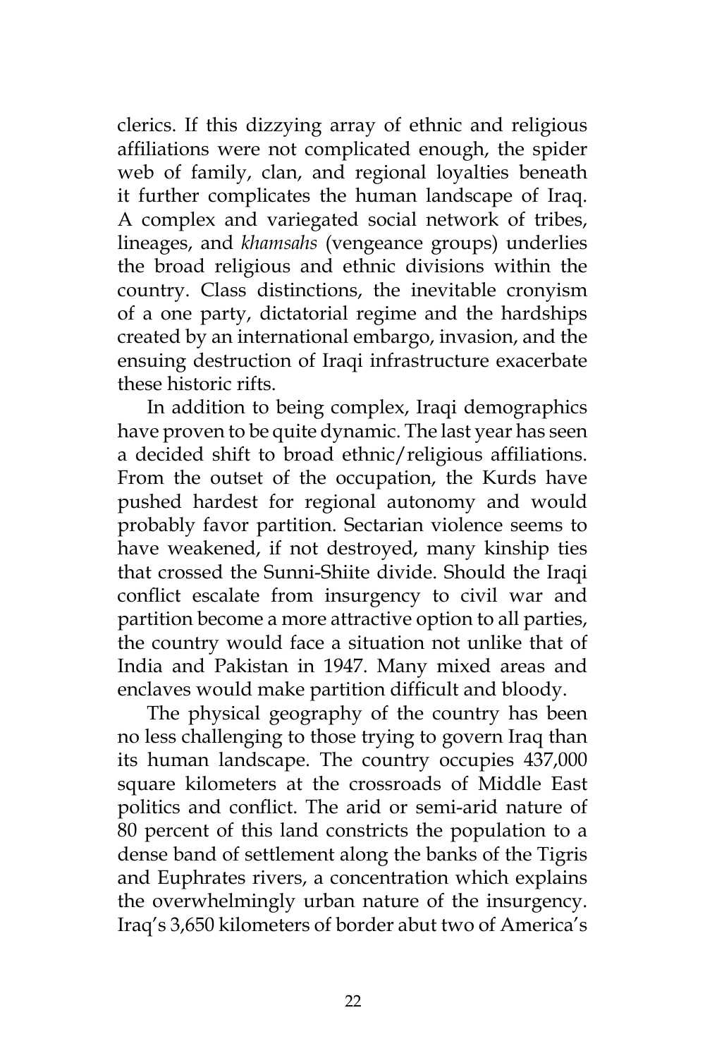clerics. If this dizzying array of ethnic and religious affiliations were not complicated enough, the spider web of family, clan, and regional loyalties beneath it further complicates the human landscape of Iraq. A complex and variegated social network of tribes, lineages, and *khamsahs* (vengeance groups) underlies the broad religious and ethnic divisions within the country. Class distinctions, the inevitable cronyism of a one party, dictatorial regime and the hardships created by an international embargo, invasion, and the ensuing destruction of Iraqi infrastructure exacerbate these historic rifts.

In addition to being complex, Iraqi demographics have proven to be quite dynamic. The last year has seen a decided shift to broad ethnic/religious affiliations. From the outset of the occupation, the Kurds have pushed hardest for regional autonomy and would probably favor partition. Sectarian violence seems to have weakened, if not destroyed, many kinship ties that crossed the Sunni-Shiite divide. Should the Iraqi conflict escalate from insurgency to civil war and partition become a more attractive option to all parties, the country would face a situation not unlike that of India and Pakistan in 1947. Many mixed areas and enclaves would make partition difficult and bloody.

The physical geography of the country has been no less challenging to those trying to govern Iraq than its human landscape. The country occupies 437,000 square kilometers at the crossroads of Middle East politics and conflict. The arid or semi-arid nature of 80 percent of this land constricts the population to a dense band of settlement along the banks of the Tigris and Euphrates rivers, a concentration which explains the overwhelmingly urban nature of the insurgency. Iraq's 3,650 kilometers of border abut two of America's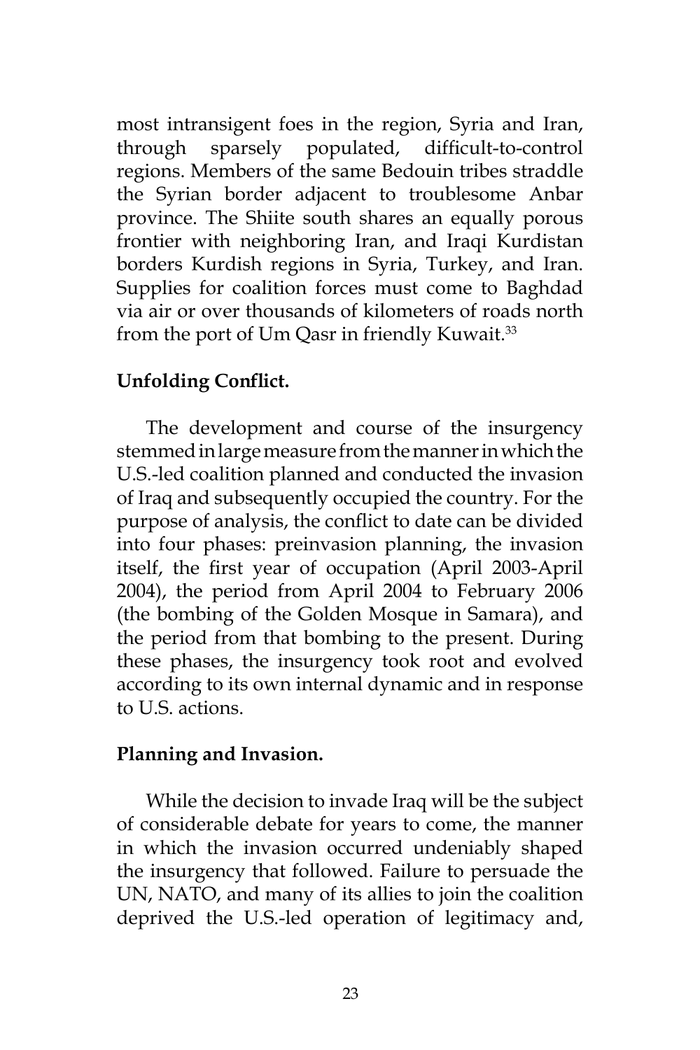most intransigent foes in the region, Syria and Iran, through sparsely populated, difficult-to-control regions. Members of the same Bedouin tribes straddle the Syrian border adjacent to troublesome Anbar province. The Shiite south shares an equally porous frontier with neighboring Iran, and Iraqi Kurdistan borders Kurdish regions in Syria, Turkey, and Iran. Supplies for coalition forces must come to Baghdad via air or over thousands of kilometers of roads north from the port of Um Qasr in friendly Kuwait.[33]

**Unfolding Conflict.**

The development and course of the insurgency stemmed in large measure from the manner in which the U.S.-led coalition planned and conducted the invasion of Iraq and subsequently occupied the country. For the purpose of analysis, the conflict to date can be divided into four phases: preinvasion planning, the invasion itself, the first year of occupation (April 2003-April 2004), the period from April 2004 to February 2006 (the bombing of the Golden Mosque in Samara), and the period from that bombing to the present. During these phases, the insurgency took root and evolved according to its own internal dynamic and in response to U.S. actions.

**Planning and Invasion.**

While the decision to invade Iraq will be the subject of considerable debate for years to come, the manner in which the invasion occurred undeniably shaped the insurgency that followed. Failure to persuade the UN, NATO, and many of its allies to join the coalition deprived the U.S.-led operation of legitimacy and,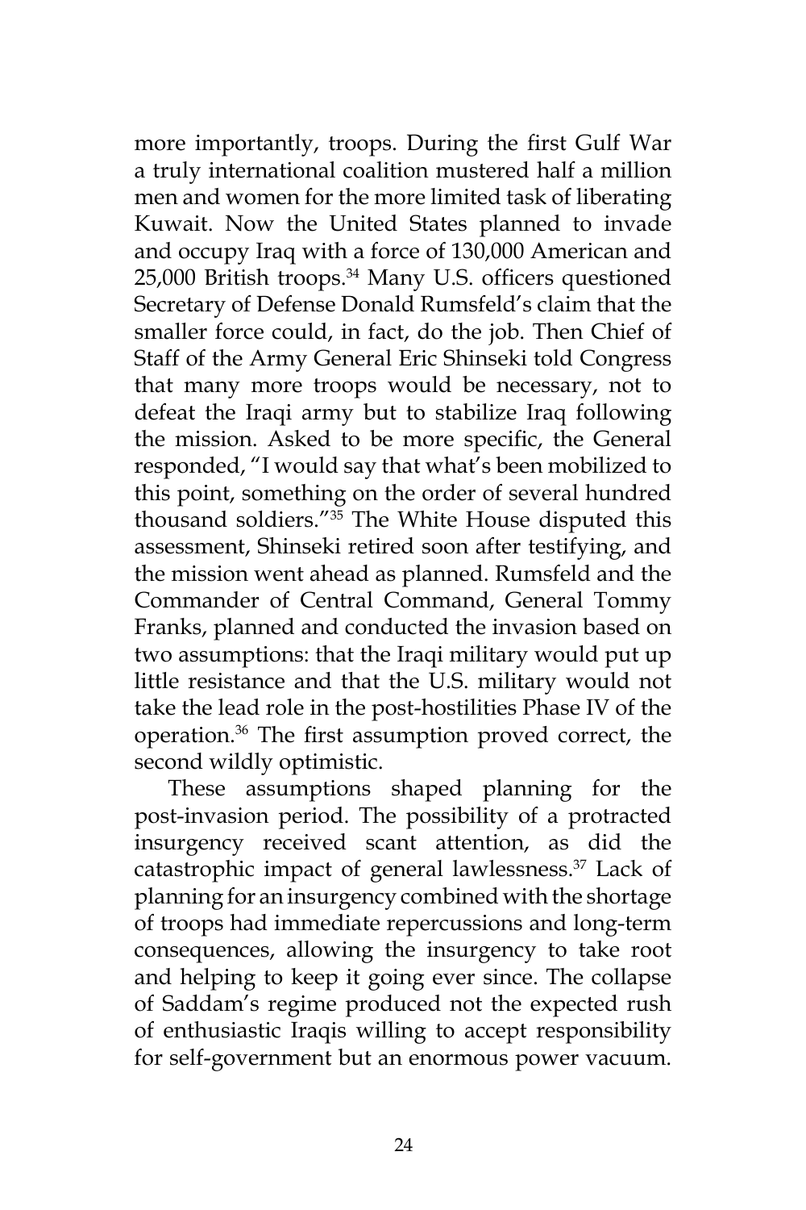more importantly, troops. During the first Gulf War a truly international coalition mustered half a million men and women for the more limited task of liberating Kuwait. Now the United States planned to invade and occupy Iraq with a force of 130,000 American and 25,000 British troops.[34] Many U.S. officers questioned Secretary of Defense Donald Rumsfeld's claim that the smaller force could, in fact, do the job. Then Chief of Staff of the Army General Eric Shinseki told Congress that many more troops would be necessary, not to defeat the Iraqi army but to stabilize Iraq following the mission. Asked to be more specific, the General responded, "I would say that what's been mobilized to this point, something on the order of several hundred thousand soldiers."[35] The White House disputed this assessment, Shinseki retired soon after testifying, and the mission went ahead as planned. Rumsfeld and the Commander of Central Command, General Tommy Franks, planned and conducted the invasion based on two assumptions: that the Iraqi military would put up little resistance and that the U.S. military would not take the lead role in the post-hostilities Phase IV of the operation.[36] The first assumption proved correct, the second wildly optimistic.

These assumptions shaped planning for the post-invasion period. The possibility of a protracted insurgency received scant attention, as did the catastrophic impact of general lawlessness.[37] Lack of planning for an insurgency combined with the shortage of troops had immediate repercussions and long-term consequences, allowing the insurgency to take root and helping to keep it going ever since. The collapse of Saddam's regime produced not the expected rush of enthusiastic Iraqis willing to accept responsibility for self-government but an enormous power vacuum.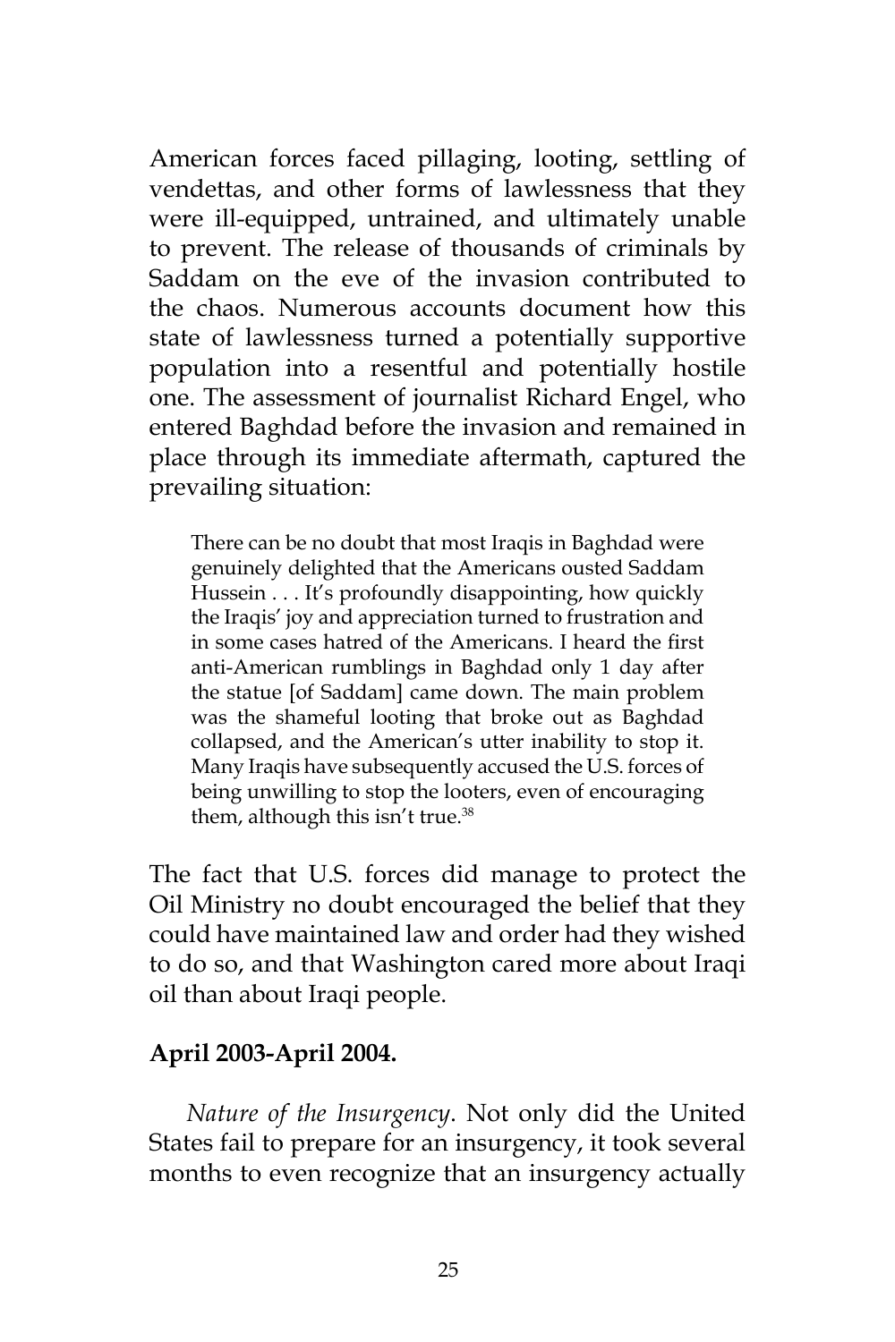American forces faced pillaging, looting, settling of vendettas, and other forms of lawlessness that they were ill-equipped, untrained, and ultimately unable to prevent. The release of thousands of criminals by Saddam on the eve of the invasion contributed to the chaos. Numerous accounts document how this state of lawlessness turned a potentially supportive population into a resentful and potentially hostile one. The assessment of journalist Richard Engel, who entered Baghdad before the invasion and remained in place through its immediate aftermath, captured the prevailing situation:

> There can be no doubt that most Iraqis in Baghdad were genuinely delighted that the Americans ousted Saddam Hussein . . . It's profoundly disappointing, how quickly the Iraqis' joy and appreciation turned to frustration and in some cases hatred of the Americans. I heard the first anti-American rumblings in Baghdad only 1 day after the statue [of Saddam] came down. The main problem was the shameful looting that broke out as Baghdad collapsed, and the American's utter inability to stop it. Many Iraqis have subsequently accused the U.S. forces of being unwilling to stop the looters, even of encouraging them, although this isn't true.[38]

The fact that U.S. forces did manage to protect the Oil Ministry no doubt encouraged the belief that they could have maintained law and order had they wished to do so, and that Washington cared more about Iraqi oil than about Iraqi people.

**April 2003-April 2004.**

*Nature of the Insurgency*. Not only did the United States fail to prepare for an insurgency, it took several months to even recognize that an insurgency actually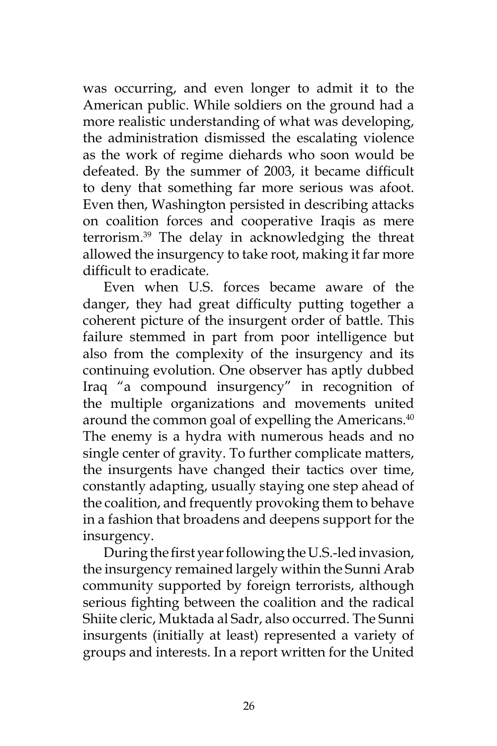was occurring, and even longer to admit it to the American public. While soldiers on the ground had a more realistic understanding of what was developing, the administration dismissed the escalating violence as the work of regime diehards who soon would be defeated. By the summer of 2003, it became difficult to deny that something far more serious was afoot. Even then, Washington persisted in describing attacks on coalition forces and cooperative Iraqis as mere terrorism.[39] The delay in acknowledging the threat allowed the insurgency to take root, making it far more difficult to eradicate.

Even when U.S. forces became aware of the danger, they had great difficulty putting together a coherent picture of the insurgent order of battle. This failure stemmed in part from poor intelligence but also from the complexity of the insurgency and its continuing evolution. One observer has aptly dubbed Iraq "a compound insurgency" in recognition of the multiple organizations and movements united around the common goal of expelling the Americans.[40] The enemy is a hydra with numerous heads and no single center of gravity. To further complicate matters, the insurgents have changed their tactics over time, constantly adapting, usually staying one step ahead of the coalition, and frequently provoking them to behave in a fashion that broadens and deepens support for the insurgency.

During the first year following the U.S.-led invasion, the insurgency remained largely within the Sunni Arab community supported by foreign terrorists, although serious fighting between the coalition and the radical Shiite cleric, Muktada al Sadr, also occurred. The Sunni insurgents (initially at least) represented a variety of groups and interests. In a report written for the United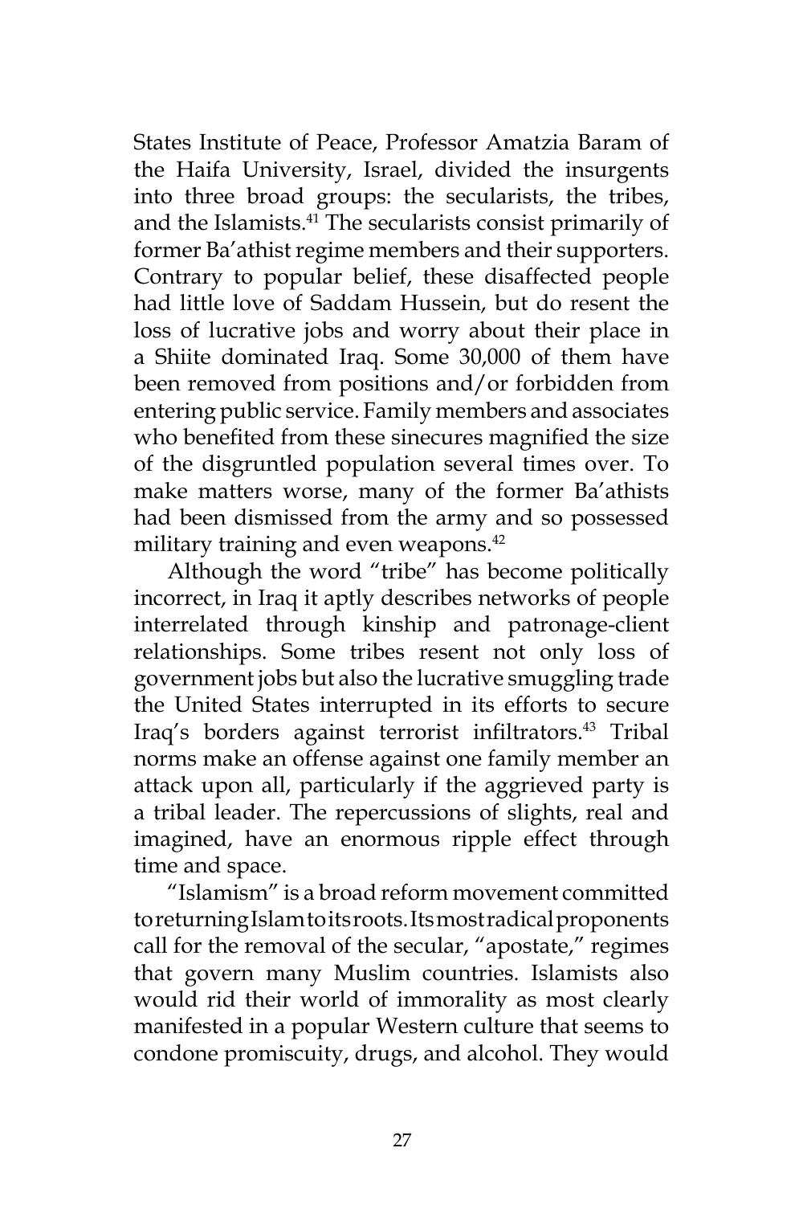States Institute of Peace, Professor Amatzia Baram of the Haifa University, Israel, divided the insurgents into three broad groups: the secularists, the tribes, and the Islamists.[41] The secularists consist primarily of former Ba'athist regime members and their supporters. Contrary to popular belief, these disaffected people had little love of Saddam Hussein, but do resent the loss of lucrative jobs and worry about their place in a Shiite dominated Iraq. Some 30,000 of them have been removed from positions and/or forbidden from entering public service. Family members and associates who benefited from these sinecures magnified the size of the disgruntled population several times over. To make matters worse, many of the former Ba'athists had been dismissed from the army and so possessed military training and even weapons.[42]

Although the word "tribe" has become politically incorrect, in Iraq it aptly describes networks of people interrelated through kinship and patronage-client relationships. Some tribes resent not only loss of government jobs but also the lucrative smuggling trade the United States interrupted in its efforts to secure Iraq's borders against terrorist infiltrators.[43] Tribal norms make an offense against one family member an attack upon all, particularly if the aggrieved party is a tribal leader. The repercussions of slights, real and imagined, have an enormous ripple effect through time and space.

"Islamism" is a broad reform movement committed to returning Islam to its roots. Its most radical proponents call for the removal of the secular, "apostate," regimes that govern many Muslim countries. Islamists also would rid their world of immorality as most clearly manifested in a popular Western culture that seems to condone promiscuity, drugs, and alcohol. They would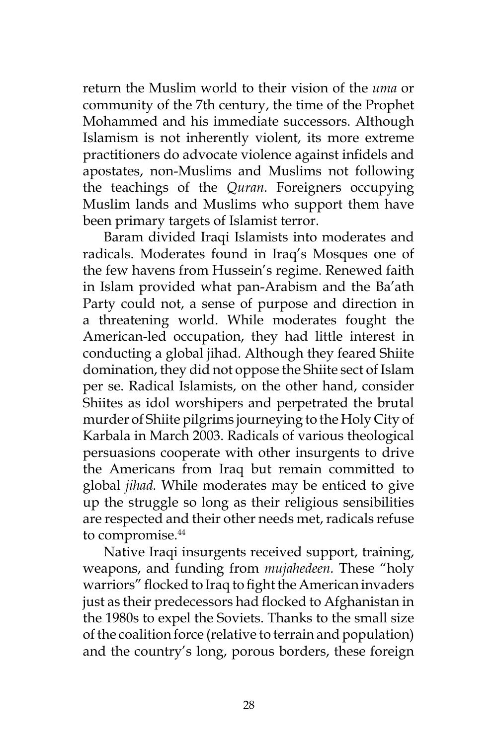return the Muslim world to their vision of the *uma* or community of the 7th century, the time of the Prophet Mohammed and his immediate successors. Although Islamism is not inherently violent, its more extreme practitioners do advocate violence against infidels and apostates, non-Muslims and Muslims not following the teachings of the *Quran.* Foreigners occupying Muslim lands and Muslims who support them have been primary targets of Islamist terror.

Baram divided Iraqi Islamists into moderates and radicals. Moderates found in Iraq's Mosques one of the few havens from Hussein's regime. Renewed faith in Islam provided what pan-Arabism and the Ba'ath Party could not, a sense of purpose and direction in a threatening world. While moderates fought the American-led occupation, they had little interest in conducting a global jihad. Although they feared Shiite domination, they did not oppose the Shiite sect of Islam per se. Radical Islamists, on the other hand, consider Shiites as idol worshipers and perpetrated the brutal murder of Shiite pilgrims journeying to the Holy City of Karbala in March 2003. Radicals of various theological persuasions cooperate with other insurgents to drive the Americans from Iraq but remain committed to global *jihad.* While moderates may be enticed to give up the struggle so long as their religious sensibilities are respected and their other needs met, radicals refuse to compromise.[44]

Native Iraqi insurgents received support, training, weapons, and funding from *mujahedeen.* These "holy warriors" flocked to Iraq to fight the American invaders just as their predecessors had flocked to Afghanistan in the 1980s to expel the Soviets. Thanks to the small size of the coalition force (relative to terrain and population) and the country's long, porous borders, these foreign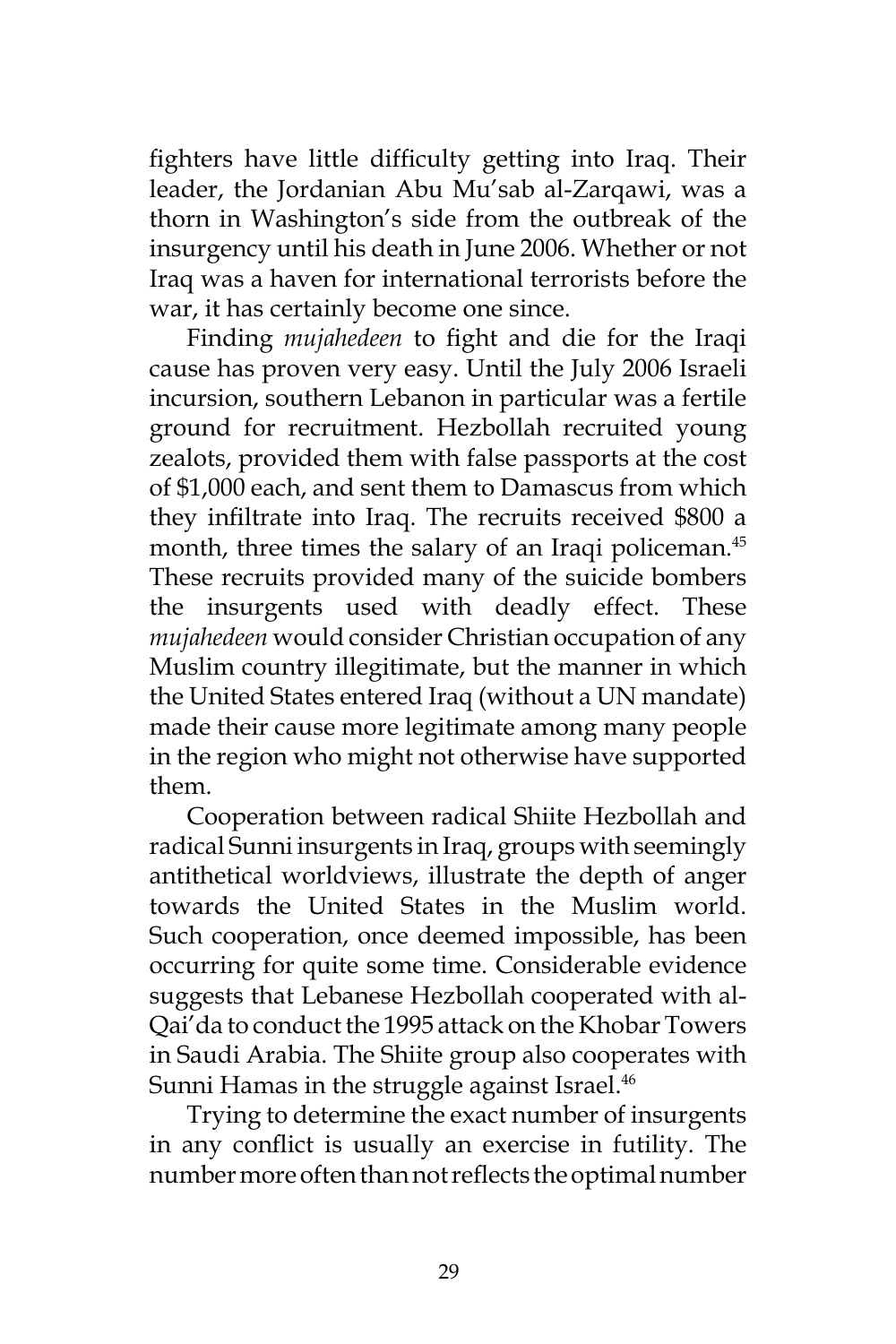fighters have little difficulty getting into Iraq. Their leader, the Jordanian Abu Mu'sab al-Zarqawi, was a thorn in Washington's side from the outbreak of the insurgency until his death in June 2006. Whether or not Iraq was a haven for international terrorists before the war, it has certainly become one since.

Finding *mujahedeen* to fight and die for the Iraqi cause has proven very easy. Until the July 2006 Israeli incursion, southern Lebanon in particular was a fertile ground for recruitment. Hezbollah recruited young zealots, provided them with false passports at the cost of $1,000 each, and sent them to Damascus from which they infiltrate into Iraq. The recruits received $800 a month, three times the salary of an Iraqi policeman.[45] These recruits provided many of the suicide bombers the insurgents used with deadly effect. These *mujahedeen* would consider Christian occupation of any Muslim country illegitimate, but the manner in which the United States entered Iraq (without a UN mandate) made their cause more legitimate among many people in the region who might not otherwise have supported them.

Cooperation between radical Shiite Hezbollah and radical Sunni insurgents in Iraq, groups with seemingly antithetical worldviews, illustrate the depth of anger towards the United States in the Muslim world. Such cooperation, once deemed impossible, has been occurring for quite some time. Considerable evidence suggests that Lebanese Hezbollah cooperated with al-Qai'da to conduct the 1995 attack on the Khobar Towers in Saudi Arabia. The Shiite group also cooperates with Sunni Hamas in the struggle against Israel.[46]

Trying to determine the exact number of insurgents in any conflict is usually an exercise in futility. The number more often than not reflects the optimal number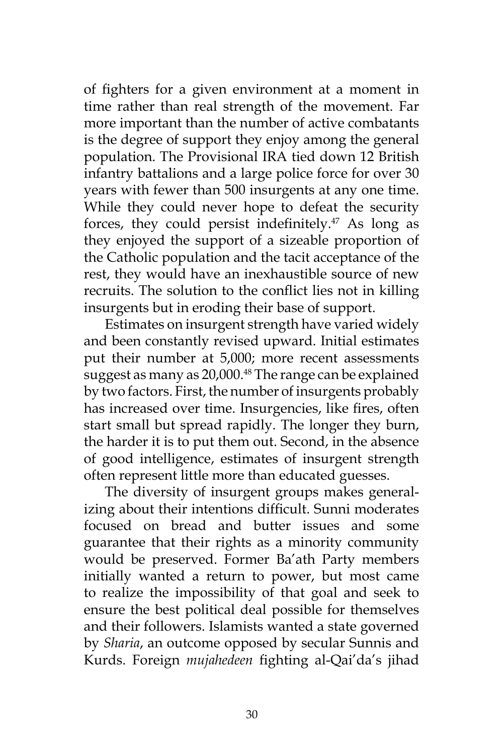of fighters for a given environment at a moment in time rather than real strength of the movement. Far more important than the number of active combatants is the degree of support they enjoy among the general population. The Provisional IRA tied down 12 British infantry battalions and a large police force for over 30 years with fewer than 500 insurgents at any one time. While they could never hope to defeat the security forces, they could persist indefinitely.[47] As long as they enjoyed the support of a sizeable proportion of the Catholic population and the tacit acceptance of the rest, they would have an inexhaustible source of new recruits. The solution to the conflict lies not in killing insurgents but in eroding their base of support.

Estimates on insurgent strength have varied widely and been constantly revised upward. Initial estimates put their number at 5,000; more recent assessments suggest as many as 20,000.[48] The range can be explained by two factors. First, the number of insurgents probably has increased over time. Insurgencies, like fires, often start small but spread rapidly. The longer they burn, the harder it is to put them out. Second, in the absence of good intelligence, estimates of insurgent strength often represent little more than educated guesses.

The diversity of insurgent groups makes generalizing about their intentions difficult. Sunni moderates focused on bread and butter issues and some guarantee that their rights as a minority community would be preserved. Former Ba'ath Party members initially wanted a return to power, but most came to realize the impossibility of that goal and seek to ensure the best political deal possible for themselves and their followers. Islamists wanted a state governed by *Sharia*, an outcome opposed by secular Sunnis and Kurds. Foreign *mujahedeen* fighting al-Qai'da's jihad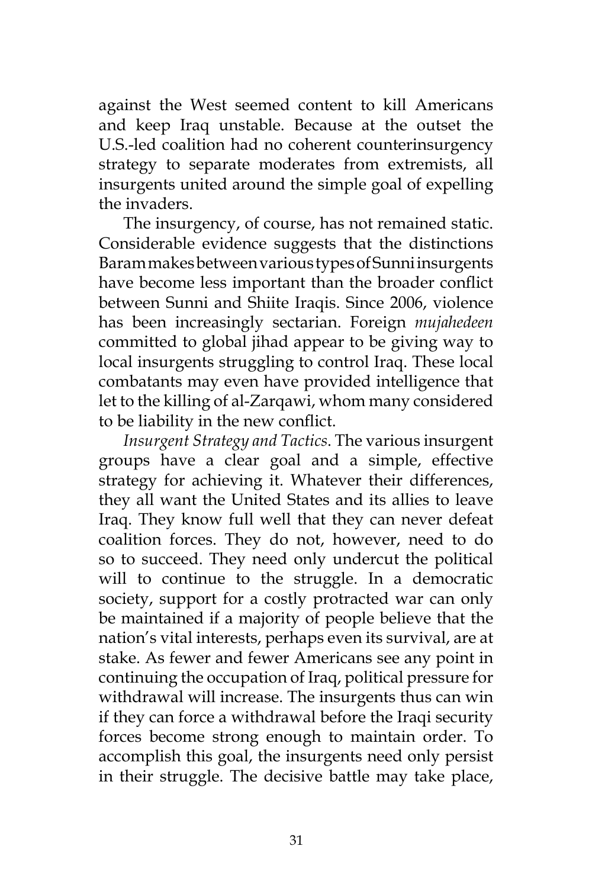against the West seemed content to kill Americans and keep Iraq unstable. Because at the outset the U.S.-led coalition had no coherent counterinsurgency strategy to separate moderates from extremists, all insurgents united around the simple goal of expelling the invaders.

The insurgency, of course, has not remained static. Considerable evidence suggests that the distinctions Baram makes between various types of Sunni insurgents have become less important than the broader conflict between Sunni and Shiite Iraqis. Since 2006, violence has been increasingly sectarian. Foreign *mujahedeen* committed to global jihad appear to be giving way to local insurgents struggling to control Iraq. These local combatants may even have provided intelligence that let to the killing of al-Zarqawi, whom many considered to be liability in the new conflict.

*Insurgent Strategy and Tactics*. The various insurgent groups have a clear goal and a simple, effective strategy for achieving it. Whatever their differences, they all want the United States and its allies to leave Iraq. They know full well that they can never defeat coalition forces. They do not, however, need to do so to succeed. They need only undercut the political will to continue to the struggle. In a democratic society, support for a costly protracted war can only be maintained if a majority of people believe that the nation's vital interests, perhaps even its survival, are at stake. As fewer and fewer Americans see any point in continuing the occupation of Iraq, political pressure for withdrawal will increase. The insurgents thus can win if they can force a withdrawal before the Iraqi security forces become strong enough to maintain order. To accomplish this goal, the insurgents need only persist in their struggle. The decisive battle may take place,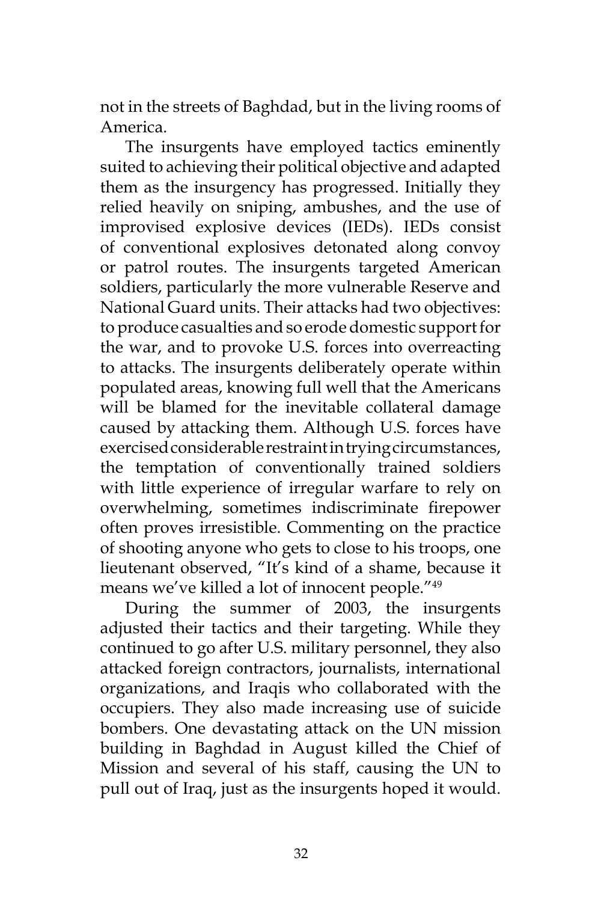not in the streets of Baghdad, but in the living rooms of America.

The insurgents have employed tactics eminently suited to achieving their political objective and adapted them as the insurgency has progressed. Initially they relied heavily on sniping, ambushes, and the use of improvised explosive devices (IEDs). IEDs consist of conventional explosives detonated along convoy or patrol routes. The insurgents targeted American soldiers, particularly the more vulnerable Reserve and National Guard units. Their attacks had two objectives: to produce casualties and so erode domestic support for the war, and to provoke U.S. forces into overreacting to attacks. The insurgents deliberately operate within populated areas, knowing full well that the Americans will be blamed for the inevitable collateral damage caused by attacking them. Although U.S. forces have exercised considerable restraint in trying circumstances, the temptation of conventionally trained soldiers with little experience of irregular warfare to rely on overwhelming, sometimes indiscriminate firepower often proves irresistible. Commenting on the practice of shooting anyone who gets to close to his troops, one lieutenant observed, "It's kind of a shame, because it means we've killed a lot of innocent people."[49]

During the summer of 2003, the insurgents adjusted their tactics and their targeting. While they continued to go after U.S. military personnel, they also attacked foreign contractors, journalists, international organizations, and Iraqis who collaborated with the occupiers. They also made increasing use of suicide bombers. One devastating attack on the UN mission building in Baghdad in August killed the Chief of Mission and several of his staff, causing the UN to pull out of Iraq, just as the insurgents hoped it would.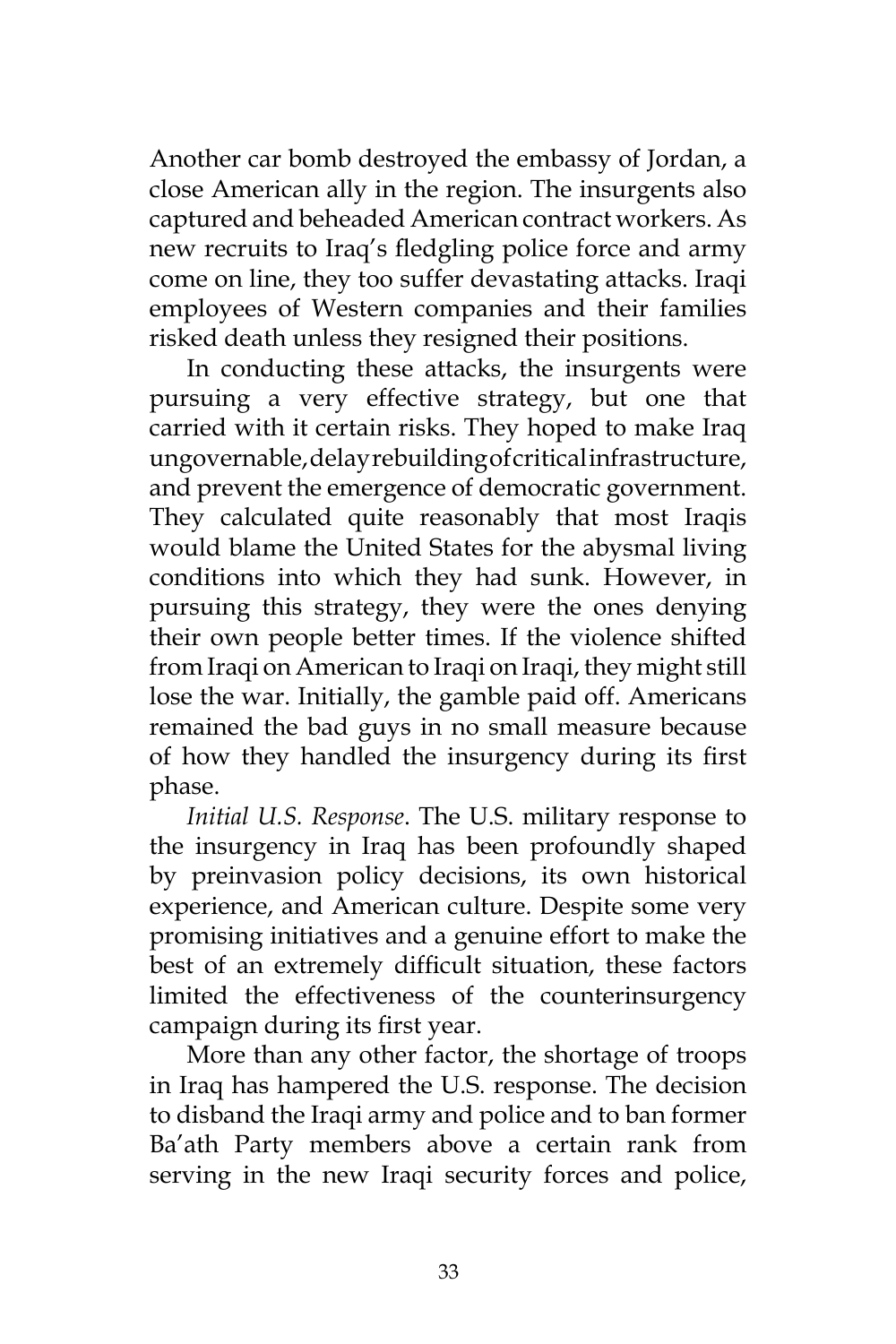Another car bomb destroyed the embassy of Jordan, a close American ally in the region. The insurgents also captured and beheaded American contract workers. As new recruits to Iraq's fledgling police force and army come on line, they too suffer devastating attacks. Iraqi employees of Western companies and their families risked death unless they resigned their positions.

In conducting these attacks, the insurgents were pursuing a very effective strategy, but one that carried with it certain risks. They hoped to make Iraq ungovernable, delay rebuilding of critical infrastructure, and prevent the emergence of democratic government. They calculated quite reasonably that most Iraqis would blame the United States for the abysmal living conditions into which they had sunk. However, in pursuing this strategy, they were the ones denying their own people better times. If the violence shifted from Iraqi on American to Iraqi on Iraqi, they might still lose the war. Initially, the gamble paid off. Americans remained the bad guys in no small measure because of how they handled the insurgency during its first phase.

*Initial U.S. Response*. The U.S. military response to the insurgency in Iraq has been profoundly shaped by preinvasion policy decisions, its own historical experience, and American culture. Despite some very promising initiatives and a genuine effort to make the best of an extremely difficult situation, these factors limited the effectiveness of the counterinsurgency campaign during its first year.

More than any other factor, the shortage of troops in Iraq has hampered the U.S. response. The decision to disband the Iraqi army and police and to ban former Ba'ath Party members above a certain rank from serving in the new Iraqi security forces and police,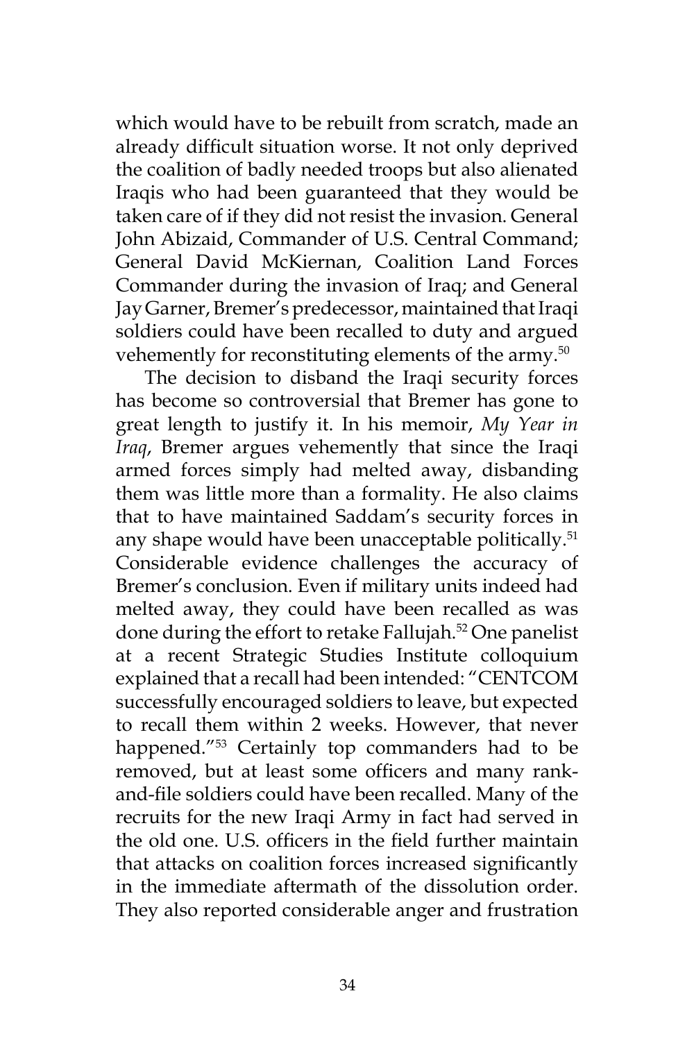which would have to be rebuilt from scratch, made an already difficult situation worse. It not only deprived the coalition of badly needed troops but also alienated Iraqis who had been guaranteed that they would be taken care of if they did not resist the invasion. General John Abizaid, Commander of U.S. Central Command; General David McKiernan, Coalition Land Forces Commander during the invasion of Iraq; and General Jay Garner, Bremer's predecessor, maintained that Iraqi soldiers could have been recalled to duty and argued vehemently for reconstituting elements of the army.[50]

The decision to disband the Iraqi security forces has become so controversial that Bremer has gone to great length to justify it. In his memoir, *My Year in Iraq*, Bremer argues vehemently that since the Iraqi armed forces simply had melted away, disbanding them was little more than a formality. He also claims that to have maintained Saddam's security forces in any shape would have been unacceptable politically.[51] Considerable evidence challenges the accuracy of Bremer's conclusion. Even if military units indeed had melted away, they could have been recalled as was done during the effort to retake Fallujah.[52] One panelist at a recent Strategic Studies Institute colloquium explained that a recall had been intended: "CENTCOM successfully encouraged soldiers to leave, but expected to recall them within 2 weeks. However, that never happened."[53] Certainly top commanders had to be removed, but at least some officers and many rank-and-file soldiers could have been recalled. Many of the recruits for the new Iraqi Army in fact had served in the old one. U.S. officers in the field further maintain that attacks on coalition forces increased significantly in the immediate aftermath of the dissolution order. They also reported considerable anger and frustration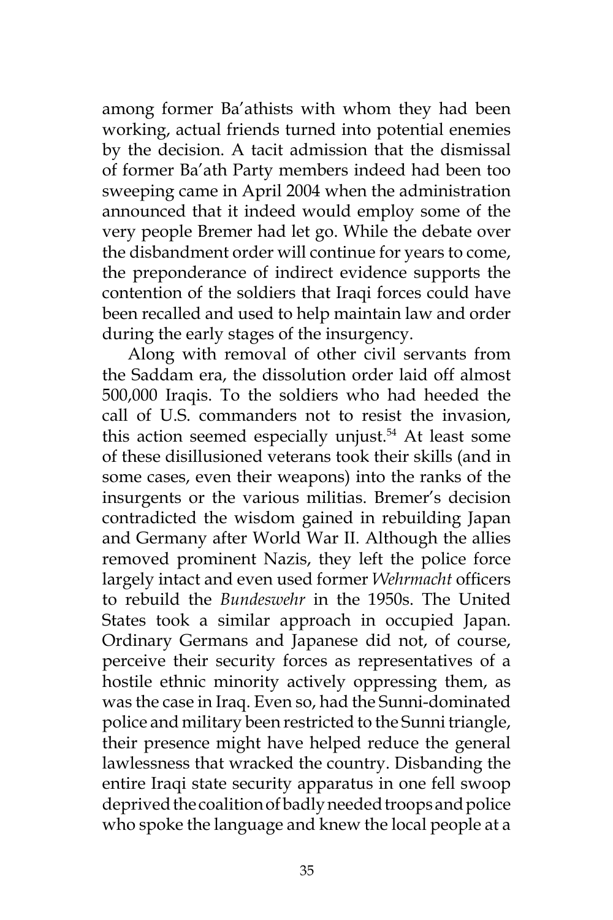among former Ba'athists with whom they had been working, actual friends turned into potential enemies by the decision. A tacit admission that the dismissal of former Ba'ath Party members indeed had been too sweeping came in April 2004 when the administration announced that it indeed would employ some of the very people Bremer had let go. While the debate over the disbandment order will continue for years to come, the preponderance of indirect evidence supports the contention of the soldiers that Iraqi forces could have been recalled and used to help maintain law and order during the early stages of the insurgency.

Along with removal of other civil servants from the Saddam era, the dissolution order laid off almost 500,000 Iraqis. To the soldiers who had heeded the call of U.S. commanders not to resist the invasion, this action seemed especially unjust.[54] At least some of these disillusioned veterans took their skills (and in some cases, even their weapons) into the ranks of the insurgents or the various militias. Bremer's decision contradicted the wisdom gained in rebuilding Japan and Germany after World War II. Although the allies removed prominent Nazis, they left the police force largely intact and even used former *Wehrmacht* officers to rebuild the *Bundeswehr* in the 1950s. The United States took a similar approach in occupied Japan. Ordinary Germans and Japanese did not, of course, perceive their security forces as representatives of a hostile ethnic minority actively oppressing them, as was the case in Iraq. Even so, had the Sunni-dominated police and military been restricted to the Sunni triangle, their presence might have helped reduce the general lawlessness that wracked the country. Disbanding the entire Iraqi state security apparatus in one fell swoop deprived the coalition of badly needed troops and police who spoke the language and knew the local people at a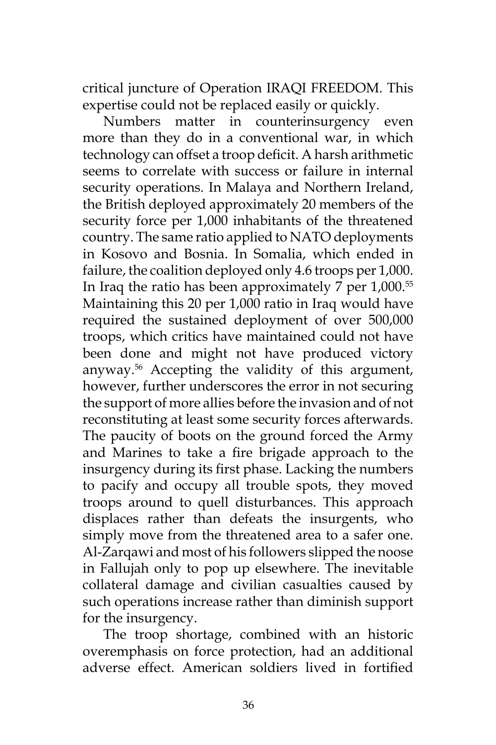critical juncture of Operation IRAQI FREEDOM. This expertise could not be replaced easily or quickly.

Numbers matter in counterinsurgency even more than they do in a conventional war, in which technology can offset a troop deficit. A harsh arithmetic seems to correlate with success or failure in internal security operations. In Malaya and Northern Ireland, the British deployed approximately 20 members of the security force per 1,000 inhabitants of the threatened country. The same ratio applied to NATO deployments in Kosovo and Bosnia. In Somalia, which ended in failure, the coalition deployed only 4.6 troops per 1,000. In Iraq the ratio has been approximately 7 per 1,000.[55] Maintaining this 20 per 1,000 ratio in Iraq would have required the sustained deployment of over 500,000 troops, which critics have maintained could not have been done and might not have produced victory anyway.[56] Accepting the validity of this argument, however, further underscores the error in not securing the support of more allies before the invasion and of not reconstituting at least some security forces afterwards. The paucity of boots on the ground forced the Army and Marines to take a fire brigade approach to the insurgency during its first phase. Lacking the numbers to pacify and occupy all trouble spots, they moved troops around to quell disturbances. This approach displaces rather than defeats the insurgents, who simply move from the threatened area to a safer one. Al-Zarqawi and most of his followers slipped the noose in Fallujah only to pop up elsewhere. The inevitable collateral damage and civilian casualties caused by such operations increase rather than diminish support for the insurgency.

The troop shortage, combined with an historic overemphasis on force protection, had an additional adverse effect. American soldiers lived in fortified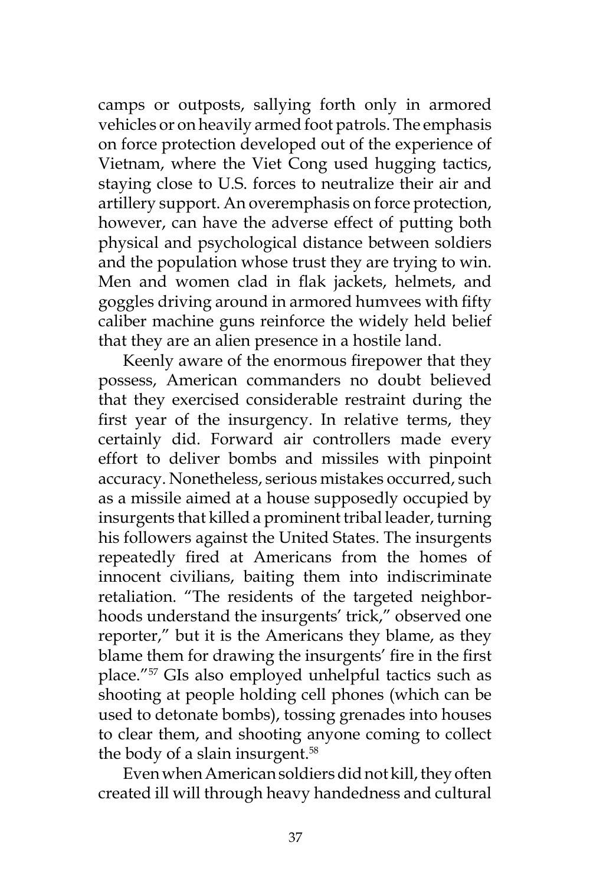camps or outposts, sallying forth only in armored vehicles or on heavily armed foot patrols. The emphasis on force protection developed out of the experience of Vietnam, where the Viet Cong used hugging tactics, staying close to U.S. forces to neutralize their air and artillery support. An overemphasis on force protection, however, can have the adverse effect of putting both physical and psychological distance between soldiers and the population whose trust they are trying to win. Men and women clad in flak jackets, helmets, and goggles driving around in armored humvees with fifty caliber machine guns reinforce the widely held belief that they are an alien presence in a hostile land.

Keenly aware of the enormous firepower that they possess, American commanders no doubt believed that they exercised considerable restraint during the first year of the insurgency. In relative terms, they certainly did. Forward air controllers made every effort to deliver bombs and missiles with pinpoint accuracy. Nonetheless, serious mistakes occurred, such as a missile aimed at a house supposedly occupied by insurgents that killed a prominent tribal leader, turning his followers against the United States. The insurgents repeatedly fired at Americans from the homes of innocent civilians, baiting them into indiscriminate retaliation. "The residents of the targeted neighborhoods understand the insurgents' trick," observed one reporter," but it is the Americans they blame, as they blame them for drawing the insurgents' fire in the first place."[57] GIs also employed unhelpful tactics such as shooting at people holding cell phones (which can be used to detonate bombs), tossing grenades into houses to clear them, and shooting anyone coming to collect the body of a slain insurgent.[58]

Even when American soldiers did not kill, they often created ill will through heavy handedness and cultural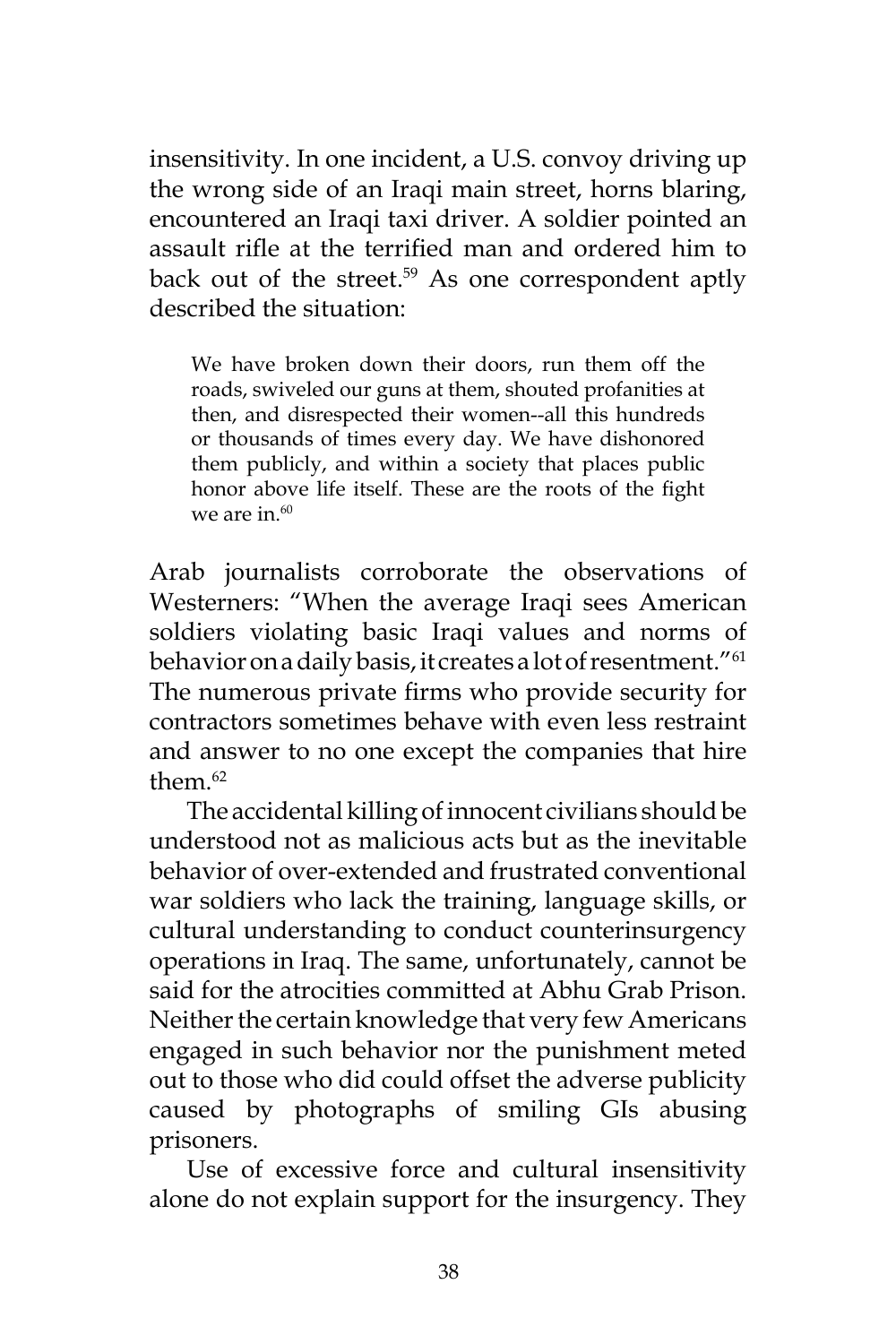insensitivity. In one incident, a U.S. convoy driving up the wrong side of an Iraqi main street, horns blaring, encountered an Iraqi taxi driver. A soldier pointed an assault rifle at the terrified man and ordered him to back out of the street.[59] As one correspondent aptly described the situation:

> We have broken down their doors, run them off the roads, swiveled our guns at them, shouted profanities at then, and disrespected their women--all this hundreds or thousands of times every day. We have dishonored them publicly, and within a society that places public honor above life itself. These are the roots of the fight we are in.[60]

Arab journalists corroborate the observations of Westerners: "When the average Iraqi sees American soldiers violating basic Iraqi values and norms of behavior on a daily basis, it creates a lot of resentment."[61] The numerous private firms who provide security for contractors sometimes behave with even less restraint and answer to no one except the companies that hire them.[62]

The accidental killing of innocent civilians should be understood not as malicious acts but as the inevitable behavior of over-extended and frustrated conventional war soldiers who lack the training, language skills, or cultural understanding to conduct counterinsurgency operations in Iraq. The same, unfortunately, cannot be said for the atrocities committed at Abhu Grab Prison. Neither the certain knowledge that very few Americans engaged in such behavior nor the punishment meted out to those who did could offset the adverse publicity caused by photographs of smiling GIs abusing prisoners.

Use of excessive force and cultural insensitivity alone do not explain support for the insurgency. They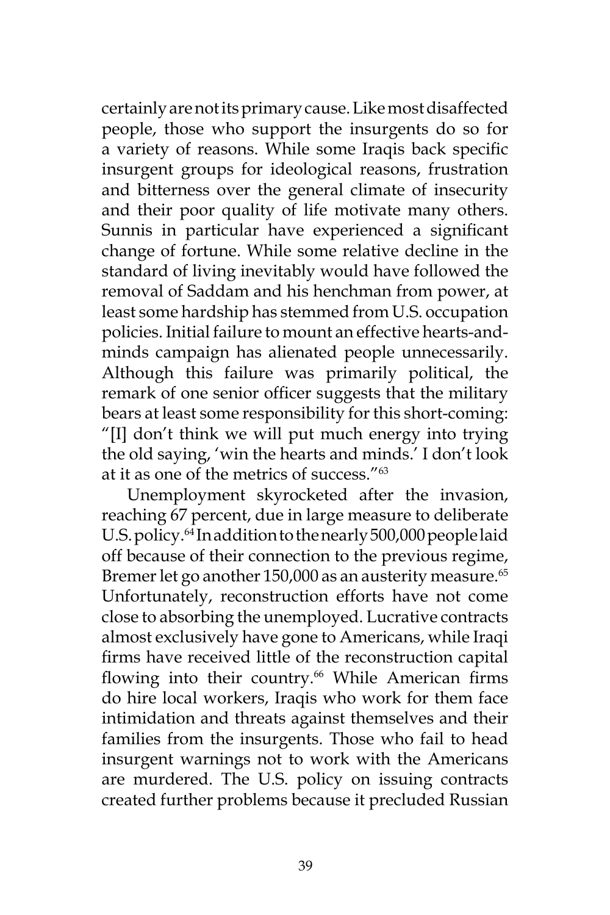certainly are not its primary cause. Like most disaffected people, those who support the insurgents do so for a variety of reasons. While some Iraqis back specific insurgent groups for ideological reasons, frustration and bitterness over the general climate of insecurity and their poor quality of life motivate many others. Sunnis in particular have experienced a significant change of fortune. While some relative decline in the standard of living inevitably would have followed the removal of Saddam and his henchman from power, at least some hardship has stemmed from U.S. occupation policies. Initial failure to mount an effective hearts-and-minds campaign has alienated people unnecessarily. Although this failure was primarily political, the remark of one senior officer suggests that the military bears at least some responsibility for this short-coming: "[I] don't think we will put much energy into trying the old saying, 'win the hearts and minds.' I don't look at it as one of the metrics of success."[63]

Unemployment skyrocketed after the invasion, reaching 67 percent, due in large measure to deliberate U.S. policy.[64] In addition to the nearly 500,000 people laid off because of their connection to the previous regime, Bremer let go another 150,000 as an austerity measure.[65] Unfortunately, reconstruction efforts have not come close to absorbing the unemployed. Lucrative contracts almost exclusively have gone to Americans, while Iraqi firms have received little of the reconstruction capital flowing into their country.[66] While American firms do hire local workers, Iraqis who work for them face intimidation and threats against themselves and their families from the insurgents. Those who fail to head insurgent warnings not to work with the Americans are murdered. The U.S. policy on issuing contracts created further problems because it precluded Russian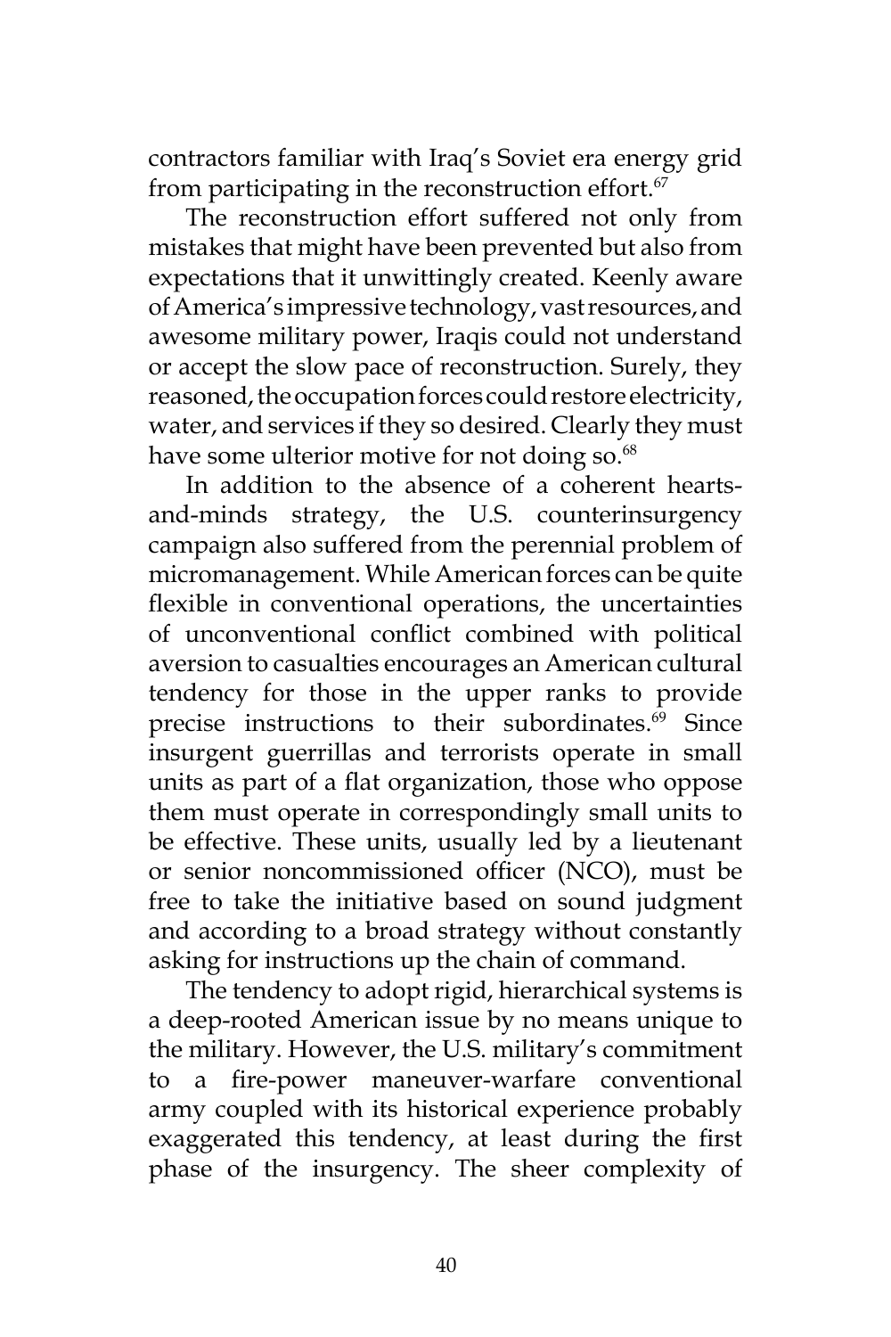contractors familiar with Iraq's Soviet era energy grid from participating in the reconstruction effort.[67]

The reconstruction effort suffered not only from mistakes that might have been prevented but also from expectations that it unwittingly created. Keenly aware of America's impressive technology, vast resources, and awesome military power, Iraqis could not understand or accept the slow pace of reconstruction. Surely, they reasoned, the occupation forces could restore electricity, water, and services if they so desired. Clearly they must have some ulterior motive for not doing so.[68]

In addition to the absence of a coherent hearts-and-minds strategy, the U.S. counterinsurgency campaign also suffered from the perennial problem of micromanagement. While American forces can be quite flexible in conventional operations, the uncertainties of unconventional conflict combined with political aversion to casualties encourages an American cultural tendency for those in the upper ranks to provide precise instructions to their subordinates.[69] Since insurgent guerrillas and terrorists operate in small units as part of a flat organization, those who oppose them must operate in correspondingly small units to be effective. These units, usually led by a lieutenant or senior noncommissioned officer (NCO), must be free to take the initiative based on sound judgment and according to a broad strategy without constantly asking for instructions up the chain of command.

The tendency to adopt rigid, hierarchical systems is a deep-rooted American issue by no means unique to the military. However, the U.S. military's commitment to a fire-power maneuver-warfare conventional army coupled with its historical experience probably exaggerated this tendency, at least during the first phase of the insurgency. The sheer complexity of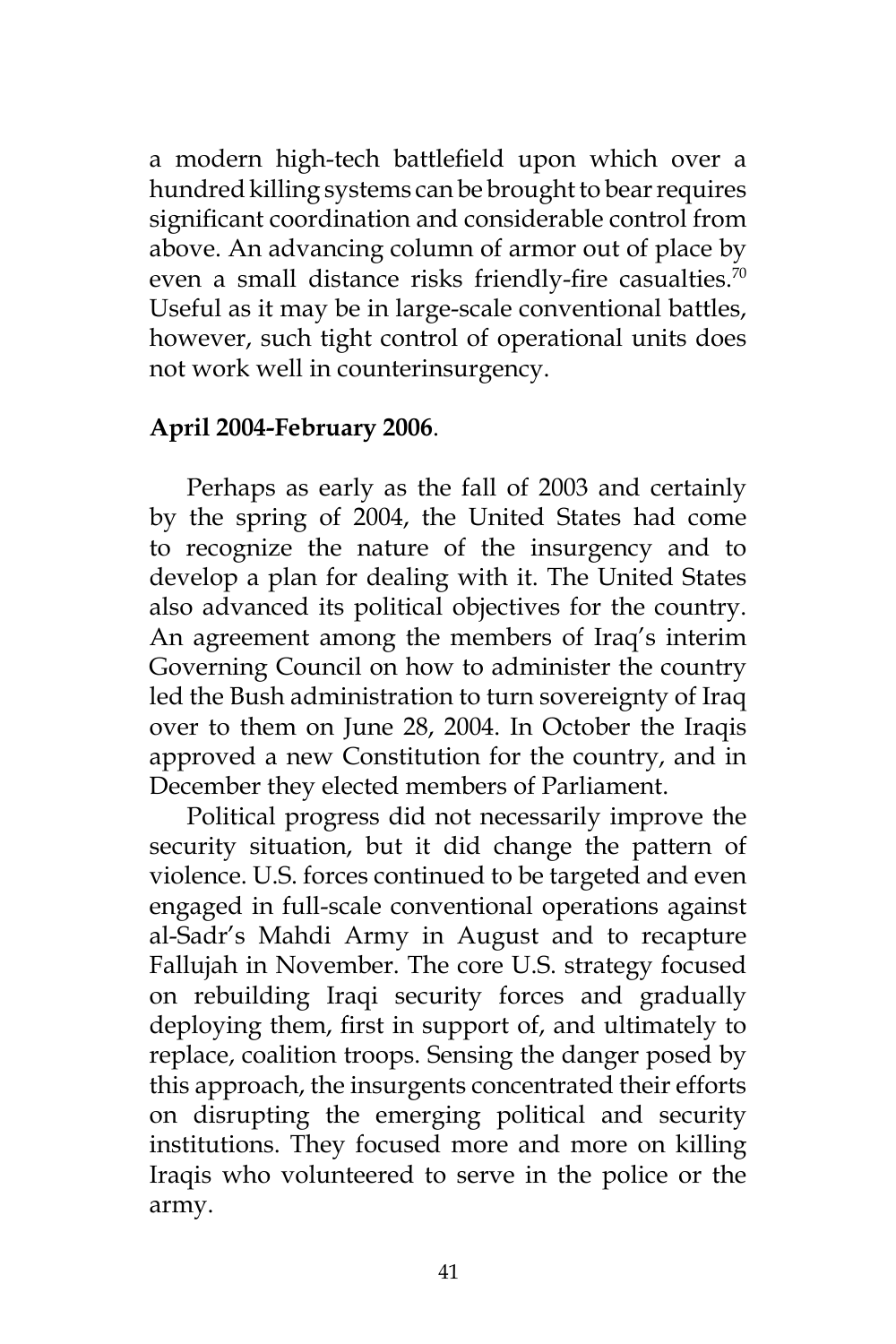a modern high-tech battlefield upon which over a hundred killing systems can be brought to bear requires significant coordination and considerable control from above. An advancing column of armor out of place by even a small distance risks friendly-fire casualties.[70] Useful as it may be in large-scale conventional battles, however, such tight control of operational units does not work well in counterinsurgency.

**April 2004-February 2006**.

Perhaps as early as the fall of 2003 and certainly by the spring of 2004, the United States had come to recognize the nature of the insurgency and to develop a plan for dealing with it. The United States also advanced its political objectives for the country. An agreement among the members of Iraq's interim Governing Council on how to administer the country led the Bush administration to turn sovereignty of Iraq over to them on June 28, 2004. In October the Iraqis approved a new Constitution for the country, and in December they elected members of Parliament.

Political progress did not necessarily improve the security situation, but it did change the pattern of violence. U.S. forces continued to be targeted and even engaged in full-scale conventional operations against al-Sadr's Mahdi Army in August and to recapture Fallujah in November. The core U.S. strategy focused on rebuilding Iraqi security forces and gradually deploying them, first in support of, and ultimately to replace, coalition troops. Sensing the danger posed by this approach, the insurgents concentrated their efforts on disrupting the emerging political and security institutions. They focused more and more on killing Iraqis who volunteered to serve in the police or the army.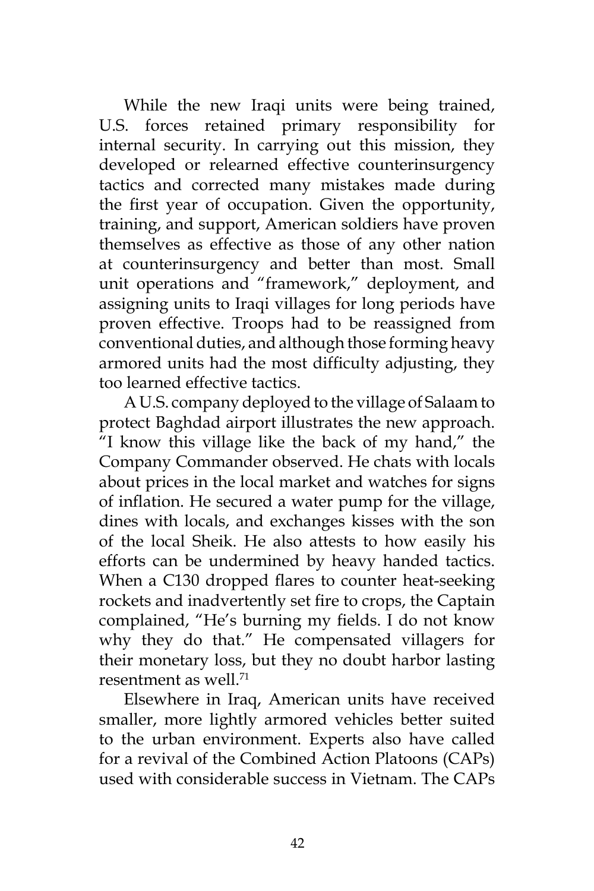While the new Iraqi units were being trained, U.S. forces retained primary responsibility for internal security. In carrying out this mission, they developed or relearned effective counterinsurgency tactics and corrected many mistakes made during the first year of occupation. Given the opportunity, training, and support, American soldiers have proven themselves as effective as those of any other nation at counterinsurgency and better than most. Small unit operations and "framework," deployment, and assigning units to Iraqi villages for long periods have proven effective. Troops had to be reassigned from conventional duties, and although those forming heavy armored units had the most difficulty adjusting, they too learned effective tactics.

A U.S. company deployed to the village of Salaam to protect Baghdad airport illustrates the new approach. "I know this village like the back of my hand," the Company Commander observed. He chats with locals about prices in the local market and watches for signs of inflation. He secured a water pump for the village, dines with locals, and exchanges kisses with the son of the local Sheik. He also attests to how easily his efforts can be undermined by heavy handed tactics. When a C130 dropped flares to counter heat-seeking rockets and inadvertently set fire to crops, the Captain complained, "He's burning my fields. I do not know why they do that." He compensated villagers for their monetary loss, but they no doubt harbor lasting resentment as well.[71]

Elsewhere in Iraq, American units have received smaller, more lightly armored vehicles better suited to the urban environment. Experts also have called for a revival of the Combined Action Platoons (CAPs) used with considerable success in Vietnam. The CAPs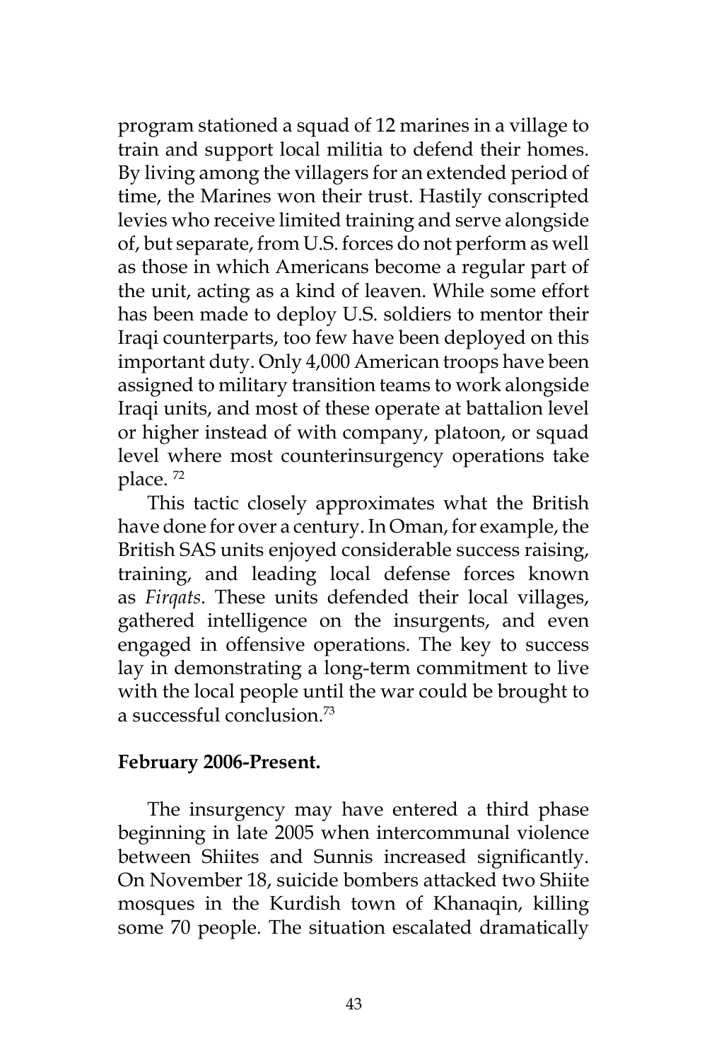program stationed a squad of 12 marines in a village to train and support local militia to defend their homes. By living among the villagers for an extended period of time, the Marines won their trust. Hastily conscripted levies who receive limited training and serve alongside of, but separate, from U.S. forces do not perform as well as those in which Americans become a regular part of the unit, acting as a kind of leaven. While some effort has been made to deploy U.S. soldiers to mentor their Iraqi counterparts, too few have been deployed on this important duty. Only 4,000 American troops have been assigned to military transition teams to work alongside Iraqi units, and most of these operate at battalion level or higher instead of with company, platoon, or squad level where most counterinsurgency operations take place. [72]

This tactic closely approximates what the British have done for over a century. In Oman, for example, the British SAS units enjoyed considerable success raising, training, and leading local defense forces known as *Firqats*. These units defended their local villages, gathered intelligence on the insurgents, and even engaged in offensive operations. The key to success lay in demonstrating a long-term commitment to live with the local people until the war could be brought to a successful conclusion.[73]

**February 2006-Present.**

The insurgency may have entered a third phase beginning in late 2005 when intercommunal violence between Shiites and Sunnis increased significantly. On November 18, suicide bombers attacked two Shiite mosques in the Kurdish town of Khanaqin, killing some 70 people. The situation escalated dramatically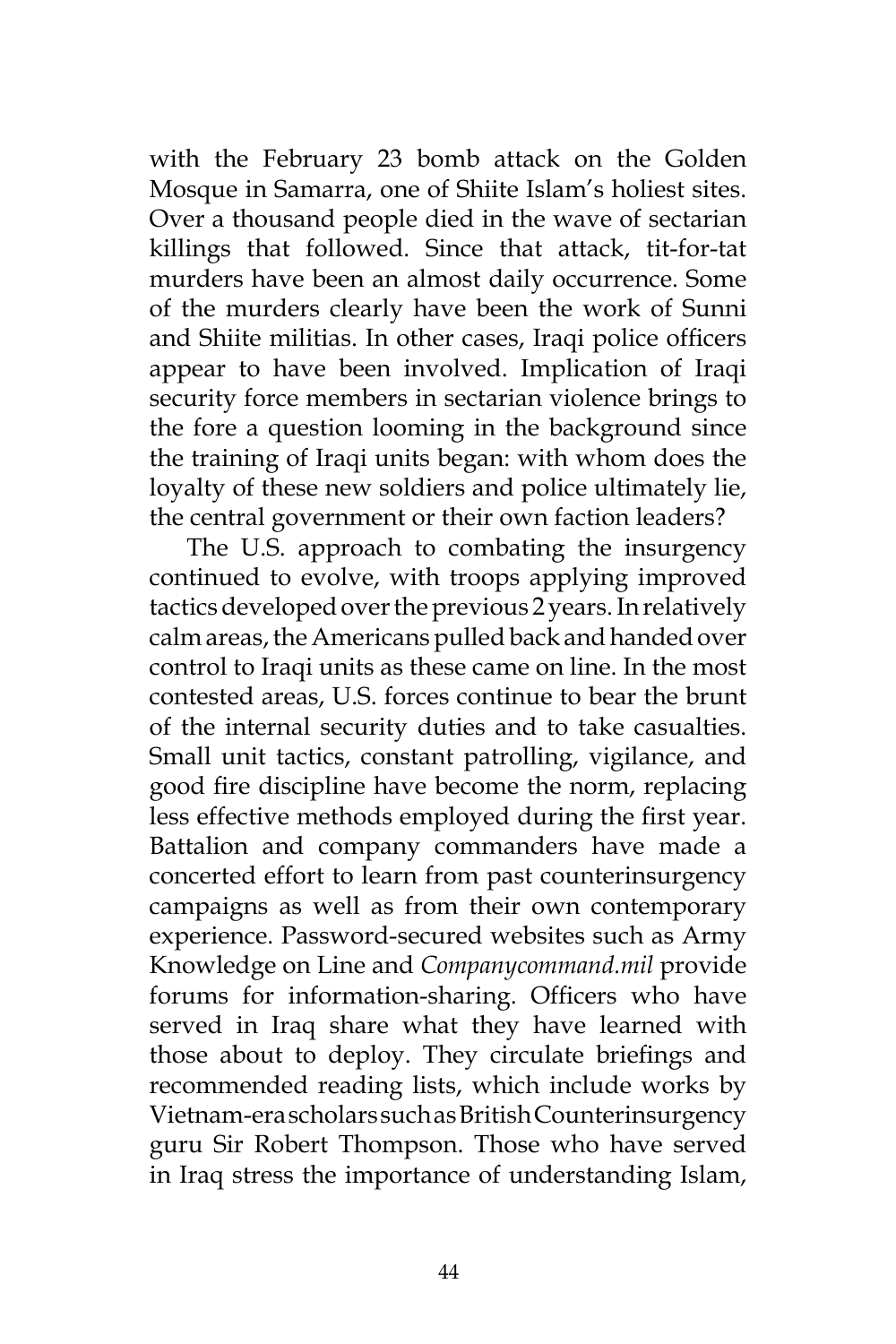with the February 23 bomb attack on the Golden Mosque in Samarra, one of Shiite Islam's holiest sites. Over a thousand people died in the wave of sectarian killings that followed. Since that attack, tit-for-tat murders have been an almost daily occurrence. Some of the murders clearly have been the work of Sunni and Shiite militias. In other cases, Iraqi police officers appear to have been involved. Implication of Iraqi security force members in sectarian violence brings to the fore a question looming in the background since the training of Iraqi units began: with whom does the loyalty of these new soldiers and police ultimately lie, the central government or their own faction leaders?

The U.S. approach to combating the insurgency continued to evolve, with troops applying improved tactics developed over the previous 2 years. In relatively calm areas, the Americans pulled back and handed over control to Iraqi units as these came on line. In the most contested areas, U.S. forces continue to bear the brunt of the internal security duties and to take casualties. Small unit tactics, constant patrolling, vigilance, and good fire discipline have become the norm, replacing less effective methods employed during the first year. Battalion and company commanders have made a concerted effort to learn from past counterinsurgency campaigns as well as from their own contemporary experience. Password-secured websites such as Army Knowledge on Line and *Companycommand.mil* provide forums for information-sharing. Officers who have served in Iraq share what they have learned with those about to deploy. They circulate briefings and recommended reading lists, which include works by Vietnam-era scholars such as British Counterinsurgency guru Sir Robert Thompson. Those who have served in Iraq stress the importance of understanding Islam,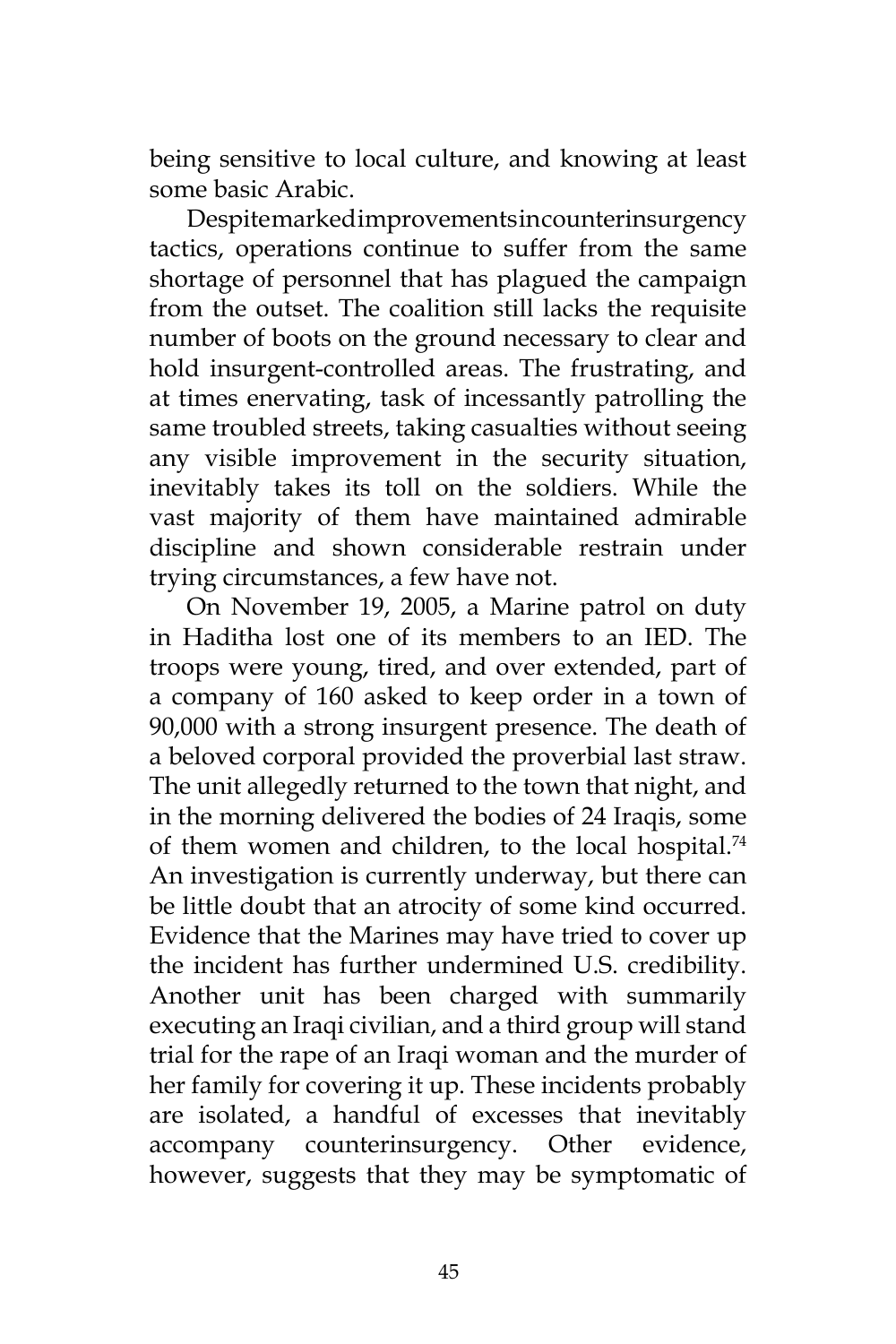being sensitive to local culture, and knowing at least some basic Arabic.

Despite marked improvements in counterinsurgency tactics, operations continue to suffer from the same shortage of personnel that has plagued the campaign from the outset. The coalition still lacks the requisite number of boots on the ground necessary to clear and hold insurgent-controlled areas. The frustrating, and at times enervating, task of incessantly patrolling the same troubled streets, taking casualties without seeing any visible improvement in the security situation, inevitably takes its toll on the soldiers. While the vast majority of them have maintained admirable discipline and shown considerable restrain under trying circumstances, a few have not.

On November 19, 2005, a Marine patrol on duty in Haditha lost one of its members to an IED. The troops were young, tired, and over extended, part of a company of 160 asked to keep order in a town of 90,000 with a strong insurgent presence. The death of a beloved corporal provided the proverbial last straw. The unit allegedly returned to the town that night, and in the morning delivered the bodies of 24 Iraqis, some of them women and children, to the local hospital.[74] An investigation is currently underway, but there can be little doubt that an atrocity of some kind occurred. Evidence that the Marines may have tried to cover up the incident has further undermined U.S. credibility. Another unit has been charged with summarily executing an Iraqi civilian, and a third group will stand trial for the rape of an Iraqi woman and the murder of her family for covering it up. These incidents probably are isolated, a handful of excesses that inevitably accompany counterinsurgency. Other evidence, however, suggests that they may be symptomatic of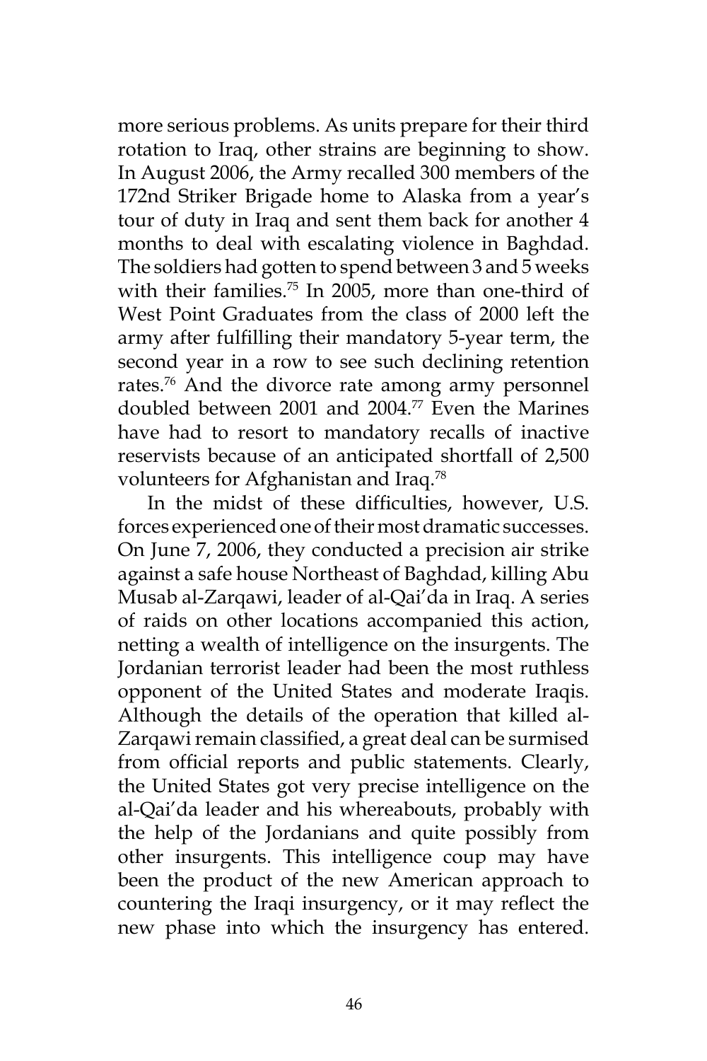more serious problems. As units prepare for their third rotation to Iraq, other strains are beginning to show. In August 2006, the Army recalled 300 members of the 172nd Striker Brigade home to Alaska from a year's tour of duty in Iraq and sent them back for another 4 months to deal with escalating violence in Baghdad. The soldiers had gotten to spend between 3 and 5 weeks with their families.[75] In 2005, more than one-third of West Point Graduates from the class of 2000 left the army after fulfilling their mandatory 5-year term, the second year in a row to see such declining retention rates.[76] And the divorce rate among army personnel doubled between 2001 and 2004.[77] Even the Marines have had to resort to mandatory recalls of inactive reservists because of an anticipated shortfall of 2,500 volunteers for Afghanistan and Iraq.[78]

In the midst of these difficulties, however, U.S. forces experienced one of their most dramatic successes. On June 7, 2006, they conducted a precision air strike against a safe house Northeast of Baghdad, killing Abu Musab al-Zarqawi, leader of al-Qai'da in Iraq. A series of raids on other locations accompanied this action, netting a wealth of intelligence on the insurgents. The Jordanian terrorist leader had been the most ruthless opponent of the United States and moderate Iraqis. Although the details of the operation that killed al-Zarqawi remain classified, a great deal can be surmised from official reports and public statements. Clearly, the United States got very precise intelligence on the al-Qai'da leader and his whereabouts, probably with the help of the Jordanians and quite possibly from other insurgents. This intelligence coup may have been the product of the new American approach to countering the Iraqi insurgency, or it may reflect the new phase into which the insurgency has entered.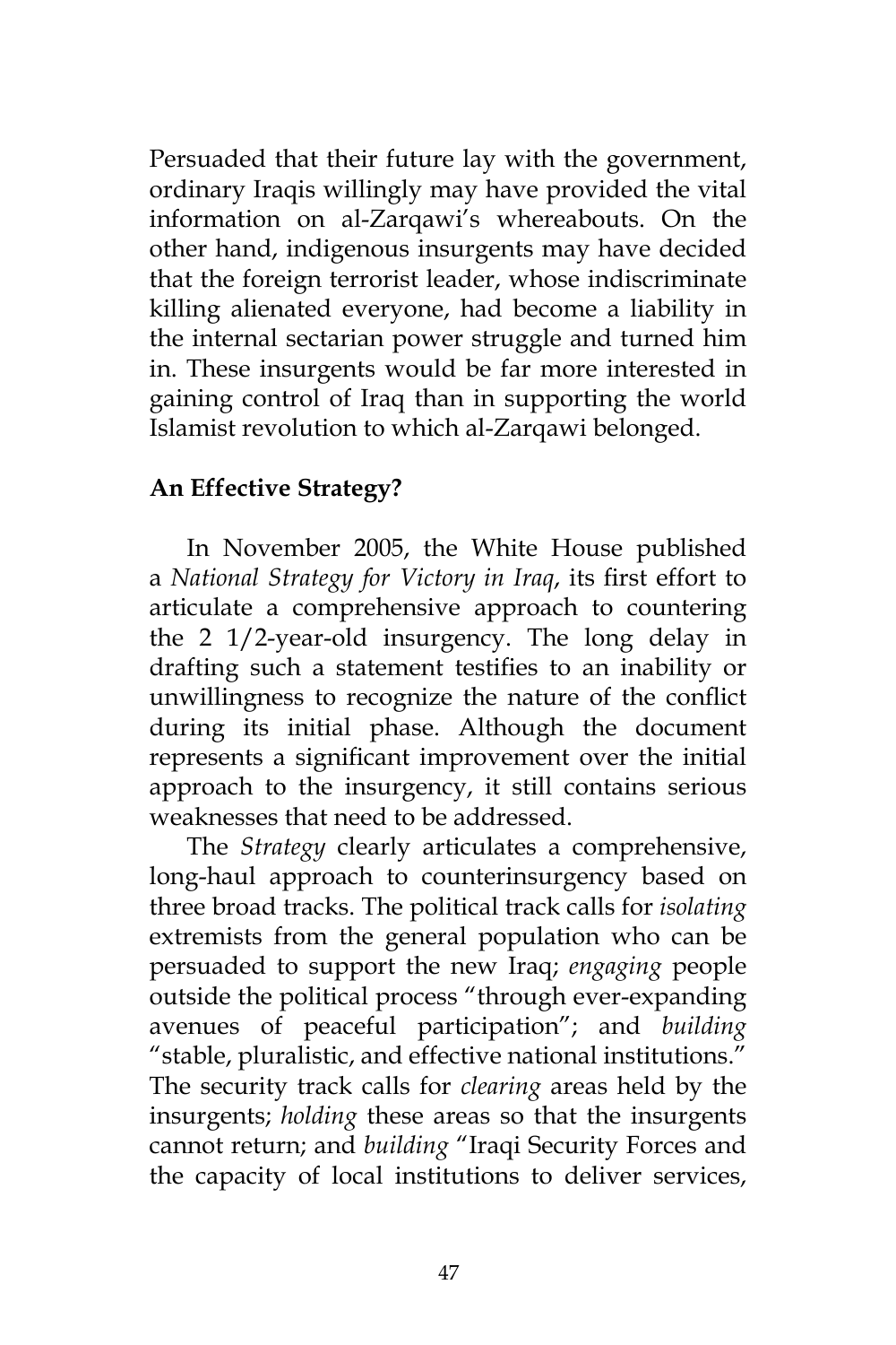Persuaded that their future lay with the government, ordinary Iraqis willingly may have provided the vital information on al-Zarqawi's whereabouts. On the other hand, indigenous insurgents may have decided that the foreign terrorist leader, whose indiscriminate killing alienated everyone, had become a liability in the internal sectarian power struggle and turned him in. These insurgents would be far more interested in gaining control of Iraq than in supporting the world Islamist revolution to which al-Zarqawi belonged.

## An Effective Strategy?

In November 2005, the White House published a *National Strategy for Victory in Iraq*, its first effort to articulate a comprehensive approach to countering the 2 1/2-year-old insurgency. The long delay in drafting such a statement testifies to an inability or unwillingness to recognize the nature of the conflict during its initial phase. Although the document represents a significant improvement over the initial approach to the insurgency, it still contains serious weaknesses that need to be addressed.

The *Strategy* clearly articulates a comprehensive, long-haul approach to counterinsurgency based on three broad tracks. The political track calls for *isolating* extremists from the general population who can be persuaded to support the new Iraq; *engaging* people outside the political process "through ever-expanding avenues of peaceful participation"; and *building* "stable, pluralistic, and effective national institutions." The security track calls for *clearing* areas held by the insurgents; *holding* these areas so that the insurgents cannot return; and *building* "Iraqi Security Forces and the capacity of local institutions to deliver services,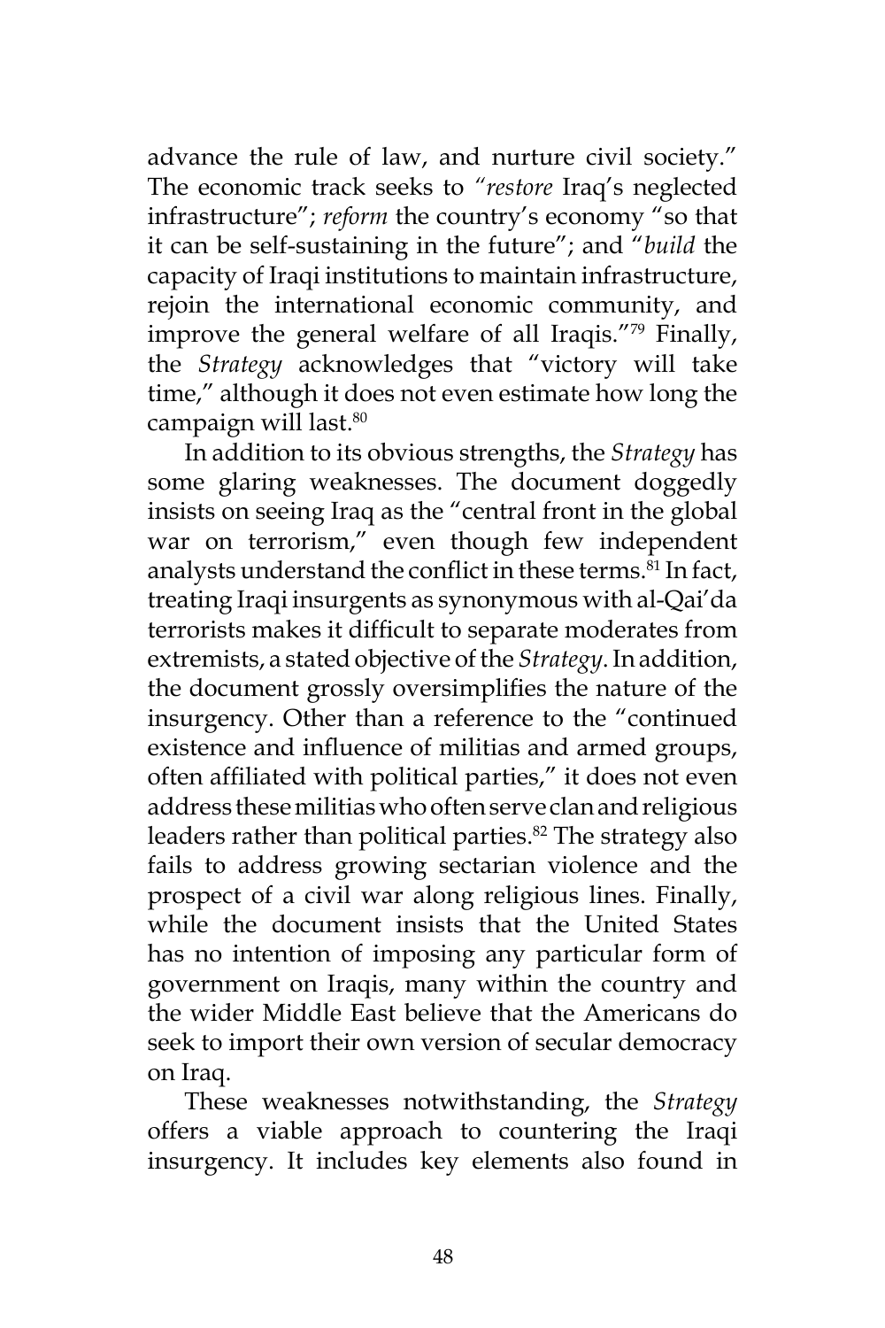advance the rule of law, and nurture civil society." The economic track seeks to "*restore* Iraq's neglected infrastructure"; *reform* the country's economy "so that it can be self-sustaining in the future"; and "*build* the capacity of Iraqi institutions to maintain infrastructure, rejoin the international economic community, and improve the general welfare of all Iraqis."[79] Finally, the *Strategy* acknowledges that "victory will take time," although it does not even estimate how long the campaign will last.[80]

In addition to its obvious strengths, the *Strategy* has some glaring weaknesses. The document doggedly insists on seeing Iraq as the "central front in the global war on terrorism," even though few independent analysts understand the conflict in these terms.[81] In fact, treating Iraqi insurgents as synonymous with al-Qai'da terrorists makes it difficult to separate moderates from extremists, a stated objective of the *Strategy*. In addition, the document grossly oversimplifies the nature of the insurgency. Other than a reference to the "continued existence and influence of militias and armed groups, often affiliated with political parties," it does not even address these militias who often serve clan and religious leaders rather than political parties.[82] The strategy also fails to address growing sectarian violence and the prospect of a civil war along religious lines. Finally, while the document insists that the United States has no intention of imposing any particular form of government on Iraqis, many within the country and the wider Middle East believe that the Americans do seek to import their own version of secular democracy on Iraq.

These weaknesses notwithstanding, the *Strategy* offers a viable approach to countering the Iraqi insurgency. It includes key elements also found in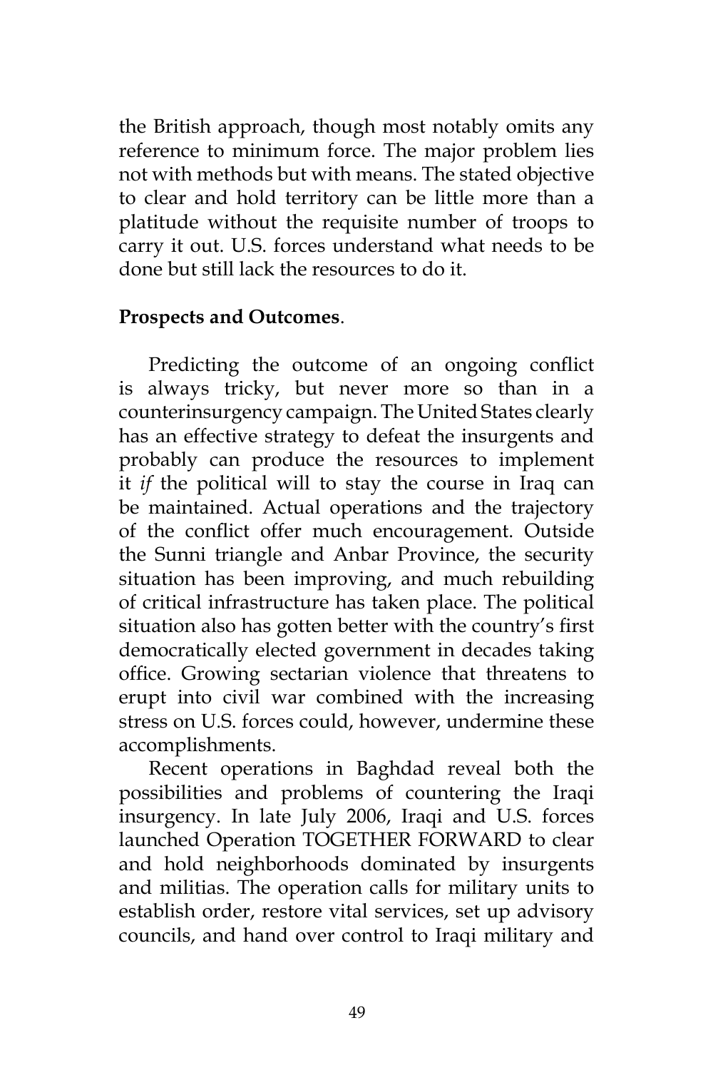the British approach, though most notably omits any reference to minimum force. The major problem lies not with methods but with means. The stated objective to clear and hold territory can be little more than a platitude without the requisite number of troops to carry it out. U.S. forces understand what needs to be done but still lack the resources to do it.

**Prospects and Outcomes**.

Predicting the outcome of an ongoing conflict is always tricky, but never more so than in a counterinsurgency campaign. The United States clearly has an effective strategy to defeat the insurgents and probably can produce the resources to implement it *if* the political will to stay the course in Iraq can be maintained. Actual operations and the trajectory of the conflict offer much encouragement. Outside the Sunni triangle and Anbar Province, the security situation has been improving, and much rebuilding of critical infrastructure has taken place. The political situation also has gotten better with the country's first democratically elected government in decades taking office. Growing sectarian violence that threatens to erupt into civil war combined with the increasing stress on U.S. forces could, however, undermine these accomplishments.

Recent operations in Baghdad reveal both the possibilities and problems of countering the Iraqi insurgency. In late July 2006, Iraqi and U.S. forces launched Operation TOGETHER FORWARD to clear and hold neighborhoods dominated by insurgents and militias. The operation calls for military units to establish order, restore vital services, set up advisory councils, and hand over control to Iraqi military and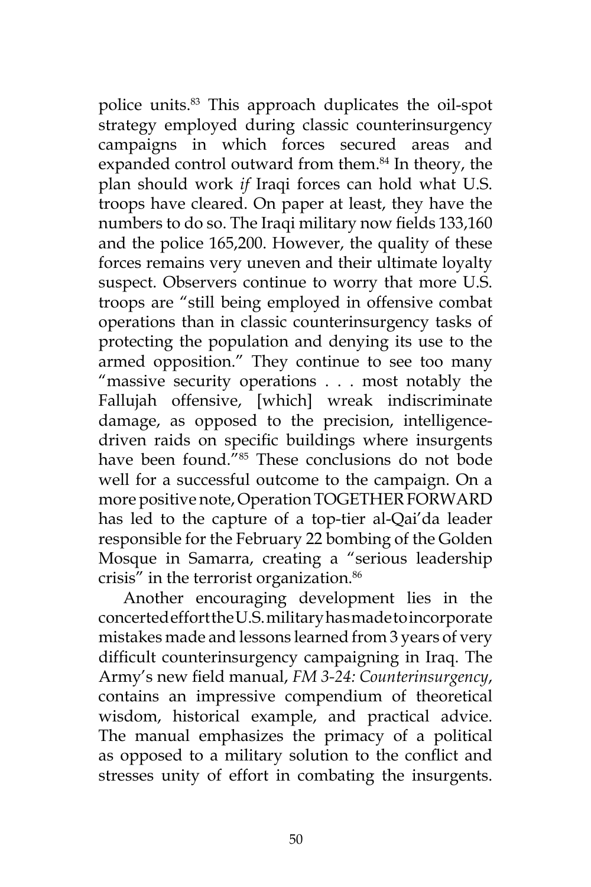police units.[83] This approach duplicates the oil-spot strategy employed during classic counterinsurgency campaigns in which forces secured areas and expanded control outward from them.[84] In theory, the plan should work *if* Iraqi forces can hold what U.S. troops have cleared. On paper at least, they have the numbers to do so. The Iraqi military now fields 133,160 and the police 165,200. However, the quality of these forces remains very uneven and their ultimate loyalty suspect. Observers continue to worry that more U.S. troops are "still being employed in offensive combat operations than in classic counterinsurgency tasks of protecting the population and denying its use to the armed opposition." They continue to see too many "massive security operations . . . most notably the Fallujah offensive, [which] wreak indiscriminate damage, as opposed to the precision, intelligence-driven raids on specific buildings where insurgents have been found."[85] These conclusions do not bode well for a successful outcome to the campaign. On a more positive note, Operation TOGETHER FORWARD has led to the capture of a top-tier al-Qai'da leader responsible for the February 22 bombing of the Golden Mosque in Samarra, creating a "serious leadership crisis" in the terrorist organization.[86]

Another encouraging development lies in the concerted effort the U.S. military has made to incorporate mistakes made and lessons learned from 3 years of very difficult counterinsurgency campaigning in Iraq. The Army's new field manual, *FM 3-24: Counterinsurgency*, contains an impressive compendium of theoretical wisdom, historical example, and practical advice. The manual emphasizes the primacy of a political as opposed to a military solution to the conflict and stresses unity of effort in combating the insurgents.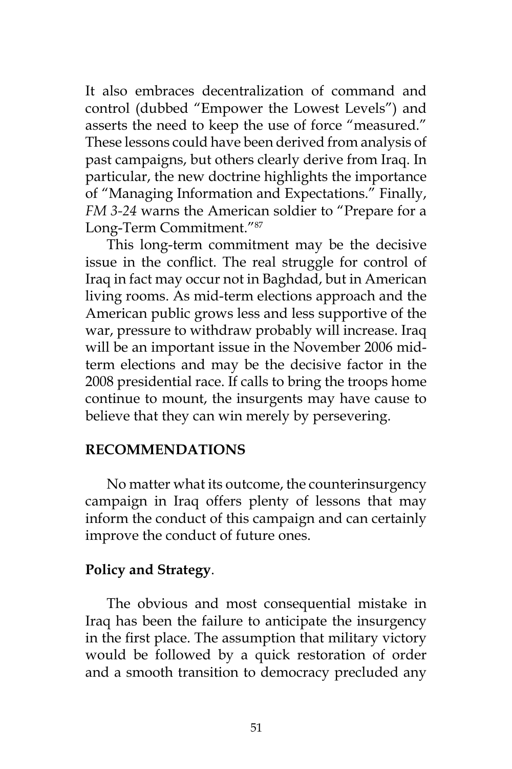It also embraces decentralization of command and control (dubbed "Empower the Lowest Levels") and asserts the need to keep the use of force "measured." These lessons could have been derived from analysis of past campaigns, but others clearly derive from Iraq. In particular, the new doctrine highlights the importance of "Managing Information and Expectations." Finally, *FM 3-24* warns the American soldier to "Prepare for a Long-Term Commitment."[87]

This long-term commitment may be the decisive issue in the conflict. The real struggle for control of Iraq in fact may occur not in Baghdad, but in American living rooms. As mid-term elections approach and the American public grows less and less supportive of the war, pressure to withdraw probably will increase. Iraq will be an important issue in the November 2006 mid-term elections and may be the decisive factor in the 2008 presidential race. If calls to bring the troops home continue to mount, the insurgents may have cause to believe that they can win merely by persevering.

## RECOMMENDATIONS

No matter what its outcome, the counterinsurgency campaign in Iraq offers plenty of lessons that may inform the conduct of this campaign and can certainly improve the conduct of future ones.

### Policy and Strategy.

The obvious and most consequential mistake in Iraq has been the failure to anticipate the insurgency in the first place. The assumption that military victory would be followed by a quick restoration of order and a smooth transition to democracy precluded any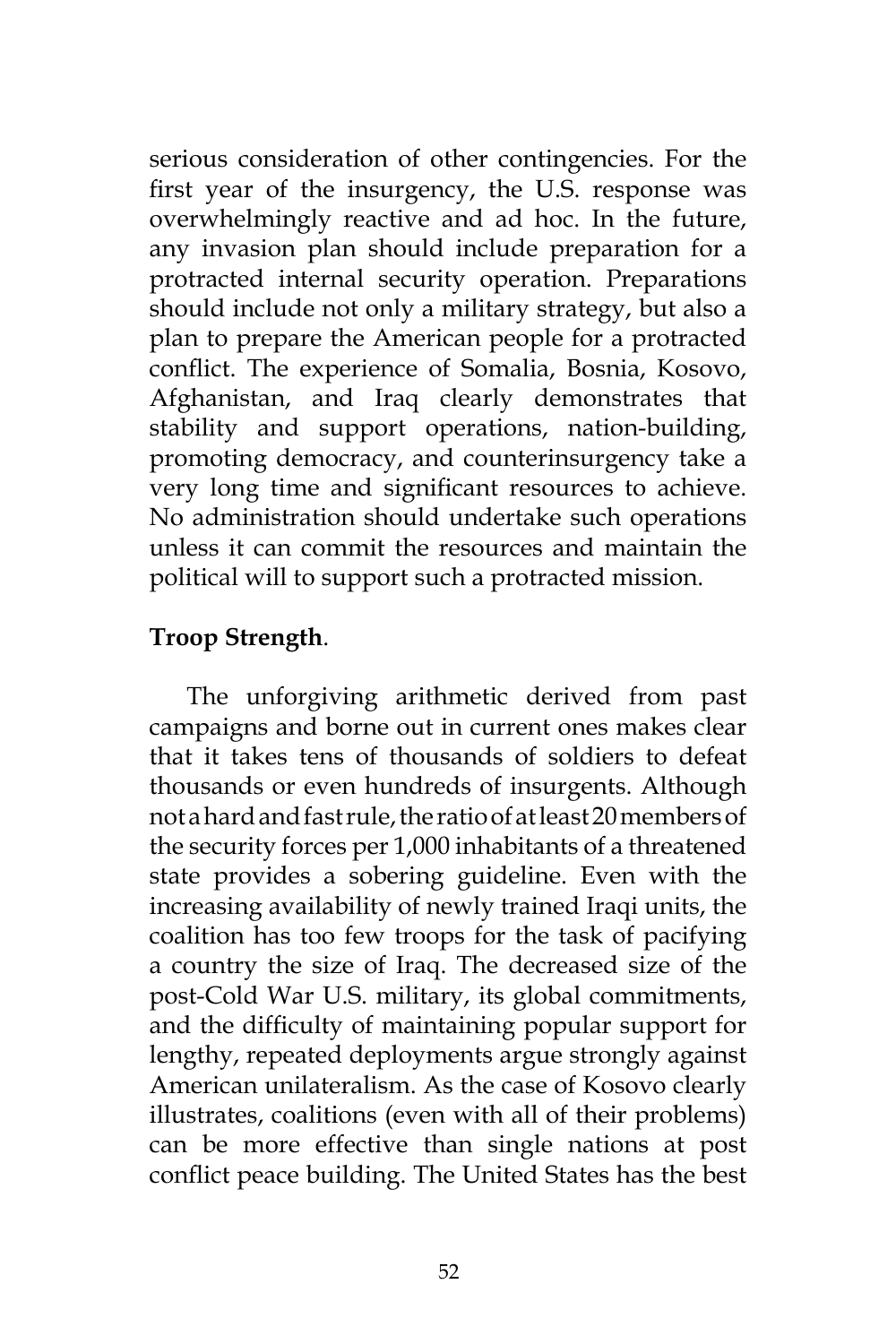serious consideration of other contingencies. For the first year of the insurgency, the U.S. response was overwhelmingly reactive and ad hoc. In the future, any invasion plan should include preparation for a protracted internal security operation. Preparations should include not only a military strategy, but also a plan to prepare the American people for a protracted conflict. The experience of Somalia, Bosnia, Kosovo, Afghanistan, and Iraq clearly demonstrates that stability and support operations, nation-building, promoting democracy, and counterinsurgency take a very long time and significant resources to achieve. No administration should undertake such operations unless it can commit the resources and maintain the political will to support such a protracted mission.

**Troop Strength**.

The unforgiving arithmetic derived from past campaigns and borne out in current ones makes clear that it takes tens of thousands of soldiers to defeat thousands or even hundreds of insurgents. Although not a hard and fast rule, the ratio of at least 20 members of the security forces per 1,000 inhabitants of a threatened state provides a sobering guideline. Even with the increasing availability of newly trained Iraqi units, the coalition has too few troops for the task of pacifying a country the size of Iraq. The decreased size of the post-Cold War U.S. military, its global commitments, and the difficulty of maintaining popular support for lengthy, repeated deployments argue strongly against American unilateralism. As the case of Kosovo clearly illustrates, coalitions (even with all of their problems) can be more effective than single nations at post conflict peace building. The United States has the best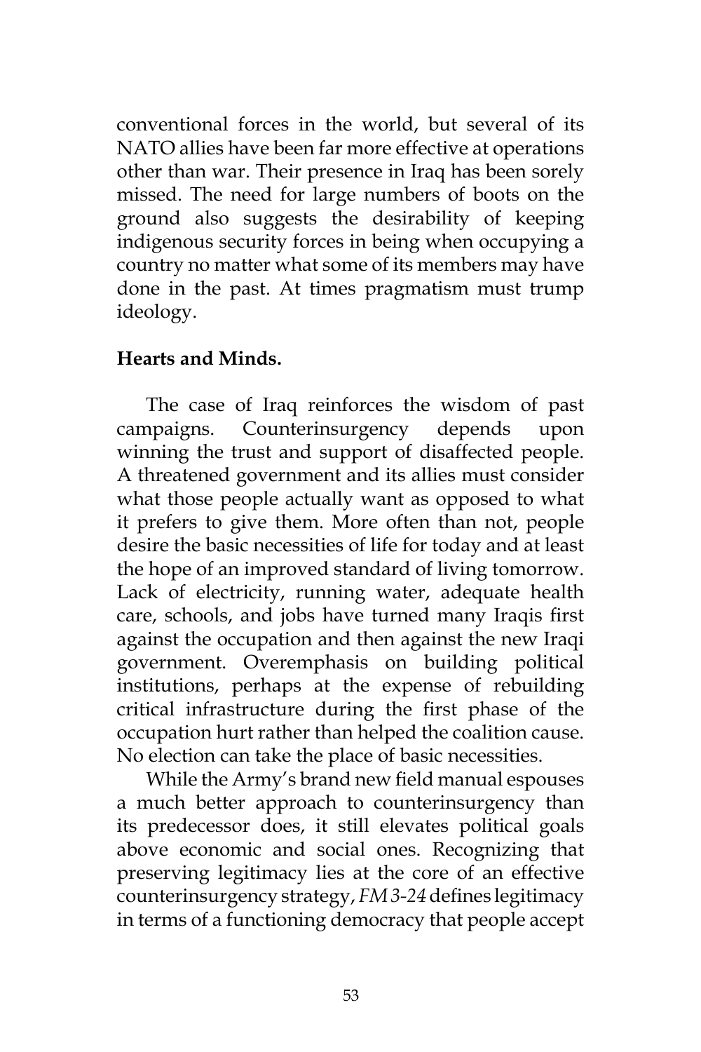conventional forces in the world, but several of its NATO allies have been far more effective at operations other than war. Their presence in Iraq has been sorely missed. The need for large numbers of boots on the ground also suggests the desirability of keeping indigenous security forces in being when occupying a country no matter what some of its members may have done in the past. At times pragmatism must trump ideology.

**Hearts and Minds.**

The case of Iraq reinforces the wisdom of past campaigns. Counterinsurgency depends upon winning the trust and support of disaffected people. A threatened government and its allies must consider what those people actually want as opposed to what it prefers to give them. More often than not, people desire the basic necessities of life for today and at least the hope of an improved standard of living tomorrow. Lack of electricity, running water, adequate health care, schools, and jobs have turned many Iraqis first against the occupation and then against the new Iraqi government. Overemphasis on building political institutions, perhaps at the expense of rebuilding critical infrastructure during the first phase of the occupation hurt rather than helped the coalition cause. No election can take the place of basic necessities.

While the Army's brand new field manual espouses a much better approach to counterinsurgency than its predecessor does, it still elevates political goals above economic and social ones. Recognizing that preserving legitimacy lies at the core of an effective counterinsurgency strategy, *FM 3-24* defines legitimacy in terms of a functioning democracy that people accept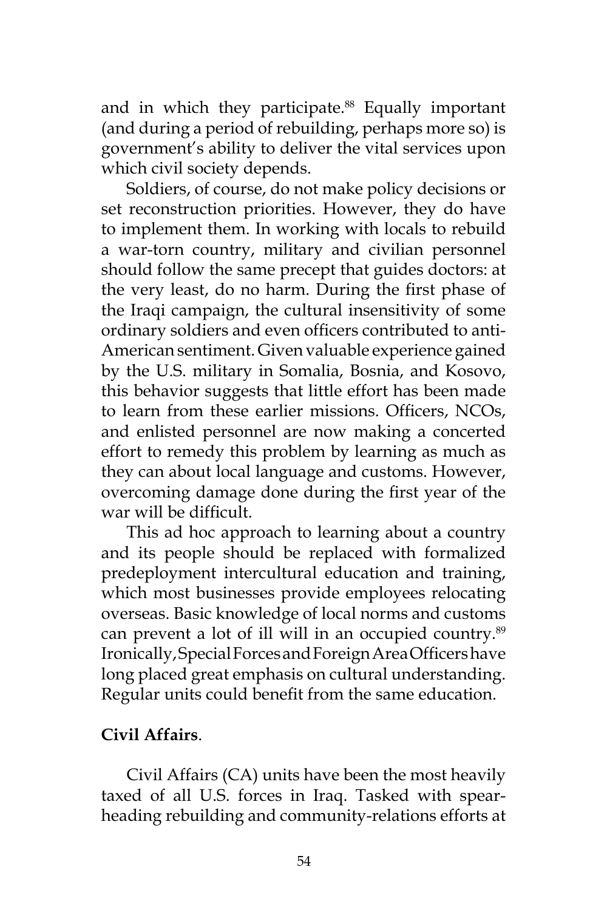and in which they participate.[88] Equally important (and during a period of rebuilding, perhaps more so) is government's ability to deliver the vital services upon which civil society depends.

Soldiers, of course, do not make policy decisions or set reconstruction priorities. However, they do have to implement them. In working with locals to rebuild a war-torn country, military and civilian personnel should follow the same precept that guides doctors: at the very least, do no harm. During the first phase of the Iraqi campaign, the cultural insensitivity of some ordinary soldiers and even officers contributed to anti-American sentiment. Given valuable experience gained by the U.S. military in Somalia, Bosnia, and Kosovo, this behavior suggests that little effort has been made to learn from these earlier missions. Officers, NCOs, and enlisted personnel are now making a concerted effort to remedy this problem by learning as much as they can about local language and customs. However, overcoming damage done during the first year of the war will be difficult.

This ad hoc approach to learning about a country and its people should be replaced with formalized predeployment intercultural education and training, which most businesses provide employees relocating overseas. Basic knowledge of local norms and customs can prevent a lot of ill will in an occupied country.[89] Ironically, Special Forces and Foreign Area Officers have long placed great emphasis on cultural understanding. Regular units could benefit from the same education.

**Civil Affairs**.

Civil Affairs (CA) units have been the most heavily taxed of all U.S. forces in Iraq. Tasked with spear-heading rebuilding and community-relations efforts at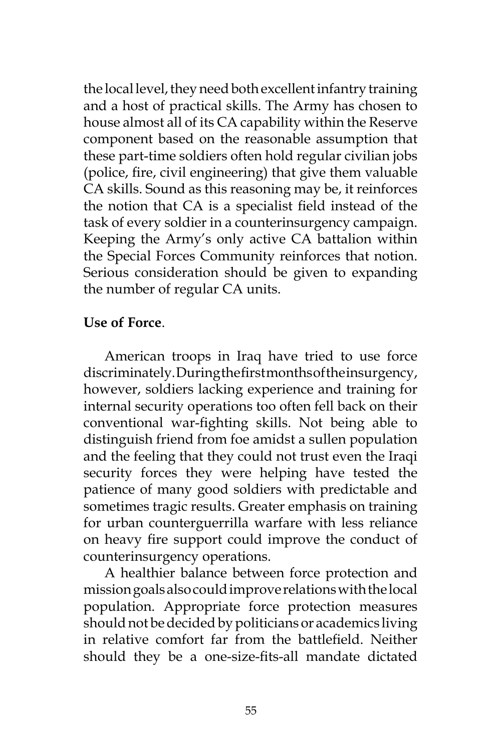the local level, they need both excellent infantry training and a host of practical skills. The Army has chosen to house almost all of its CA capability within the Reserve component based on the reasonable assumption that these part-time soldiers often hold regular civilian jobs (police, fire, civil engineering) that give them valuable CA skills. Sound as this reasoning may be, it reinforces the notion that CA is a specialist field instead of the task of every soldier in a counterinsurgency campaign. Keeping the Army's only active CA battalion within the Special Forces Community reinforces that notion. Serious consideration should be given to expanding the number of regular CA units.

**Use of Force**.

American troops in Iraq have tried to use force discriminately. During the first months of the insurgency, however, soldiers lacking experience and training for internal security operations too often fell back on their conventional war-fighting skills. Not being able to distinguish friend from foe amidst a sullen population and the feeling that they could not trust even the Iraqi security forces they were helping have tested the patience of many good soldiers with predictable and sometimes tragic results. Greater emphasis on training for urban counterguerrilla warfare with less reliance on heavy fire support could improve the conduct of counterinsurgency operations.

A healthier balance between force protection and mission goals also could improve relations with the local population. Appropriate force protection measures should not be decided by politicians or academics living in relative comfort far from the battlefield. Neither should they be a one-size-fits-all mandate dictated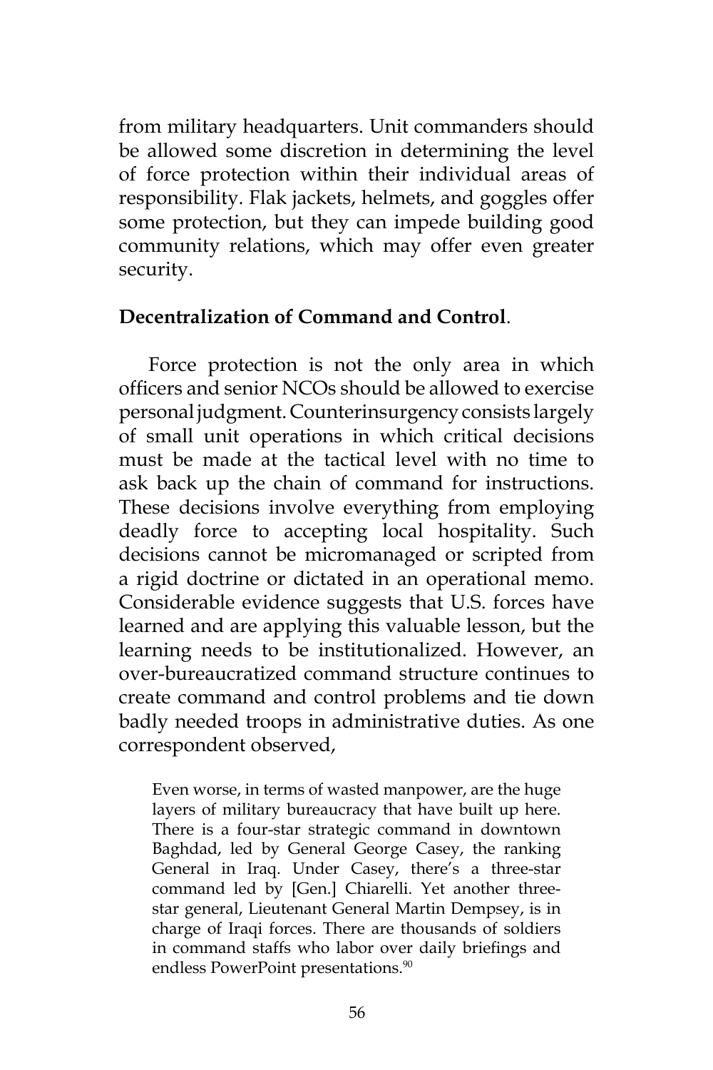from military headquarters. Unit commanders should be allowed some discretion in determining the level of force protection within their individual areas of responsibility. Flak jackets, helmets, and goggles offer some protection, but they can impede building good community relations, which may offer even greater security.

**Decentralization of Command and Control**.

Force protection is not the only area in which officers and senior NCOs should be allowed to exercise personal judgment. Counterinsurgency consists largely of small unit operations in which critical decisions must be made at the tactical level with no time to ask back up the chain of command for instructions. These decisions involve everything from employing deadly force to accepting local hospitality. Such decisions cannot be micromanaged or scripted from a rigid doctrine or dictated in an operational memo. Considerable evidence suggests that U.S. forces have learned and are applying this valuable lesson, but the learning needs to be institutionalized. However, an over-bureaucratized command structure continues to create command and control problems and tie down badly needed troops in administrative duties. As one correspondent observed,

> Even worse, in terms of wasted manpower, are the huge layers of military bureaucracy that have built up here. There is a four-star strategic command in downtown Baghdad, led by General George Casey, the ranking General in Iraq. Under Casey, there's a three-star command led by [Gen.] Chiarelli. Yet another three-star general, Lieutenant General Martin Dempsey, is in charge of Iraqi forces. There are thousands of soldiers in command staffs who labor over daily briefings and endless PowerPoint presentations.[90]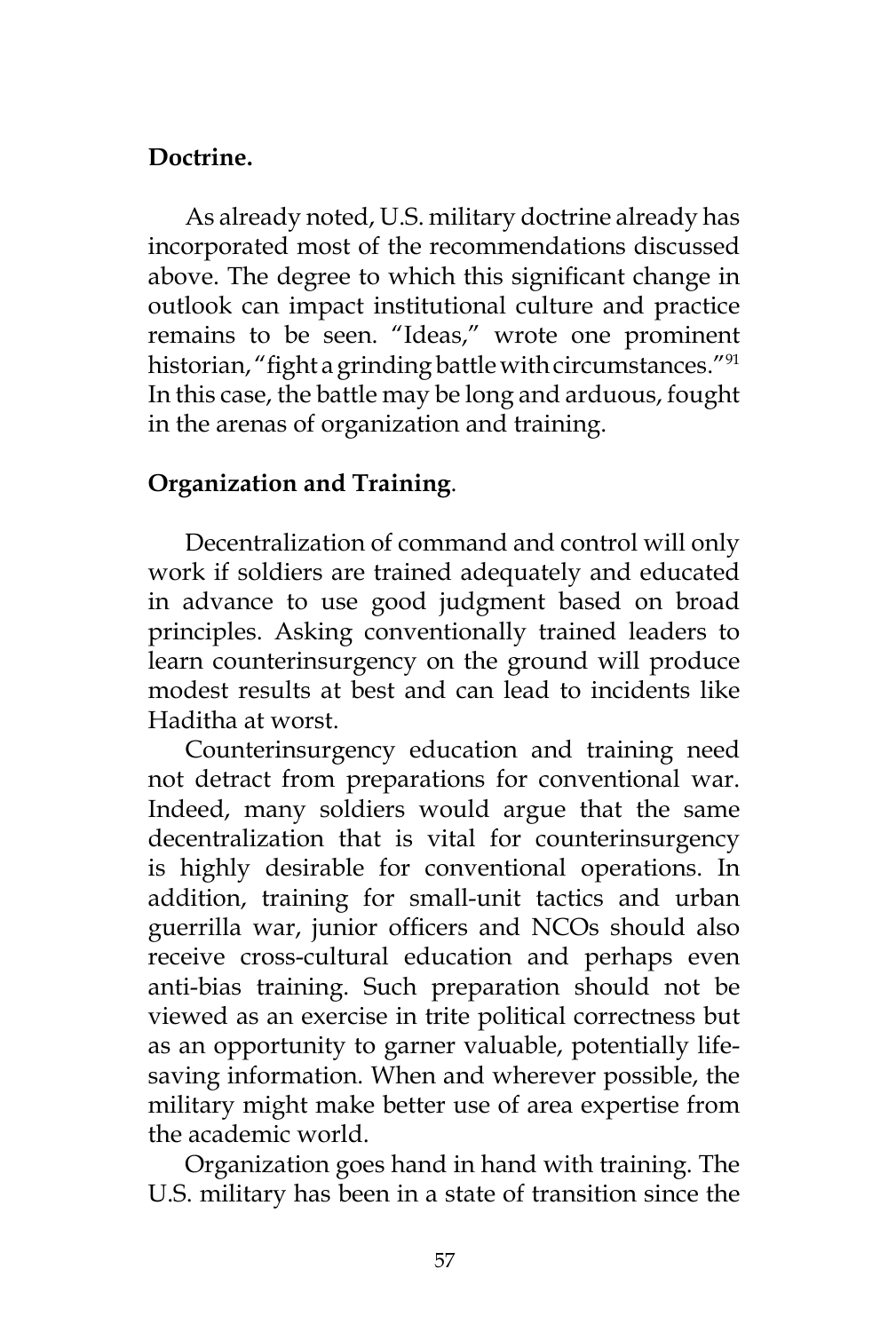**Doctrine.**

As already noted, U.S. military doctrine already has incorporated most of the recommendations discussed above. The degree to which this significant change in outlook can impact institutional culture and practice remains to be seen. "Ideas," wrote one prominent historian, "fight a grinding battle with circumstances."[91] In this case, the battle may be long and arduous, fought in the arenas of organization and training.

**Organization and Training**.

Decentralization of command and control will only work if soldiers are trained adequately and educated in advance to use good judgment based on broad principles. Asking conventionally trained leaders to learn counterinsurgency on the ground will produce modest results at best and can lead to incidents like Haditha at worst.

Counterinsurgency education and training need not detract from preparations for conventional war. Indeed, many soldiers would argue that the same decentralization that is vital for counterinsurgency is highly desirable for conventional operations. In addition, training for small-unit tactics and urban guerrilla war, junior officers and NCOs should also receive cross-cultural education and perhaps even anti-bias training. Such preparation should not be viewed as an exercise in trite political correctness but as an opportunity to garner valuable, potentially life-saving information. When and wherever possible, the military might make better use of area expertise from the academic world.

Organization goes hand in hand with training. The U.S. military has been in a state of transition since the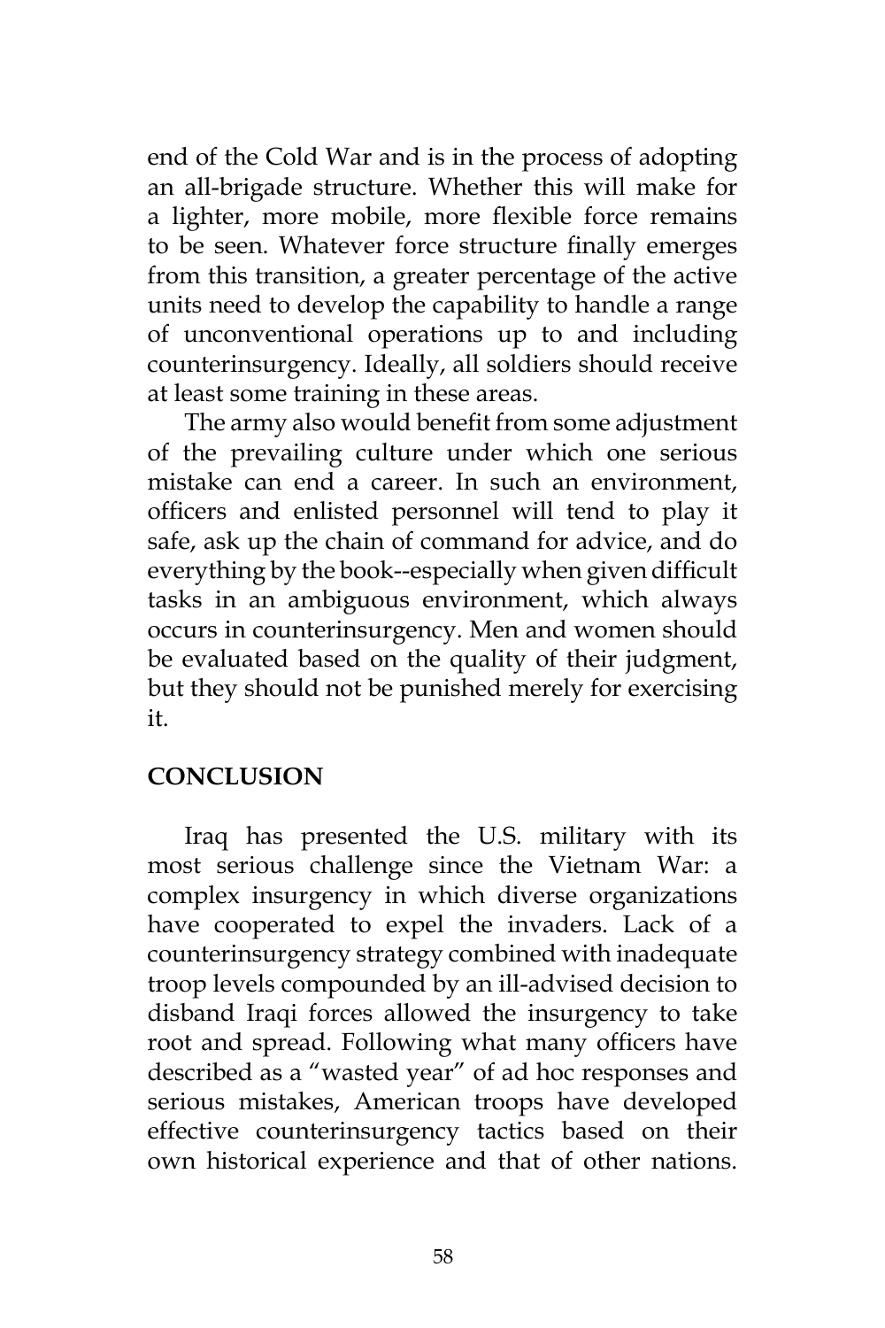end of the Cold War and is in the process of adopting an all-brigade structure. Whether this will make for a lighter, more mobile, more flexible force remains to be seen. Whatever force structure finally emerges from this transition, a greater percentage of the active units need to develop the capability to handle a range of unconventional operations up to and including counterinsurgency. Ideally, all soldiers should receive at least some training in these areas.

The army also would benefit from some adjustment of the prevailing culture under which one serious mistake can end a career. In such an environment, officers and enlisted personnel will tend to play it safe, ask up the chain of command for advice, and do everything by the book--especially when given difficult tasks in an ambiguous environment, which always occurs in counterinsurgency. Men and women should be evaluated based on the quality of their judgment, but they should not be punished merely for exercising it.

## CONCLUSION

Iraq has presented the U.S. military with its most serious challenge since the Vietnam War: a complex insurgency in which diverse organizations have cooperated to expel the invaders. Lack of a counterinsurgency strategy combined with inadequate troop levels compounded by an ill-advised decision to disband Iraqi forces allowed the insurgency to take root and spread. Following what many officers have described as a "wasted year" of ad hoc responses and serious mistakes, American troops have developed effective counterinsurgency tactics based on their own historical experience and that of other nations.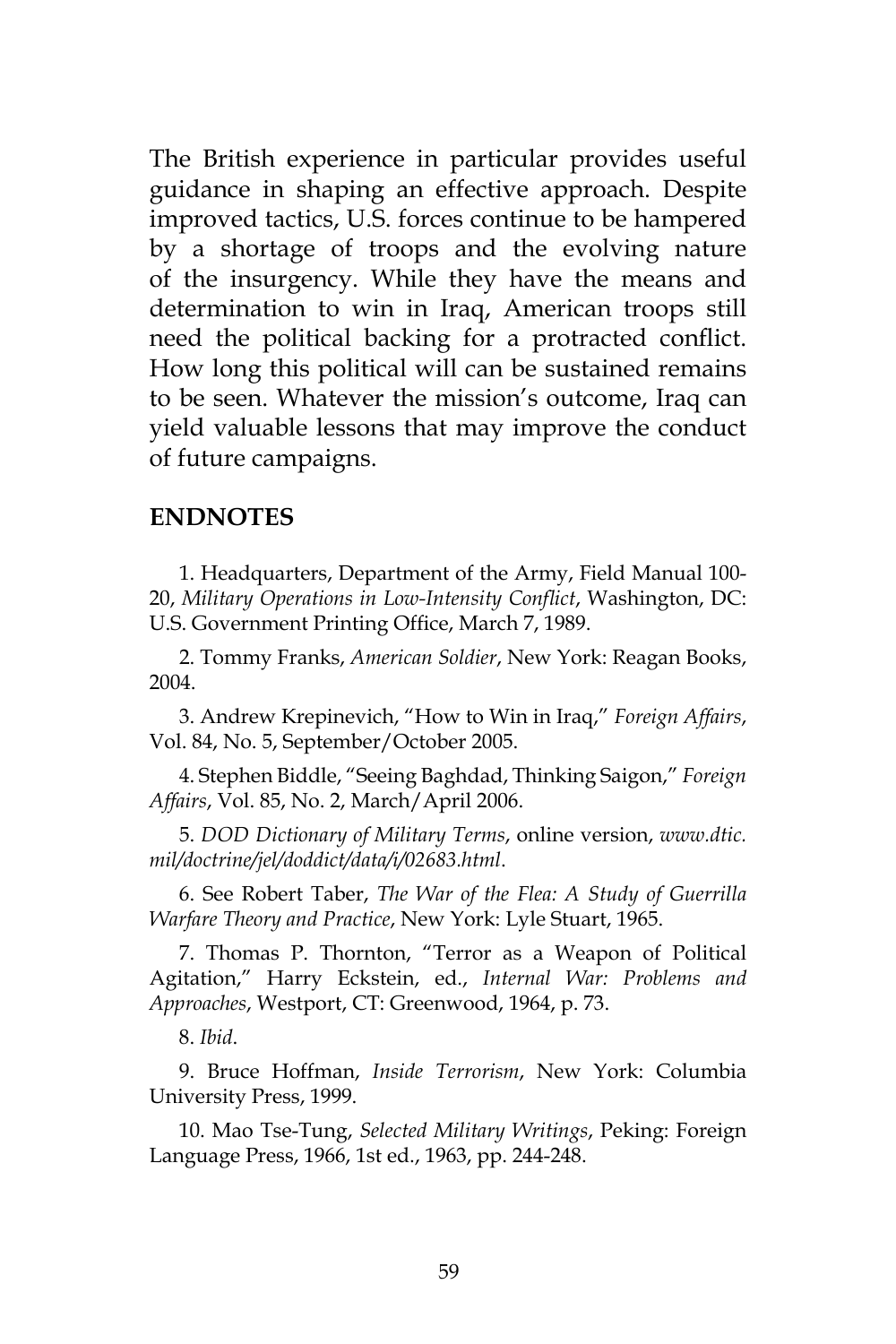The British experience in particular provides useful guidance in shaping an effective approach. Despite improved tactics, U.S. forces continue to be hampered by a shortage of troops and the evolving nature of the insurgency. While they have the means and determination to win in Iraq, American troops still need the political backing for a protracted conflict. How long this political will can be sustained remains to be seen. Whatever the mission's outcome, Iraq can yield valuable lessons that may improve the conduct of future campaigns.

## ENDNOTES

1. Headquarters, Department of the Army, Field Manual 100-20, *Military Operations in Low-Intensity Conflict*, Washington, DC: U.S. Government Printing Office, March 7, 1989.

2. Tommy Franks, *American Soldier*, New York: Reagan Books, 2004.

3. Andrew Krepinevich, "How to Win in Iraq," *Foreign Affairs*, Vol. 84, No. 5, September/October 2005.

4. Stephen Biddle, "Seeing Baghdad, Thinking Saigon," *Foreign Affairs*, Vol. 85, No. 2, March/April 2006.

5. *DOD Dictionary of Military Terms*, online version, *www.dtic.mil/doctrine/jel/doddict/data/i/02683.html*.

6. See Robert Taber, *The War of the Flea: A Study of Guerrilla Warfare Theory and Practice*, New York: Lyle Stuart, 1965.

7. Thomas P. Thornton, "Terror as a Weapon of Political Agitation," Harry Eckstein, ed., *Internal War: Problems and Approaches*, Westport, CT: Greenwood, 1964, p. 73.

8. *Ibid*.

9. Bruce Hoffman, *Inside Terrorism*, New York: Columbia University Press, 1999.

10. Mao Tse-Tung, *Selected Military Writings*, Peking: Foreign Language Press, 1966, 1st ed., 1963, pp. 244-248.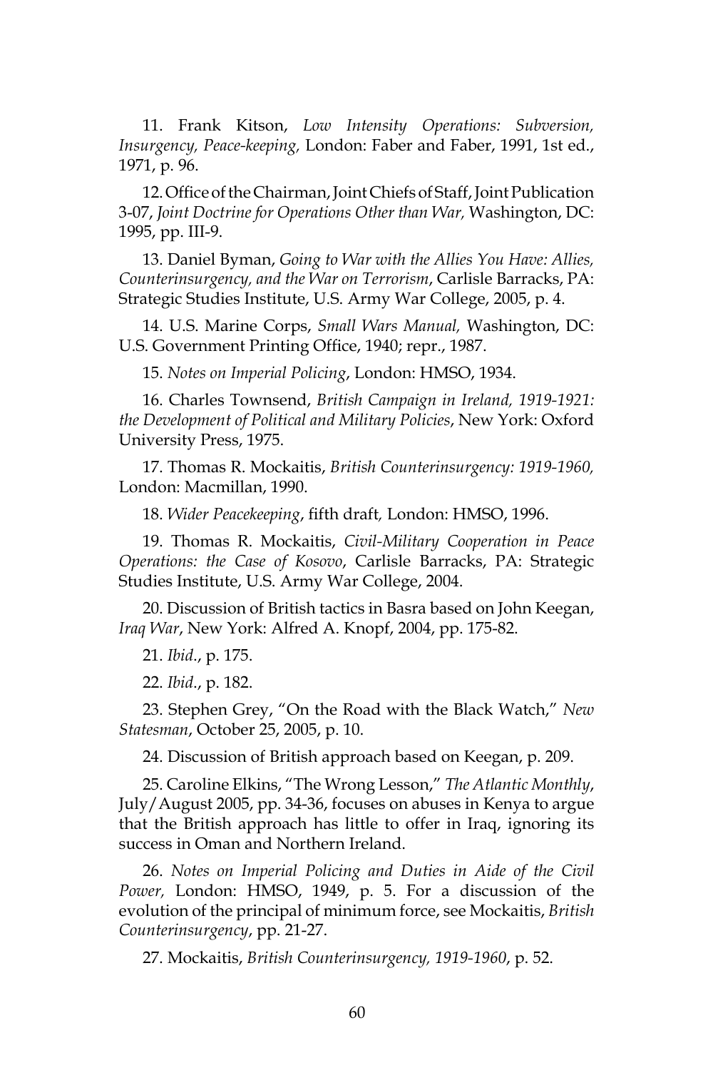11. Frank Kitson, *Low Intensity Operations: Subversion, Insurgency, Peace-keeping,* London: Faber and Faber, 1991, 1st ed., 1971, p. 96.

12. Office of the Chairman, Joint Chiefs of Staff, Joint Publication 3-07, *Joint Doctrine for Operations Other than War,* Washington, DC: 1995, pp. III-9.

13. Daniel Byman, *Going to War with the Allies You Have: Allies, Counterinsurgency, and the War on Terrorism*, Carlisle Barracks, PA: Strategic Studies Institute, U.S. Army War College, 2005, p. 4.

14. U.S. Marine Corps, *Small Wars Manual,* Washington, DC: U.S. Government Printing Office, 1940; repr., 1987.

15. *Notes on Imperial Policing*, London: HMSO, 1934.

16. Charles Townsend, *British Campaign in Ireland, 1919-1921: the Development of Political and Military Policies*, New York: Oxford University Press, 1975.

17. Thomas R. Mockaitis, *British Counterinsurgency: 1919-1960,* London: Macmillan, 1990.

18. *Wider Peacekeeping*, fifth draft*,* London: HMSO, 1996.

19. Thomas R. Mockaitis, *Civil-Military Cooperation in Peace Operations: the Case of Kosovo*, Carlisle Barracks, PA: Strategic Studies Institute, U.S. Army War College, 2004.

20. Discussion of British tactics in Basra based on John Keegan, *Iraq War*, New York: Alfred A. Knopf, 2004, pp. 175-82.

21. *Ibid*., p. 175.

22. *Ibid*., p. 182.

23. Stephen Grey, "On the Road with the Black Watch," *New Statesman*, October 25, 2005, p. 10.

24. Discussion of British approach based on Keegan, p. 209.

25. Caroline Elkins, "The Wrong Lesson," *The Atlantic Monthly*, July/August 2005, pp. 34-36, focuses on abuses in Kenya to argue that the British approach has little to offer in Iraq, ignoring its success in Oman and Northern Ireland.

26. *Notes on Imperial Policing and Duties in Aide of the Civil Power,* London: HMSO, 1949, p. 5. For a discussion of the evolution of the principal of minimum force, see Mockaitis, *British Counterinsurgency*, pp. 21-27.

27. Mockaitis, *British Counterinsurgency, 1919-1960*, p. 52.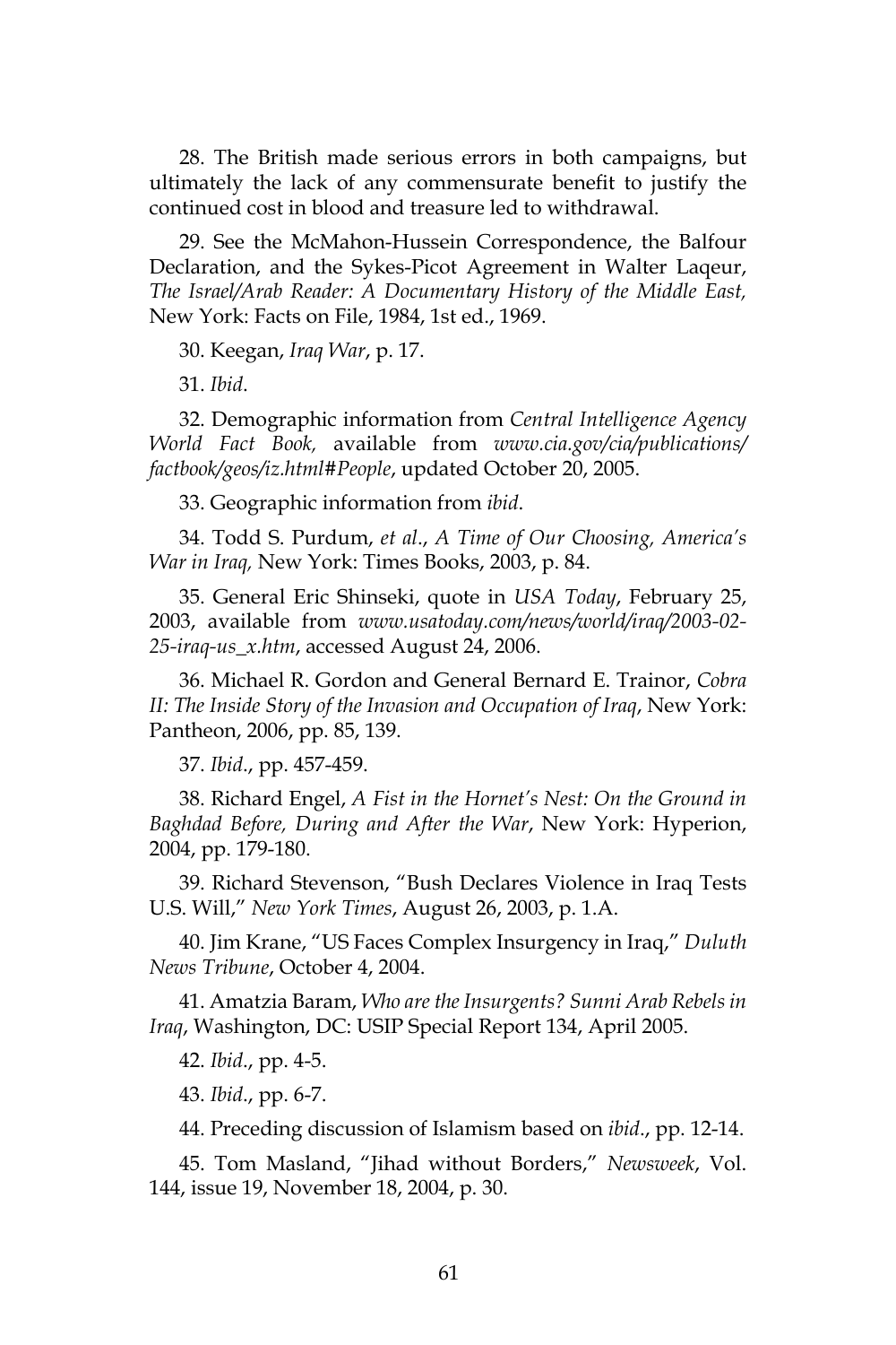28. The British made serious errors in both campaigns, but ultimately the lack of any commensurate benefit to justify the continued cost in blood and treasure led to withdrawal.

29. See the McMahon-Hussein Correspondence, the Balfour Declaration, and the Sykes-Picot Agreement in Walter Laqeur, *The Israel/Arab Reader: A Documentary History of the Middle East,* New York: Facts on File, 1984, 1st ed., 1969.

30. Keegan, *Iraq War*, p. 17.

31. *Ibid*.

32. Demographic information from *Central Intelligence Agency World Fact Book,* available from *www.cia.gov/cia/publications/factbook/geos/iz.html#People*, updated October 20, 2005.

33. Geographic information from *ibid*.

34. Todd S. Purdum, *et al*., *A Time of Our Choosing, America's War in Iraq,* New York: Times Books, 2003, p. 84.

35. General Eric Shinseki, quote in *USA Today*, February 25, 2003, available from *www.usatoday.com/news/world/iraq/2003-02-25-iraq-us_x.htm*, accessed August 24, 2006.

36. Michael R. Gordon and General Bernard E. Trainor, *Cobra II: The Inside Story of the Invasion and Occupation of Iraq*, New York: Pantheon, 2006, pp. 85, 139.

37. *Ibid*., pp. 457-459.

38. Richard Engel, *A Fist in the Hornet's Nest: On the Ground in Baghdad Before, During and After the War*, New York: Hyperion, 2004, pp. 179-180.

39. Richard Stevenson, "Bush Declares Violence in Iraq Tests U.S. Will," *New York Times*, August 26, 2003, p. 1.A.

40. Jim Krane, "US Faces Complex Insurgency in Iraq," *Duluth News Tribune*, October 4, 2004.

41. Amatzia Baram, *Who are the Insurgents? Sunni Arab Rebels in Iraq*, Washington, DC: USIP Special Report 134, April 2005.

42. *Ibid*., pp. 4-5.

43. *Ibid*., pp. 6-7.

44. Preceding discussion of Islamism based on *ibid*., pp. 12-14.

45. Tom Masland, "Jihad without Borders," *Newsweek*, Vol. 144, issue 19, November 18, 2004, p. 30.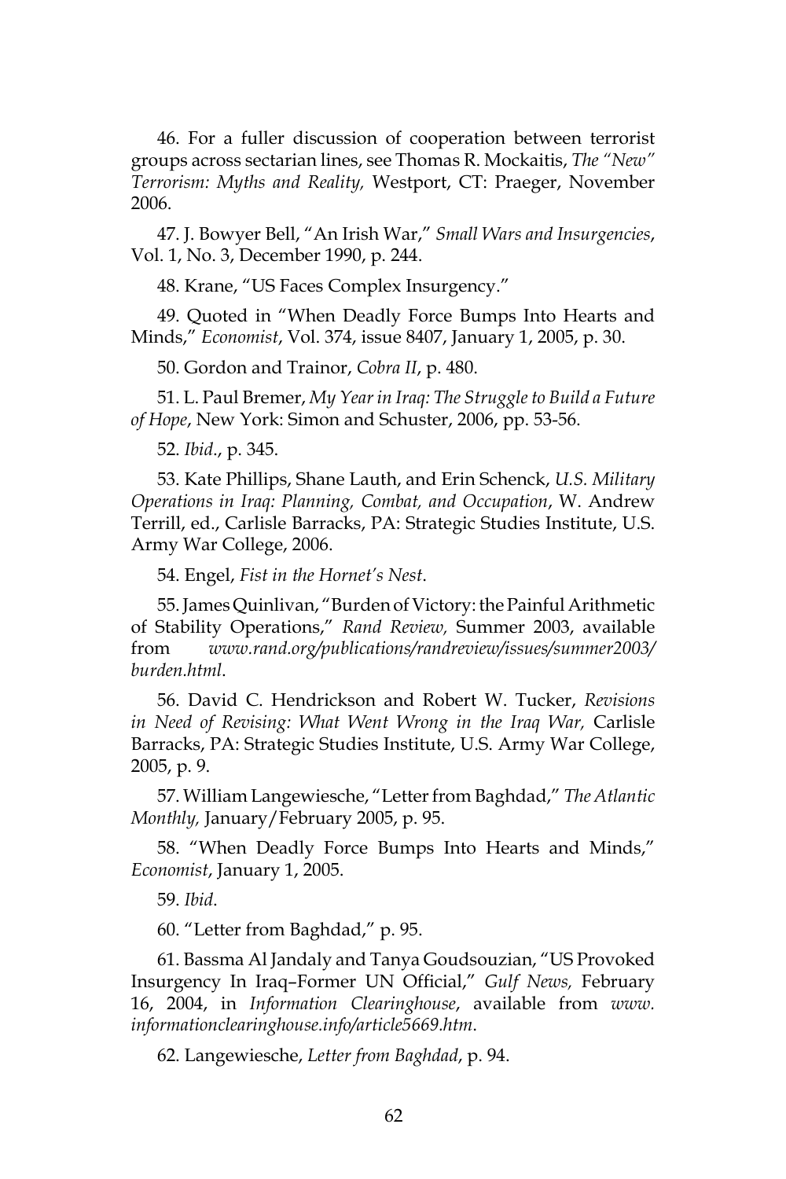46. For a fuller discussion of cooperation between terrorist groups across sectarian lines, see Thomas R. Mockaitis, *The "New" Terrorism: Myths and Reality,* Westport, CT: Praeger, November 2006.

47. J. Bowyer Bell, "An Irish War," *Small Wars and Insurgencies*, Vol. 1, No. 3, December 1990, p. 244.

48. Krane, "US Faces Complex Insurgency."

49. Quoted in "When Deadly Force Bumps Into Hearts and Minds," *Economist*, Vol. 374, issue 8407, January 1, 2005, p. 30.

50. Gordon and Trainor, *Cobra II*, p. 480.

51. L. Paul Bremer, *My Year in Iraq: The Struggle to Build a Future of Hope*, New York: Simon and Schuster, 2006, pp. 53-56.

52. *Ibid*., p. 345.

53. Kate Phillips, Shane Lauth, and Erin Schenck, *U.S. Military Operations in Iraq: Planning, Combat, and Occupation*, W. Andrew Terrill, ed., Carlisle Barracks, PA: Strategic Studies Institute, U.S. Army War College, 2006.

54. Engel, *Fist in the Hornet's Nest*.

55. James Quinlivan, "Burden of Victory: the Painful Arithmetic of Stability Operations," *Rand Review,* Summer 2003, available from *www.rand.org/publications/randreview/issues/summer2003/burden.html*.

56. David C. Hendrickson and Robert W. Tucker, *Revisions in Need of Revising: What Went Wrong in the Iraq War,* Carlisle Barracks, PA: Strategic Studies Institute, U.S. Army War College, 2005, p. 9.

57. William Langewiesche, "Letter from Baghdad," *The Atlantic Monthly,* January/February 2005, p. 95.

58. "When Deadly Force Bumps Into Hearts and Minds," *Economist*, January 1, 2005.

59. *Ibid*.

60. "Letter from Baghdad," p. 95.

61. Bassma Al Jandaly and Tanya Goudsouzian, "US Provoked Insurgency In Iraq–Former UN Official," *Gulf News,* February 16, 2004, in *Information Clearinghouse*, available from *www.informationclearinghouse.info/article5669.htm*.

62. Langewiesche, *Letter from Baghdad*, p. 94.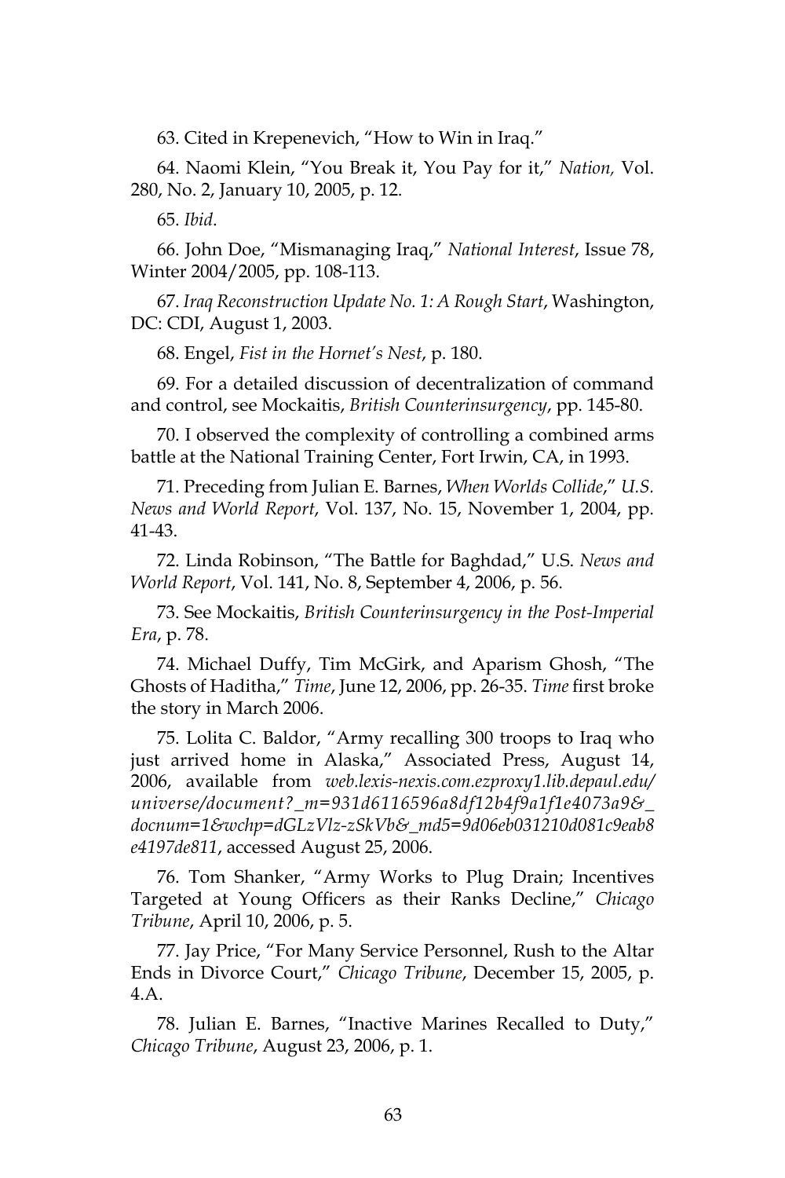63. Cited in Krepenevich, "How to Win in Iraq."

64. Naomi Klein, "You Break it, You Pay for it," *Nation,* Vol. 280, No. 2, January 10, 2005, p. 12.

65. *Ibid*.

66. John Doe, "Mismanaging Iraq," *National Interest*, Issue 78, Winter 2004/2005, pp. 108-113.

67. *Iraq Reconstruction Update No. 1: A Rough Start*, Washington, DC: CDI, August 1, 2003.

68. Engel, *Fist in the Hornet's Nest*, p. 180.

69. For a detailed discussion of decentralization of command and control, see Mockaitis, *British Counterinsurgency*, pp. 145-80.

70. I observed the complexity of controlling a combined arms battle at the National Training Center, Fort Irwin, CA, in 1993.

71. Preceding from Julian E. Barnes, *When Worlds Collide*," *U.S. News and World Report*, Vol. 137, No. 15, November 1, 2004, pp. 41-43.

72. Linda Robinson, "The Battle for Baghdad," U.S. *News and World Report*, Vol. 141, No. 8, September 4, 2006, p. 56.

73. See Mockaitis, *British Counterinsurgency in the Post-Imperial Era*, p. 78.

74. Michael Duffy, Tim McGirk, and Aparism Ghosh, "The Ghosts of Haditha," *Time*, June 12, 2006, pp. 26-35. *Time* first broke the story in March 2006.

75. Lolita C. Baldor, "Army recalling 300 troops to Iraq who just arrived home in Alaska," Associated Press, August 14, 2006, available from *web.lexis-nexis.com.ezproxy1.lib.depaul.edu/universe/document?_m=931d6116596a8df12b4f9a1f1e4073a9&_docnum=1&wchp=dGLzVlz-zSkVb&_md5=9d06eb031210d081c9eab8e4197de811*, accessed August 25, 2006.

76. Tom Shanker, "Army Works to Plug Drain; Incentives Targeted at Young Officers as their Ranks Decline," *Chicago Tribune*, April 10, 2006, p. 5.

77. Jay Price, "For Many Service Personnel, Rush to the Altar Ends in Divorce Court," *Chicago Tribune*, December 15, 2005, p. 4.A.

78. Julian E. Barnes, "Inactive Marines Recalled to Duty," *Chicago Tribune*, August 23, 2006, p. 1.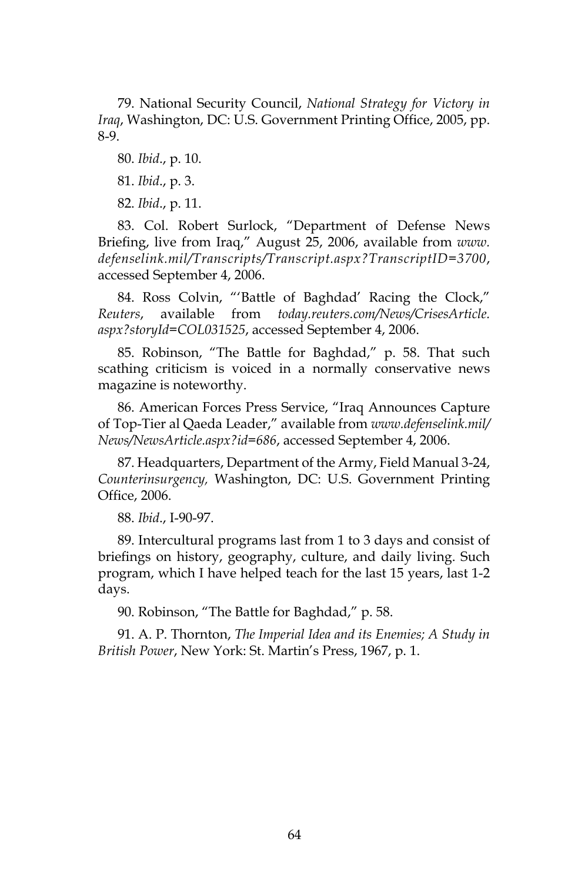79. National Security Council, *National Strategy for Victory in Iraq*, Washington, DC: U.S. Government Printing Office, 2005, pp. 8-9.

80. *Ibid*., p. 10.

81. *Ibid*., p. 3.

82. *Ibid*., p. 11.

83. Col. Robert Surlock, "Department of Defense News Briefing, live from Iraq," August 25, 2006, available from *www.defenselink.mil/Transcripts/Transcript.aspx?TranscriptID=3700*, accessed September 4, 2006.

84. Ross Colvin, "'Battle of Baghdad' Racing the Clock," *Reuters*, available from *today.reuters.com/News/CrisesArticle.aspx?storyId=COL031525*, accessed September 4, 2006.

85. Robinson, "The Battle for Baghdad," p. 58. That such scathing criticism is voiced in a normally conservative news magazine is noteworthy.

86. American Forces Press Service, "Iraq Announces Capture of Top-Tier al Qaeda Leader," available from *www.defenselink.mil/News/NewsArticle.aspx?id=686*, accessed September 4, 2006.

87. Headquarters, Department of the Army, Field Manual 3-24, *Counterinsurgency,* Washington, DC: U.S. Government Printing Office, 2006.

88. *Ibid*., I-90-97.

89. Intercultural programs last from 1 to 3 days and consist of briefings on history, geography, culture, and daily living. Such program, which I have helped teach for the last 15 years, last 1-2 days.

90. Robinson, "The Battle for Baghdad," p. 58.

91. A. P. Thornton, *The Imperial Idea and its Enemies; A Study in British Power*, New York: St. Martin's Press, 1967, p. 1.